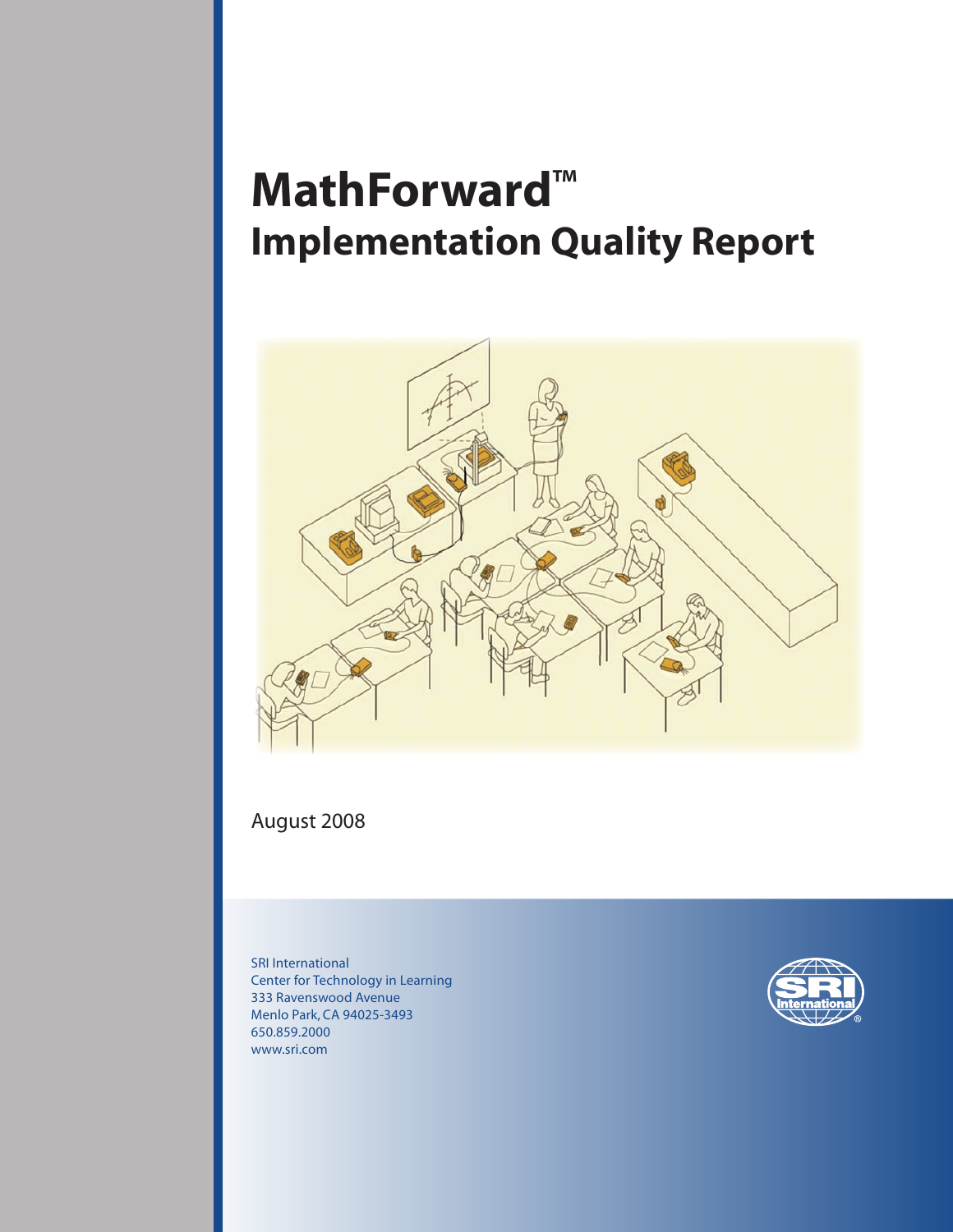# MathForward™
## Implementation Quality Report

August 2008

SRI International
Center for Technology in Learning
333 Ravenswood Avenue
Menlo Park, CA 94025-3493
650.859.2000
www.sri.com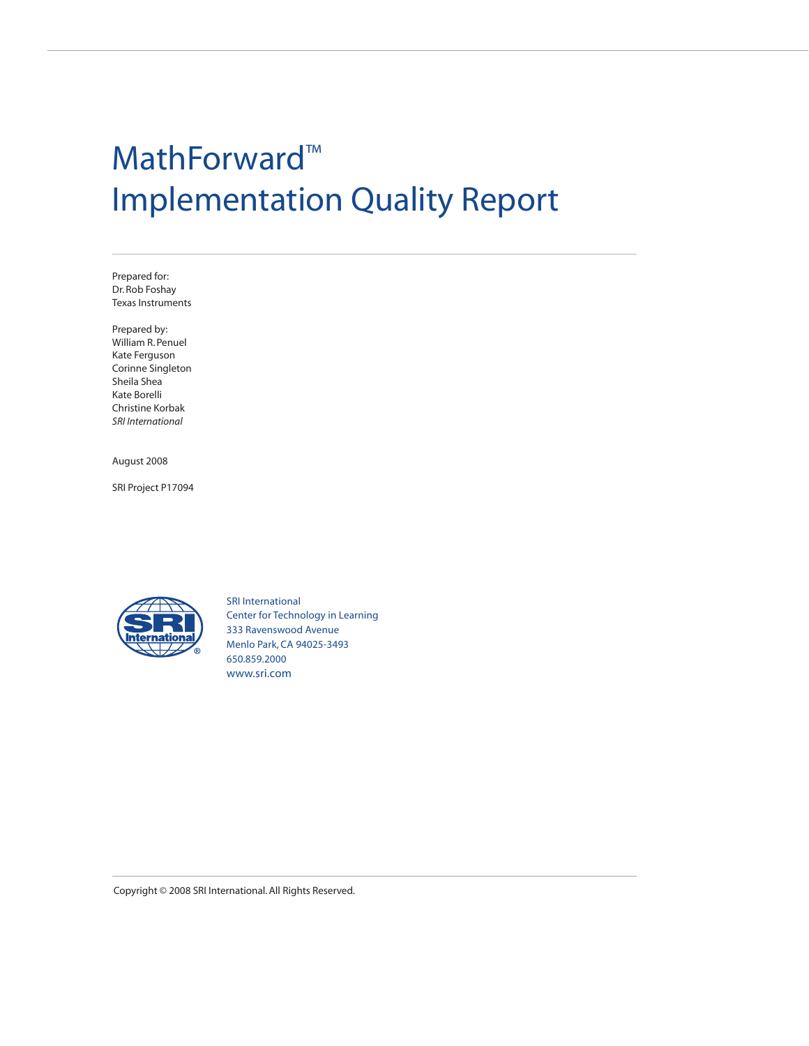# MathForward™ Implementation Quality Report

Prepared for:
Dr. Rob Foshay
Texas Instruments

Prepared by:
William R. Penuel
Kate Ferguson
Corinne Singleton
Sheila Shea
Kate Borelli
Christine Korbak
*SRI International*

August 2008

SRI Project P17094

SRI International
Center for Technology in Learning
333 Ravenswood Avenue
Menlo Park, CA 94025-3493
650.859.2000
www.sri.com

Copyright © 2008 SRI International. All Rights Reserved.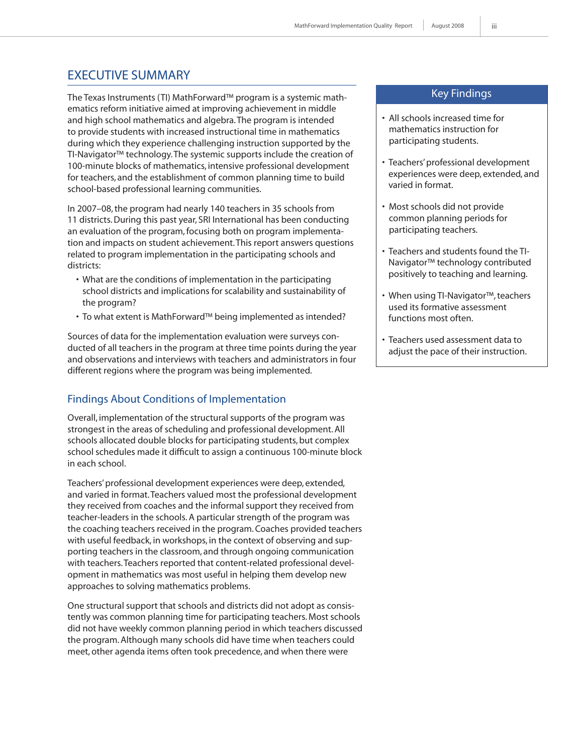## EXECUTIVE SUMMARY

The Texas Instruments (TI) MathForward™ program is a systemic mathematics reform initiative aimed at improving achievement in middle and high school mathematics and algebra. The program is intended to provide students with increased instructional time in mathematics during which they experience challenging instruction supported by the TI-Navigator™ technology. The systemic supports include the creation of 100-minute blocks of mathematics, intensive professional development for teachers, and the establishment of common planning time to build school-based professional learning communities.

In 2007–08, the program had nearly 140 teachers in 35 schools from 11 districts. During this past year, SRI International has been conducting an evaluation of the program, focusing both on program implementation and impacts on student achievement. This report answers questions related to program implementation in the participating schools and districts:

- What are the conditions of implementation in the participating school districts and implications for scalability and sustainability of the program?
- To what extent is MathForward™ being implemented as intended?

Sources of data for the implementation evaluation were surveys conducted of all teachers in the program at three time points during the year and observations and interviews with teachers and administrators in four different regions where the program was being implemented.

### Key Findings

- All schools increased time for mathematics instruction for participating students.
- Teachers' professional development experiences were deep, extended, and varied in format.
- Most schools did not provide common planning periods for participating teachers.
- Teachers and students found the TI-Navigator™ technology contributed positively to teaching and learning.
- When using TI-Navigator™, teachers used its formative assessment functions most often.
- Teachers used assessment data to adjust the pace of their instruction.

### Findings About Conditions of Implementation

Overall, implementation of the structural supports of the program was strongest in the areas of scheduling and professional development. All schools allocated double blocks for participating students, but complex school schedules made it difficult to assign a continuous 100-minute block in each school.

Teachers' professional development experiences were deep, extended, and varied in format. Teachers valued most the professional development they received from coaches and the informal support they received from teacher-leaders in the schools. A particular strength of the program was the coaching teachers received in the program. Coaches provided teachers with useful feedback, in workshops, in the context of observing and supporting teachers in the classroom, and through ongoing communication with teachers. Teachers reported that content-related professional development in mathematics was most useful in helping them develop new approaches to solving mathematics problems.

One structural support that schools and districts did not adopt as consistently was common planning time for participating teachers. Most schools did not have weekly common planning period in which teachers discussed the program. Although many schools did have time when teachers could meet, other agenda items often took precedence, and when there were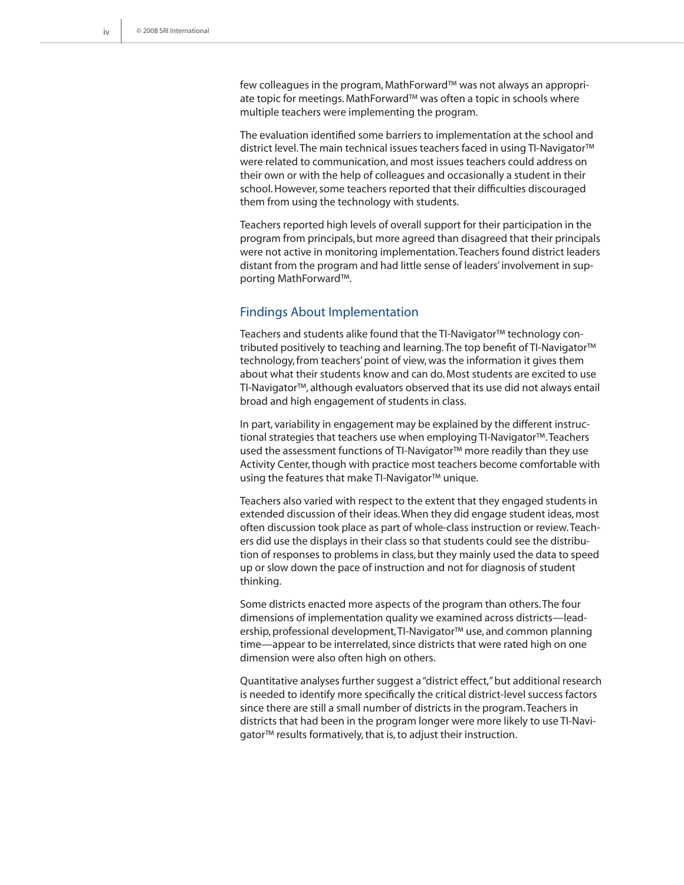few colleagues in the program, MathForward™ was not always an appropriate topic for meetings. MathForward™ was often a topic in schools where multiple teachers were implementing the program.

The evaluation identified some barriers to implementation at the school and district level. The main technical issues teachers faced in using TI-Navigator™ were related to communication, and most issues teachers could address on their own or with the help of colleagues and occasionally a student in their school. However, some teachers reported that their difficulties discouraged them from using the technology with students.

Teachers reported high levels of overall support for their participation in the program from principals, but more agreed than disagreed that their principals were not active in monitoring implementation. Teachers found district leaders distant from the program and had little sense of leaders' involvement in supporting MathForward™.

## Findings About Implementation

Teachers and students alike found that the TI-Navigator™ technology contributed positively to teaching and learning. The top benefit of TI-Navigator™ technology, from teachers' point of view, was the information it gives them about what their students know and can do. Most students are excited to use TI-Navigator™, although evaluators observed that its use did not always entail broad and high engagement of students in class.

In part, variability in engagement may be explained by the different instructional strategies that teachers use when employing TI-Navigator™. Teachers used the assessment functions of TI-Navigator™ more readily than they use Activity Center, though with practice most teachers become comfortable with using the features that make TI-Navigator™ unique.

Teachers also varied with respect to the extent that they engaged students in extended discussion of their ideas. When they did engage student ideas, most often discussion took place as part of whole-class instruction or review. Teachers did use the displays in their class so that students could see the distribution of responses to problems in class, but they mainly used the data to speed up or slow down the pace of instruction and not for diagnosis of student thinking.

Some districts enacted more aspects of the program than others. The four dimensions of implementation quality we examined across districts—leadership, professional development, TI-Navigator™ use, and common planning time—appear to be interrelated, since districts that were rated high on one dimension were also often high on others.

Quantitative analyses further suggest a "district effect," but additional research is needed to identify more specifically the critical district-level success factors since there are still a small number of districts in the program. Teachers in districts that had been in the program longer were more likely to use TI-Navigator™ results formatively, that is, to adjust their instruction.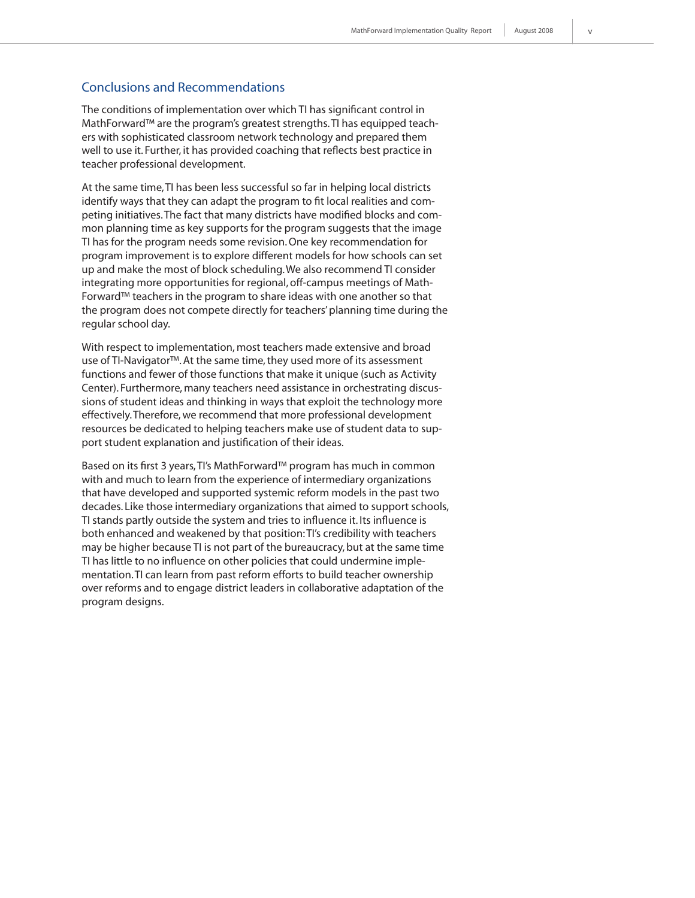## Conclusions and Recommendations

The conditions of implementation over which TI has significant control in MathForward™ are the program's greatest strengths. TI has equipped teachers with sophisticated classroom network technology and prepared them well to use it. Further, it has provided coaching that reflects best practice in teacher professional development.

At the same time, TI has been less successful so far in helping local districts identify ways that they can adapt the program to fit local realities and competing initiatives. The fact that many districts have modified blocks and common planning time as key supports for the program suggests that the image TI has for the program needs some revision. One key recommendation for program improvement is to explore different models for how schools can set up and make the most of block scheduling. We also recommend TI consider integrating more opportunities for regional, off-campus meetings of MathForward™ teachers in the program to share ideas with one another so that the program does not compete directly for teachers' planning time during the regular school day.

With respect to implementation, most teachers made extensive and broad use of TI-Navigator™. At the same time, they used more of its assessment functions and fewer of those functions that make it unique (such as Activity Center). Furthermore, many teachers need assistance in orchestrating discussions of student ideas and thinking in ways that exploit the technology more effectively. Therefore, we recommend that more professional development resources be dedicated to helping teachers make use of student data to support student explanation and justification of their ideas.

Based on its first 3 years, TI's MathForward™ program has much in common with and much to learn from the experience of intermediary organizations that have developed and supported systemic reform models in the past two decades. Like those intermediary organizations that aimed to support schools, TI stands partly outside the system and tries to influence it. Its influence is both enhanced and weakened by that position: TI's credibility with teachers may be higher because TI is not part of the bureaucracy, but at the same time TI has little to no influence on other policies that could undermine implementation. TI can learn from past reform efforts to build teacher ownership over reforms and to engage district leaders in collaborative adaptation of the program designs.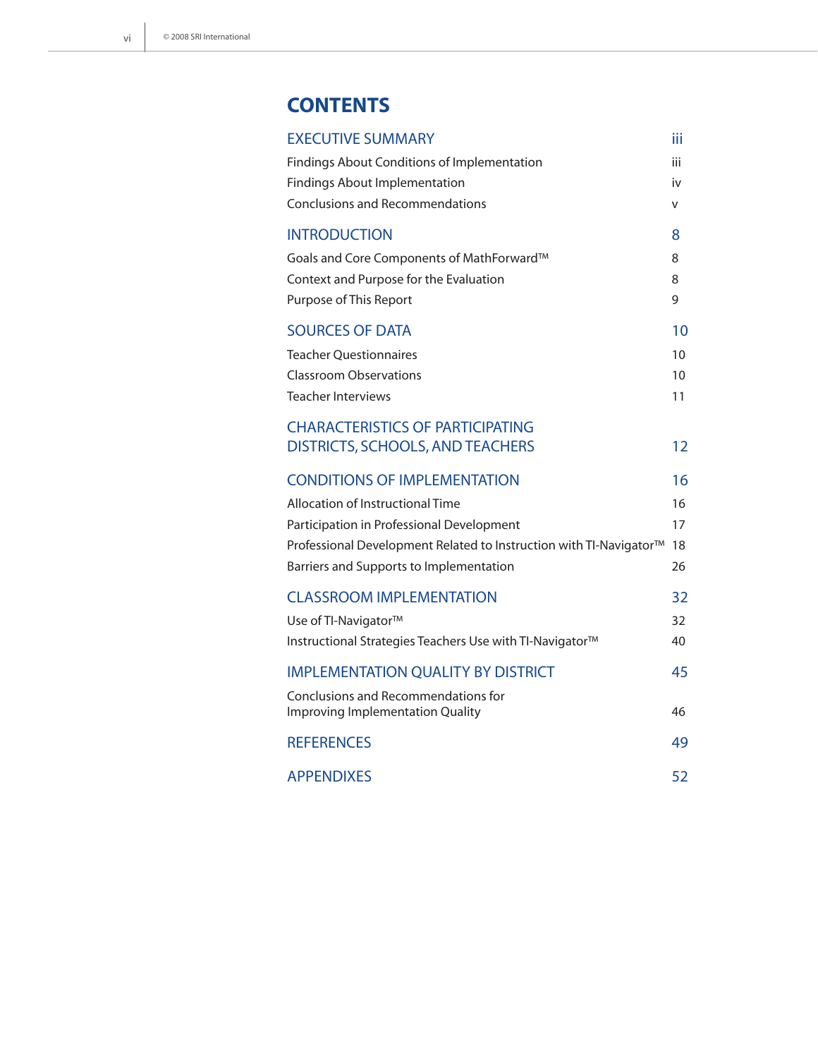# CONTENTS

| | |
|---|---|
| **EXECUTIVE SUMMARY** | **iii** |
| Findings About Conditions of Implementation | iii |
| Findings About Implementation | iv |
| Conclusions and Recommendations | v |
| **INTRODUCTION** | **8** |
| Goals and Core Components of MathForward™ | 8 |
| Context and Purpose for the Evaluation | 8 |
| Purpose of This Report | 9 |
| **SOURCES OF DATA** | **10** |
| Teacher Questionnaires | 10 |
| Classroom Observations | 10 |
| Teacher Interviews | 11 |
| **CHARACTERISTICS OF PARTICIPATING DISTRICTS, SCHOOLS, AND TEACHERS** | **12** |
| **CONDITIONS OF IMPLEMENTATION** | **16** |
| Allocation of Instructional Time | 16 |
| Participation in Professional Development | 17 |
| Professional Development Related to Instruction with TI-Navigator™ | 18 |
| Barriers and Supports to Implementation | 26 |
| **CLASSROOM IMPLEMENTATION** | **32** |
| Use of TI-Navigator™ | 32 |
| Instructional Strategies Teachers Use with TI-Navigator™ | 40 |
| **IMPLEMENTATION QUALITY BY DISTRICT** | **45** |
| Conclusions and Recommendations for Improving Implementation Quality | 46 |
| **REFERENCES** | **49** |
| **APPENDIXES** | **52** |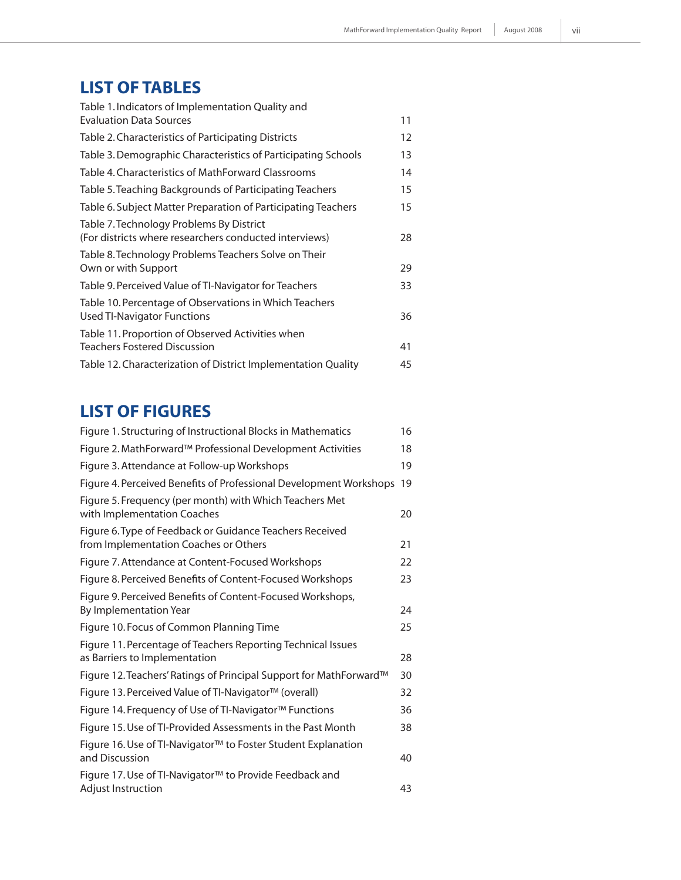## LIST OF TABLES

| | |
|---|---|
| Table 1. Indicators of Implementation Quality and Evaluation Data Sources | 11 |
| Table 2. Characteristics of Participating Districts | 12 |
| Table 3. Demographic Characteristics of Participating Schools | 13 |
| Table 4. Characteristics of MathForward Classrooms | 14 |
| Table 5. Teaching Backgrounds of Participating Teachers | 15 |
| Table 6. Subject Matter Preparation of Participating Teachers | 15 |
| Table 7. Technology Problems By District (For districts where researchers conducted interviews) | 28 |
| Table 8. Technology Problems Teachers Solve on Their Own or with Support | 29 |
| Table 9. Perceived Value of TI-Navigator for Teachers | 33 |
| Table 10. Percentage of Observations in Which Teachers Used TI-Navigator Functions | 36 |
| Table 11. Proportion of Observed Activities when Teachers Fostered Discussion | 41 |
| Table 12. Characterization of District Implementation Quality | 45 |

## LIST OF FIGURES

| | |
|---|---|
| Figure 1. Structuring of Instructional Blocks in Mathematics | 16 |
| Figure 2. MathForward™ Professional Development Activities | 18 |
| Figure 3. Attendance at Follow-up Workshops | 19 |
| Figure 4. Perceived Benefits of Professional Development Workshops | 19 |
| Figure 5. Frequency (per month) with Which Teachers Met with Implementation Coaches | 20 |
| Figure 6. Type of Feedback or Guidance Teachers Received from Implementation Coaches or Others | 21 |
| Figure 7. Attendance at Content-Focused Workshops | 22 |
| Figure 8. Perceived Benefits of Content-Focused Workshops | 23 |
| Figure 9. Perceived Benefits of Content-Focused Workshops, By Implementation Year | 24 |
| Figure 10. Focus of Common Planning Time | 25 |
| Figure 11. Percentage of Teachers Reporting Technical Issues as Barriers to Implementation | 28 |
| Figure 12. Teachers' Ratings of Principal Support for MathForward™ | 30 |
| Figure 13. Perceived Value of TI-Navigator™ (overall) | 32 |
| Figure 14. Frequency of Use of TI-Navigator™ Functions | 36 |
| Figure 15. Use of TI-Provided Assessments in the Past Month | 38 |
| Figure 16. Use of TI-Navigator™ to Foster Student Explanation and Discussion | 40 |
| Figure 17. Use of TI-Navigator™ to Provide Feedback and Adjust Instruction | 43 |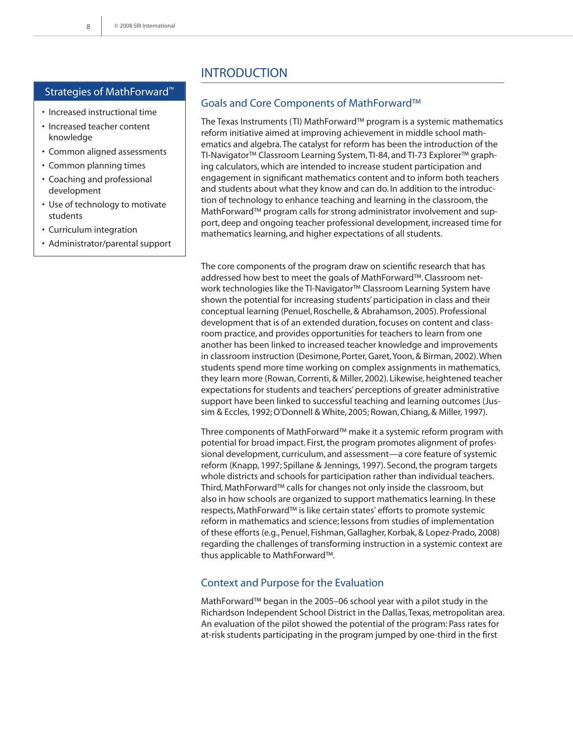# INTRODUCTION

### Strategies of MathForward™

- Increased instructional time
- Increased teacher content knowledge
- Common aligned assessments
- Common planning times
- Coaching and professional development
- Use of technology to motivate students
- Curriculum integration
- Administrator/parental support

## Goals and Core Components of MathForward™

The Texas Instruments (TI) MathForward™ program is a systemic mathematics reform initiative aimed at improving achievement in middle school mathematics and algebra. The catalyst for reform has been the introduction of the TI-Navigator™ Classroom Learning System, TI-84, and TI-73 Explorer™ graphing calculators, which are intended to increase student participation and engagement in significant mathematics content and to inform both teachers and students about what they know and can do. In addition to the introduction of technology to enhance teaching and learning in the classroom, the MathForward™ program calls for strong administrator involvement and support, deep and ongoing teacher professional development, increased time for mathematics learning, and higher expectations of all students.

The core components of the program draw on scientific research that has addressed how best to meet the goals of MathForward™. Classroom network technologies like the TI-Navigator™ Classroom Learning System have shown the potential for increasing students' participation in class and their conceptual learning (Penuel, Roschelle, & Abrahamson, 2005). Professional development that is of an extended duration, focuses on content and classroom practice, and provides opportunities for teachers to learn from one another has been linked to increased teacher knowledge and improvements in classroom instruction (Desimone, Porter, Garet, Yoon, & Birman, 2002). When students spend more time working on complex assignments in mathematics, they learn more (Rowan, Correnti, & Miller, 2002). Likewise, heightened teacher expectations for students and teachers' perceptions of greater administrative support have been linked to successful teaching and learning outcomes (Jussim & Eccles, 1992; O'Donnell & White, 2005; Rowan, Chiang, & Miller, 1997).

Three components of MathForward™ make it a systemic reform program with potential for broad impact. First, the program promotes alignment of professional development, curriculum, and assessment—a core feature of systemic reform (Knapp, 1997; Spillane & Jennings, 1997). Second, the program targets whole districts and schools for participation rather than individual teachers. Third, MathForward™ calls for changes not only inside the classroom, but also in how schools are organized to support mathematics learning. In these respects, MathForward™ is like certain states' efforts to promote systemic reform in mathematics and science; lessons from studies of implementation of these efforts (e.g., Penuel, Fishman, Gallagher, Korbak, & Lopez-Prado, 2008) regarding the challenges of transforming instruction in a systemic context are thus applicable to MathForward™.

## Context and Purpose for the Evaluation

MathForward™ began in the 2005–06 school year with a pilot study in the Richardson Independent School District in the Dallas, Texas, metropolitan area. An evaluation of the pilot showed the potential of the program: Pass rates for at-risk students participating in the program jumped by one-third in the first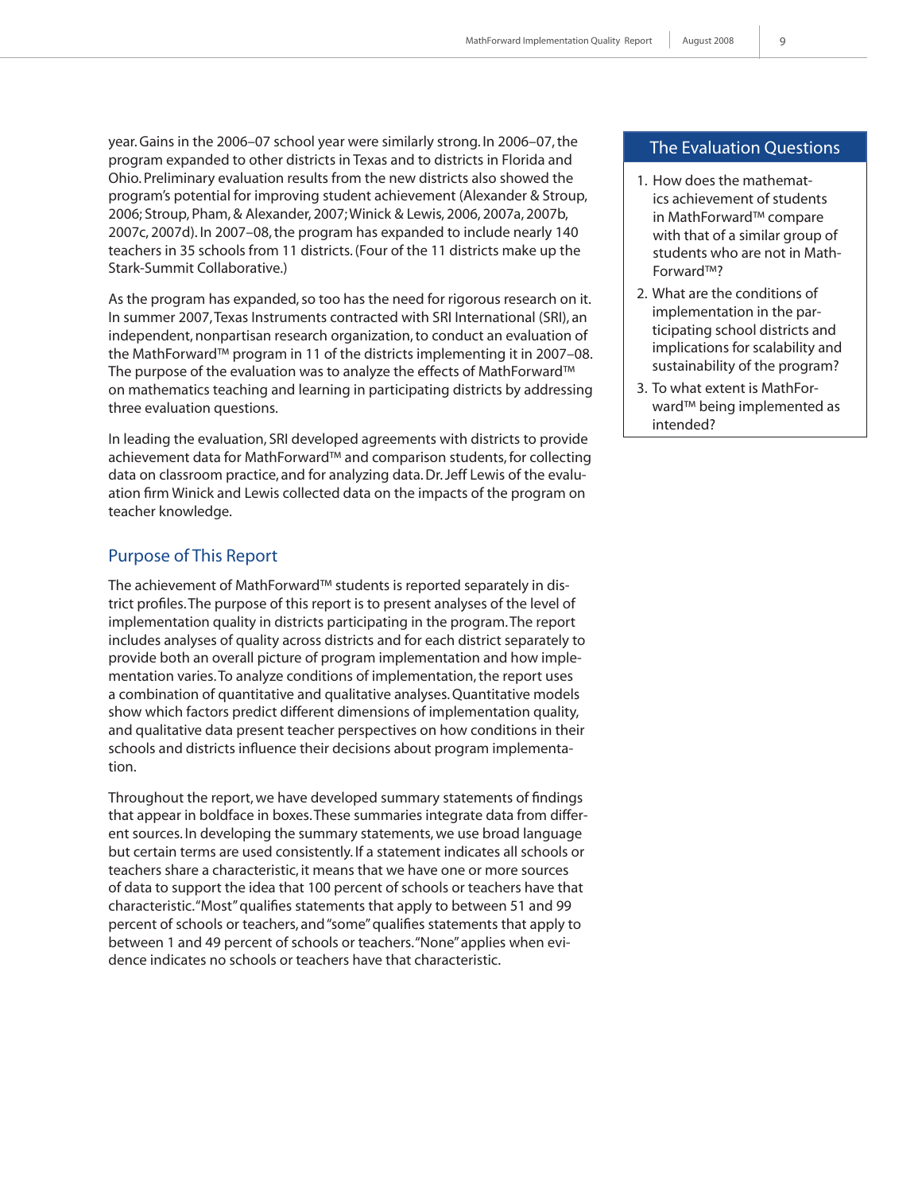year. Gains in the 2006–07 school year were similarly strong. In 2006–07, the program expanded to other districts in Texas and to districts in Florida and Ohio. Preliminary evaluation results from the new districts also showed the program's potential for improving student achievement (Alexander & Stroup, 2006; Stroup, Pham, & Alexander, 2007; Winick & Lewis, 2006, 2007a, 2007b, 2007c, 2007d). In 2007–08, the program has expanded to include nearly 140 teachers in 35 schools from 11 districts. (Four of the 11 districts make up the Stark-Summit Collaborative.)

As the program has expanded, so too has the need for rigorous research on it. In summer 2007, Texas Instruments contracted with SRI International (SRI), an independent, nonpartisan research organization, to conduct an evaluation of the MathForward™ program in 11 of the districts implementing it in 2007–08. The purpose of the evaluation was to analyze the effects of MathForward™ on mathematics teaching and learning in participating districts by addressing three evaluation questions.

In leading the evaluation, SRI developed agreements with districts to provide achievement data for MathForward™ and comparison students, for collecting data on classroom practice, and for analyzing data. Dr. Jeff Lewis of the evaluation firm Winick and Lewis collected data on the impacts of the program on teacher knowledge.

## The Evaluation Questions

1. How does the mathematics achievement of students in MathForward™ compare with that of a similar group of students who are not in MathForward™?
2. What are the conditions of implementation in the participating school districts and implications for scalability and sustainability of the program?
3. To what extent is MathForward™ being implemented as intended?

## Purpose of This Report

The achievement of MathForward™ students is reported separately in district profiles. The purpose of this report is to present analyses of the level of implementation quality in districts participating in the program. The report includes analyses of quality across districts and for each district separately to provide both an overall picture of program implementation and how implementation varies. To analyze conditions of implementation, the report uses a combination of quantitative and qualitative analyses. Quantitative models show which factors predict different dimensions of implementation quality, and qualitative data present teacher perspectives on how conditions in their schools and districts influence their decisions about program implementation.

Throughout the report, we have developed summary statements of findings that appear in boldface in boxes. These summaries integrate data from different sources. In developing the summary statements, we use broad language but certain terms are used consistently. If a statement indicates all schools or teachers share a characteristic, it means that we have one or more sources of data to support the idea that 100 percent of schools or teachers have that characteristic. "Most" qualifies statements that apply to between 51 and 99 percent of schools or teachers, and "some" qualifies statements that apply to between 1 and 49 percent of schools or teachers. "None" applies when evidence indicates no schools or teachers have that characteristic.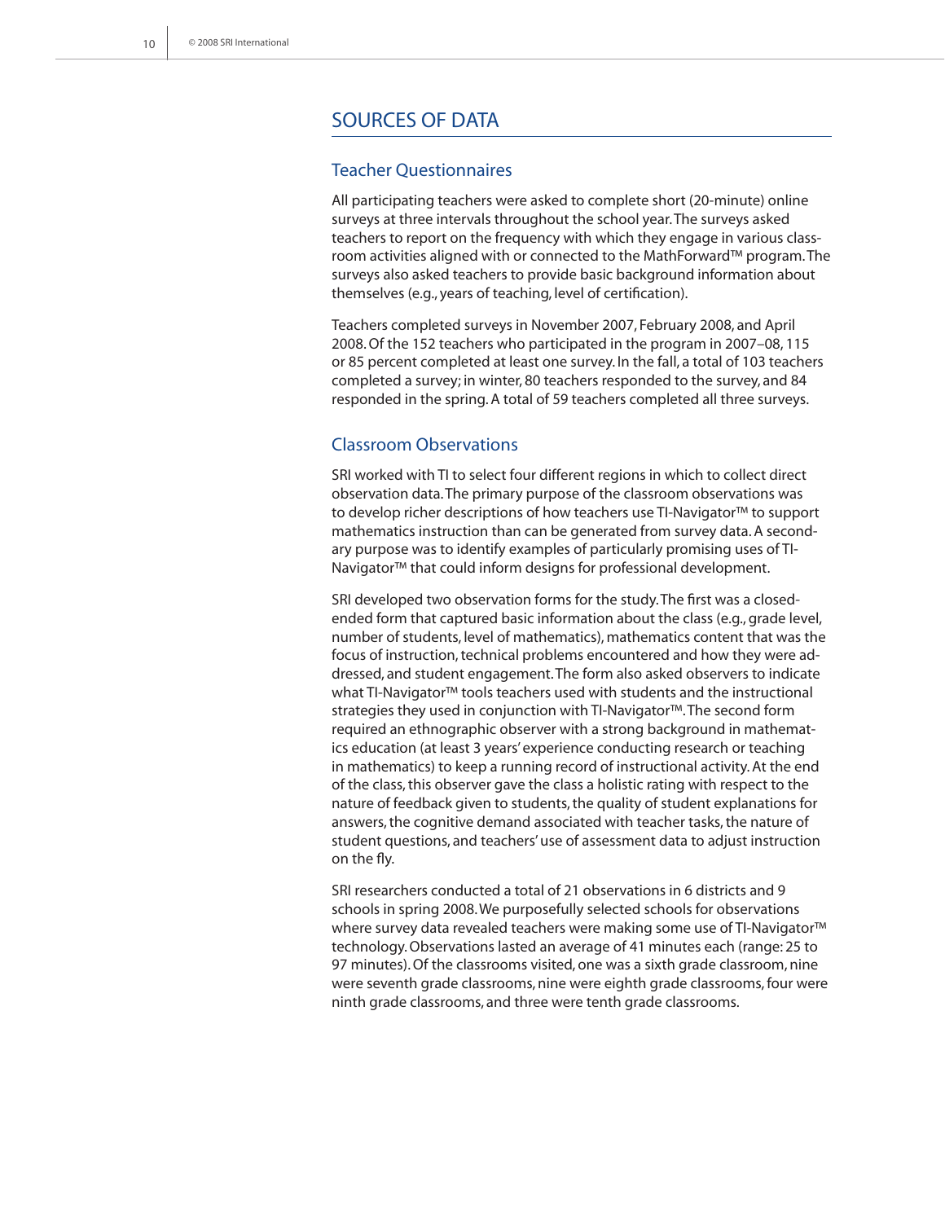## SOURCES OF DATA

### Teacher Questionnaires

All participating teachers were asked to complete short (20-minute) online surveys at three intervals throughout the school year. The surveys asked teachers to report on the frequency with which they engage in various classroom activities aligned with or connected to the MathForward™ program. The surveys also asked teachers to provide basic background information about themselves (e.g., years of teaching, level of certification).

Teachers completed surveys in November 2007, February 2008, and April 2008. Of the 152 teachers who participated in the program in 2007–08, 115 or 85 percent completed at least one survey. In the fall, a total of 103 teachers completed a survey; in winter, 80 teachers responded to the survey, and 84 responded in the spring. A total of 59 teachers completed all three surveys.

### Classroom Observations

SRI worked with TI to select four different regions in which to collect direct observation data. The primary purpose of the classroom observations was to develop richer descriptions of how teachers use TI-Navigator™ to support mathematics instruction than can be generated from survey data. A secondary purpose was to identify examples of particularly promising uses of TI-Navigator™ that could inform designs for professional development.

SRI developed two observation forms for the study. The first was a closed-ended form that captured basic information about the class (e.g., grade level, number of students, level of mathematics), mathematics content that was the focus of instruction, technical problems encountered and how they were addressed, and student engagement. The form also asked observers to indicate what TI-Navigator™ tools teachers used with students and the instructional strategies they used in conjunction with TI-Navigator™. The second form required an ethnographic observer with a strong background in mathematics education (at least 3 years' experience conducting research or teaching in mathematics) to keep a running record of instructional activity. At the end of the class, this observer gave the class a holistic rating with respect to the nature of feedback given to students, the quality of student explanations for answers, the cognitive demand associated with teacher tasks, the nature of student questions, and teachers' use of assessment data to adjust instruction on the fly.

SRI researchers conducted a total of 21 observations in 6 districts and 9 schools in spring 2008. We purposefully selected schools for observations where survey data revealed teachers were making some use of TI-Navigator™ technology. Observations lasted an average of 41 minutes each (range: 25 to 97 minutes). Of the classrooms visited, one was a sixth grade classroom, nine were seventh grade classrooms, nine were eighth grade classrooms, four were ninth grade classrooms, and three were tenth grade classrooms.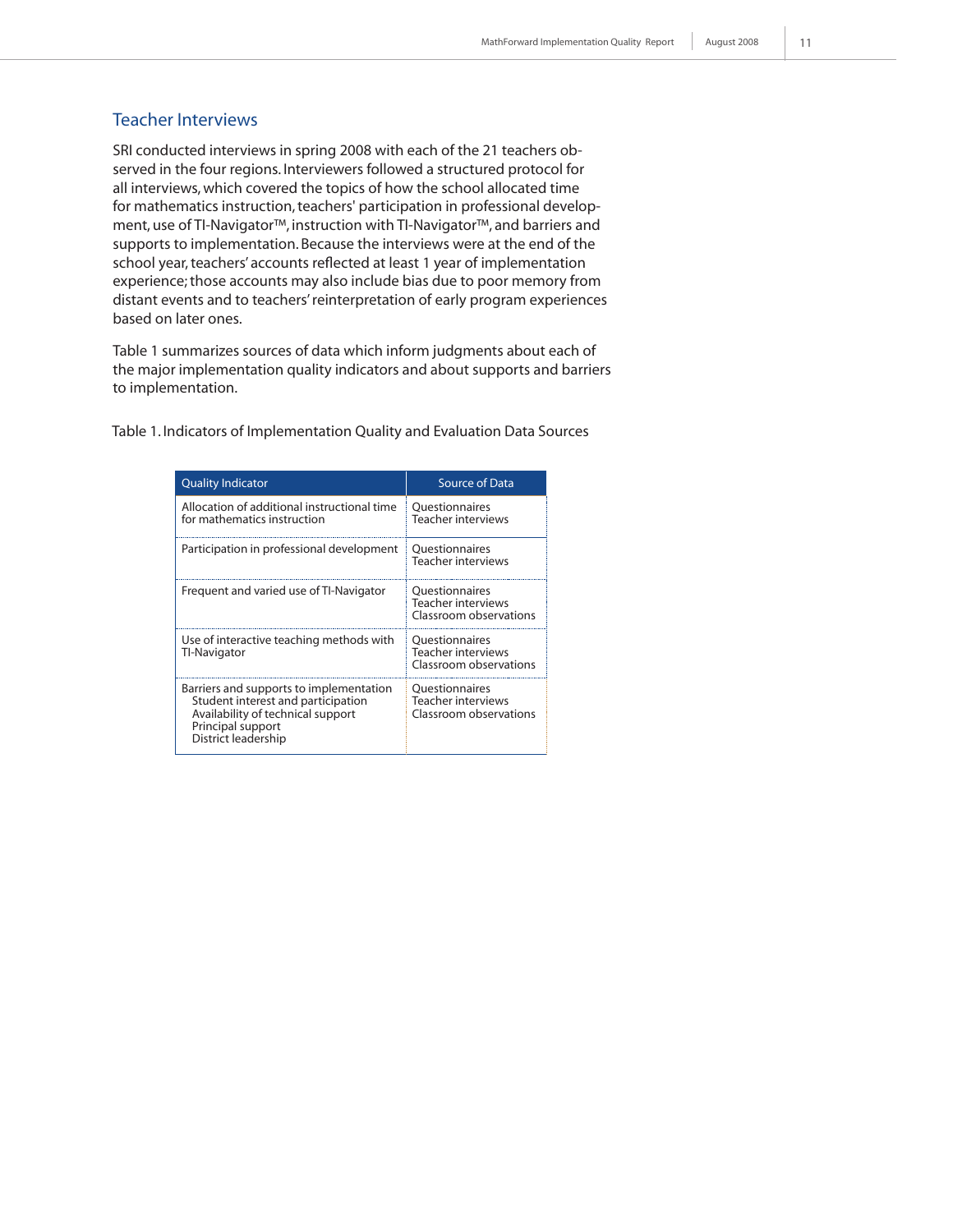## Teacher Interviews

SRI conducted interviews in spring 2008 with each of the 21 teachers observed in the four regions. Interviewers followed a structured protocol for all interviews, which covered the topics of how the school allocated time for mathematics instruction, teachers' participation in professional development, use of TI-Navigator™, instruction with TI-Navigator™, and barriers and supports to implementation. Because the interviews were at the end of the school year, teachers' accounts reflected at least 1 year of implementation experience; those accounts may also include bias due to poor memory from distant events and to teachers' reinterpretation of early program experiences based on later ones.

Table 1 summarizes sources of data which inform judgments about each of the major implementation quality indicators and about supports and barriers to implementation.

Table 1. Indicators of Implementation Quality and Evaluation Data Sources

| Quality Indicator | Source of Data |
|---|---|
| Allocation of additional instructional time for mathematics instruction | Questionnaires<br>Teacher interviews |
| Participation in professional development | Questionnaires<br>Teacher interviews |
| Frequent and varied use of TI-Navigator | Questionnaires<br>Teacher interviews<br>Classroom observations |
| Use of interactive teaching methods with TI-Navigator | Questionnaires<br>Teacher interviews<br>Classroom observations |
| Barriers and supports to implementation<br>Student interest and participation<br>Availability of technical support<br>Principal support<br>District leadership | Questionnaires<br>Teacher interviews<br>Classroom observations |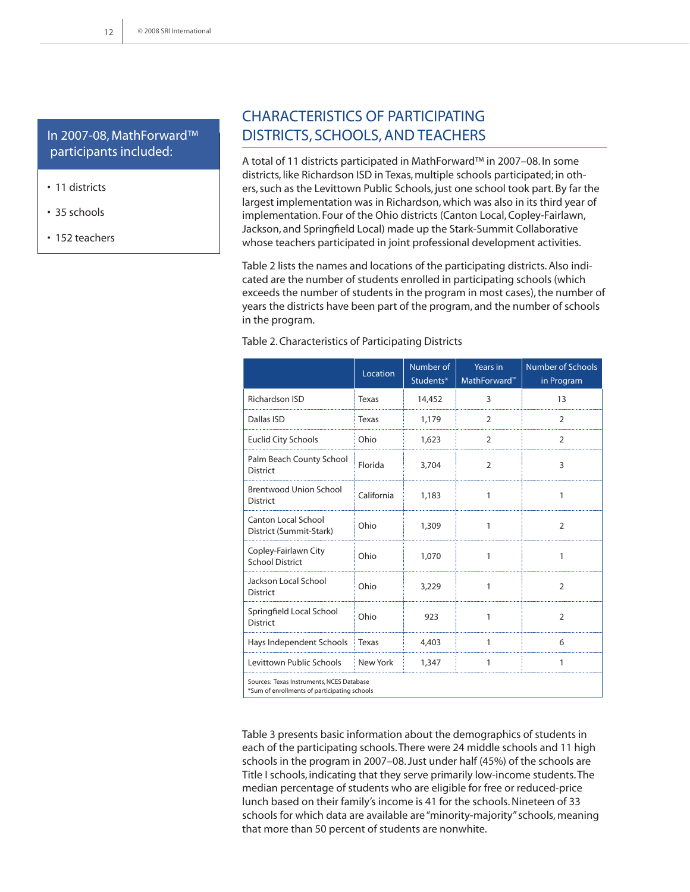In 2007-08, MathForward™ participants included:

- 11 districts
- 35 schools
- 152 teachers

## CHARACTERISTICS OF PARTICIPATING DISTRICTS, SCHOOLS, AND TEACHERS

A total of 11 districts participated in MathForward™ in 2007–08. In some districts, like Richardson ISD in Texas, multiple schools participated; in others, such as the Levittown Public Schools, just one school took part. By far the largest implementation was in Richardson, which was also in its third year of implementation. Four of the Ohio districts (Canton Local, Copley-Fairlawn, Jackson, and Springfield Local) made up the Stark-Summit Collaborative whose teachers participated in joint professional development activities.

Table 2 lists the names and locations of the participating districts. Also indicated are the number of students enrolled in participating schools (which exceeds the number of students in the program in most cases), the number of years the districts have been part of the program, and the number of schools in the program.

Table 2. Characteristics of Participating Districts

| | Location | Number of Students* | Years in MathForward™ | Number of Schools in Program |
|---|---|---|---|---|
| Richardson ISD | Texas | 14,452 | 3 | 13 |
| Dallas ISD | Texas | 1,179 | 2 | 2 |
| Euclid City Schools | Ohio | 1,623 | 2 | 2 |
| Palm Beach County School District | Florida | 3,704 | 2 | 3 |
| Brentwood Union School District | California | 1,183 | 1 | 1 |
| Canton Local School District (Summit-Stark) | Ohio | 1,309 | 1 | 2 |
| Copley-Fairlawn City School District | Ohio | 1,070 | 1 | 1 |
| Jackson Local School District | Ohio | 3,229 | 1 | 2 |
| Springfield Local School District | Ohio | 923 | 1 | 2 |
| Hays Independent Schools | Texas | 4,403 | 1 | 6 |
| Levittown Public Schools | New York | 1,347 | 1 | 1 |

Sources: Texas Instruments, NCES Database
*Sum of enrollments of participating schools

Table 3 presents basic information about the demographics of students in each of the participating schools. There were 24 middle schools and 11 high schools in the program in 2007–08. Just under half (45%) of the schools are Title I schools, indicating that they serve primarily low-income students. The median percentage of students who are eligible for free or reduced-price lunch based on their family's income is 41 for the schools. Nineteen of 33 schools for which data are available are "minority-majority" schools, meaning that more than 50 percent of students are nonwhite.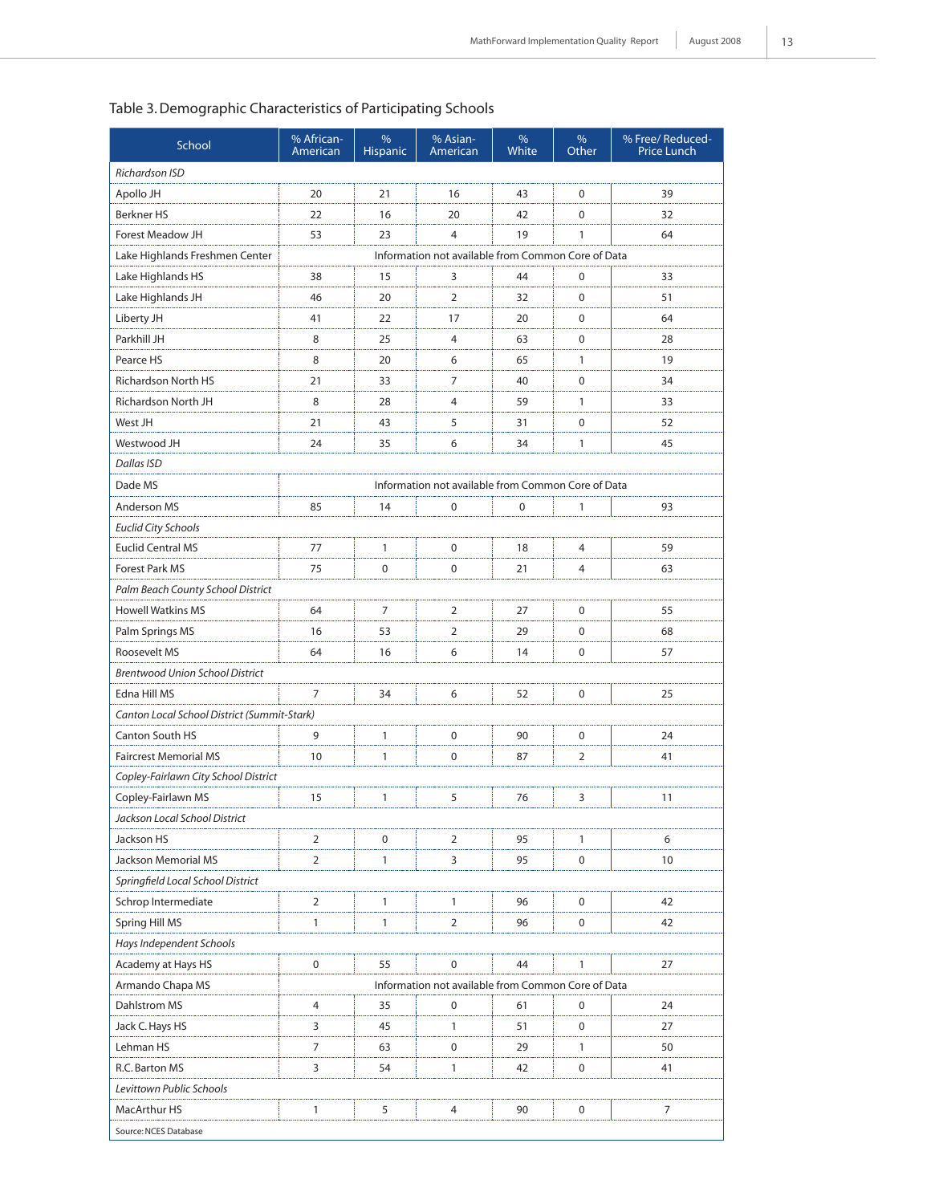Table 3. Demographic Characteristics of Participating Schools

| School | % African-American | % Hispanic | % Asian-American | % White | % Other | % Free/ Reduced-Price Lunch |
|---|---|---|---|---|---|---|
| *Richardson ISD* | | | | | | |
| Apollo JH | 20 | 21 | 16 | 43 | 0 | 39 |
| Berkner HS | 22 | 16 | 20 | 42 | 0 | 32 |
| Forest Meadow JH | 53 | 23 | 4 | 19 | 1 | 64 |
| Lake Highlands Freshmen Center | Information not available from Common Core of Data | | | | | |
| Lake Highlands HS | 38 | 15 | 3 | 44 | 0 | 33 |
| Lake Highlands JH | 46 | 20 | 2 | 32 | 0 | 51 |
| Liberty JH | 41 | 22 | 17 | 20 | 0 | 64 |
| Parkhill JH | 8 | 25 | 4 | 63 | 0 | 28 |
| Pearce HS | 8 | 20 | 6 | 65 | 1 | 19 |
| Richardson North HS | 21 | 33 | 7 | 40 | 0 | 34 |
| Richardson North JH | 8 | 28 | 4 | 59 | 1 | 33 |
| West JH | 21 | 43 | 5 | 31 | 0 | 52 |
| Westwood JH | 24 | 35 | 6 | 34 | 1 | 45 |
| *Dallas ISD* | | | | | | |
| Dade MS | Information not available from Common Core of Data | | | | | |
| Anderson MS | 85 | 14 | 0 | 0 | 1 | 93 |
| *Euclid City Schools* | | | | | | |
| Euclid Central MS | 77 | 1 | 0 | 18 | 4 | 59 |
| Forest Park MS | 75 | 0 | 0 | 21 | 4 | 63 |
| *Palm Beach County School District* | | | | | | |
| Howell Watkins MS | 64 | 7 | 2 | 27 | 0 | 55 |
| Palm Springs MS | 16 | 53 | 2 | 29 | 0 | 68 |
| Roosevelt MS | 64 | 16 | 6 | 14 | 0 | 57 |
| *Brentwood Union School District* | | | | | | |
| Edna Hill MS | 7 | 34 | 6 | 52 | 0 | 25 |
| *Canton Local School District (Summit-Stark)* | | | | | | |
| Canton South HS | 9 | 1 | 0 | 90 | 0 | 24 |
| Faircrest Memorial MS | 10 | 1 | 0 | 87 | 2 | 41 |
| *Copley-Fairlawn City School District* | | | | | | |
| Copley-Fairlawn MS | 15 | 1 | 5 | 76 | 3 | 11 |
| *Jackson Local School District* | | | | | | |
| Jackson HS | 2 | 0 | 2 | 95 | 1 | 6 |
| Jackson Memorial MS | 2 | 1 | 3 | 95 | 0 | 10 |
| *Springfield Local School District* | | | | | | |
| Schrop Intermediate | 2 | 1 | 1 | 96 | 0 | 42 |
| Spring Hill MS | 1 | 1 | 2 | 96 | 0 | 42 |
| *Hays Independent Schools* | | | | | | |
| Academy at Hays HS | 0 | 55 | 0 | 44 | 1 | 27 |
| Armando Chapa MS | Information not available from Common Core of Data | | | | | |
| Dahlstrom MS | 4 | 35 | 0 | 61 | 0 | 24 |
| Jack C. Hays HS | 3 | 45 | 1 | 51 | 0 | 27 |
| Lehman HS | 7 | 63 | 0 | 29 | 1 | 50 |
| R.C. Barton MS | 3 | 54 | 1 | 42 | 0 | 41 |
| *Levittown Public Schools* | | | | | | |
| MacArthur HS | 1 | 5 | 4 | 90 | 0 | 7 |

Source: NCES Database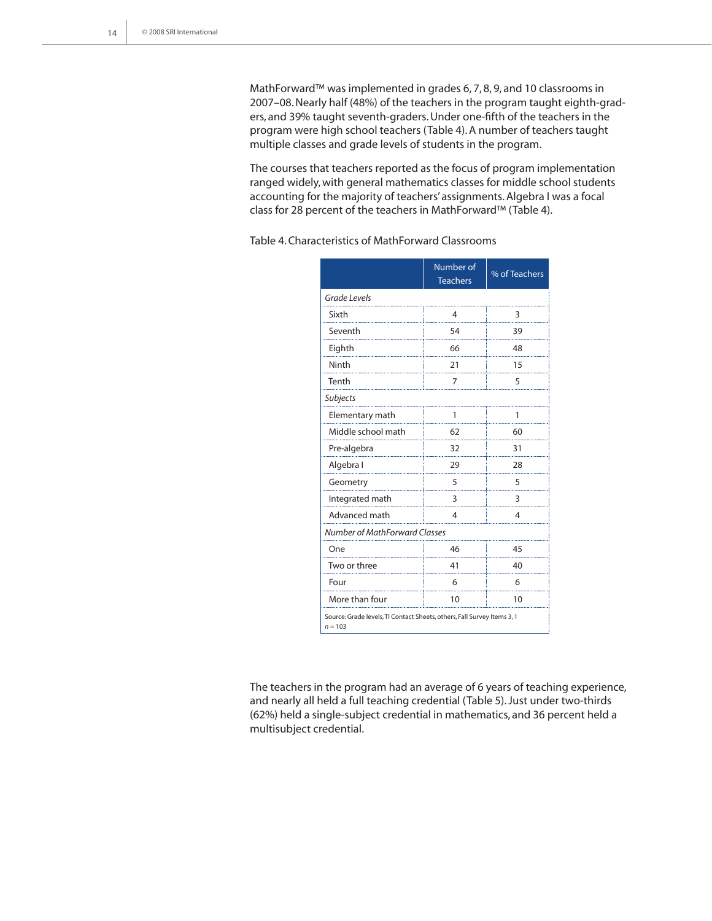MathForward™ was implemented in grades 6, 7, 8, 9, and 10 classrooms in 2007–08. Nearly half (48%) of the teachers in the program taught eighth-graders, and 39% taught seventh-graders. Under one-fifth of the teachers in the program were high school teachers (Table 4). A number of teachers taught multiple classes and grade levels of students in the program.

The courses that teachers reported as the focus of program implementation ranged widely, with general mathematics classes for middle school students accounting for the majority of teachers' assignments. Algebra I was a focal class for 28 percent of the teachers in MathForward™ (Table 4).

Table 4. Characteristics of MathForward Classrooms

| | Number of Teachers | % of Teachers |
|---|---|---|
| *Grade Levels* | | |
| Sixth | 4 | 3 |
| Seventh | 54 | 39 |
| Eighth | 66 | 48 |
| Ninth | 21 | 15 |
| Tenth | 7 | 5 |
| *Subjects* | | |
| Elementary math | 1 | 1 |
| Middle school math | 62 | 60 |
| Pre-algebra | 32 | 31 |
| Algebra I | 29 | 28 |
| Geometry | 5 | 5 |
| Integrated math | 3 | 3 |
| Advanced math | 4 | 4 |
| *Number of MathForward Classes* | | |
| One | 46 | 45 |
| Two or three | 41 | 40 |
| Four | 6 | 6 |
| More than four | 10 | 10 |

Source: Grade levels, TI Contact Sheets, others, Fall Survey Items 3, 1
*n* = 103

The teachers in the program had an average of 6 years of teaching experience, and nearly all held a full teaching credential (Table 5). Just under two-thirds (62%) held a single-subject credential in mathematics, and 36 percent held a multisubject credential.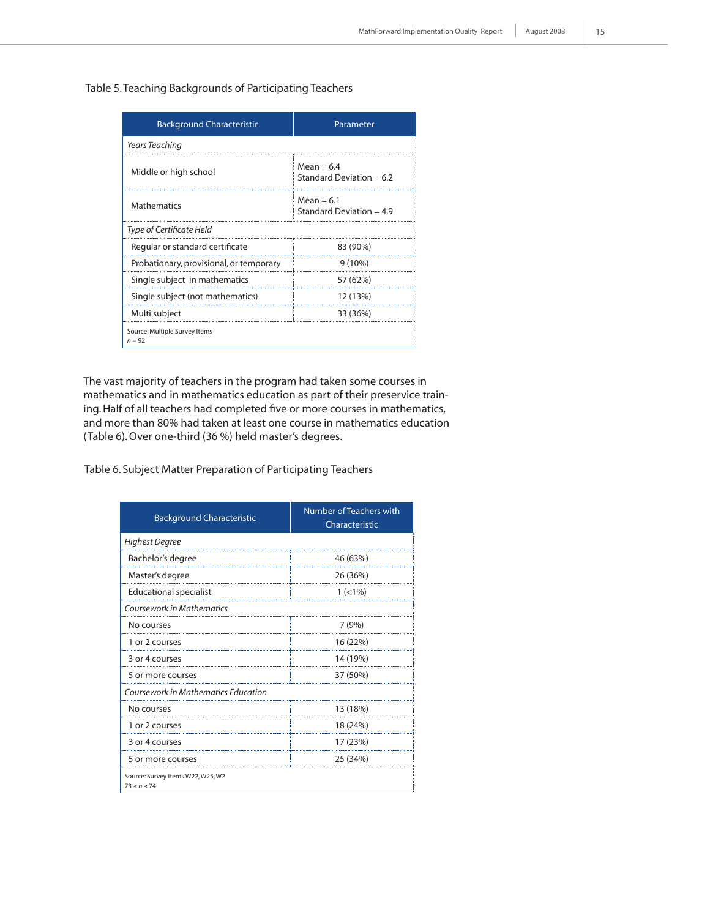Table 5. Teaching Backgrounds of Participating Teachers

| Background Characteristic | Parameter |
|---|---|
| *Years Teaching* | |
| Middle or high school | Mean = 6.4<br>Standard Deviation = 6.2 |
| Mathematics | Mean = 6.1<br>Standard Deviation = 4.9 |
| *Type of Certificate Held* | |
| Regular or standard certificate | 83 (90%) |
| Probationary, provisional, or temporary | 9 (10%) |
| Single subject in mathematics | 57 (62%) |
| Single subject (not mathematics) | 12 (13%) |
| Multi subject | 33 (36%) |

Source: Multiple Survey Items
*n* = 92

The vast majority of teachers in the program had taken some courses in mathematics and in mathematics education as part of their preservice training. Half of all teachers had completed five or more courses in mathematics, and more than 80% had taken at least one course in mathematics education (Table 6). Over one-third (36 %) held master's degrees.

Table 6. Subject Matter Preparation of Participating Teachers

| Background Characteristic | Number of Teachers with Characteristic |
|---|---|
| *Highest Degree* | |
| Bachelor's degree | 46 (63%) |
| Master's degree | 26 (36%) |
| Educational specialist | 1 (<1%) |
| *Coursework in Mathematics* | |
| No courses | 7 (9%) |
| 1 or 2 courses | 16 (22%) |
| 3 or 4 courses | 14 (19%) |
| 5 or more courses | 37 (50%) |
| *Coursework in Mathematics Education* | |
| No courses | 13 (18%) |
| 1 or 2 courses | 18 (24%) |
| 3 or 4 courses | 17 (23%) |
| 5 or more courses | 25 (34%) |

Source: Survey Items W22, W25, W2
$73 \leq n \leq 74$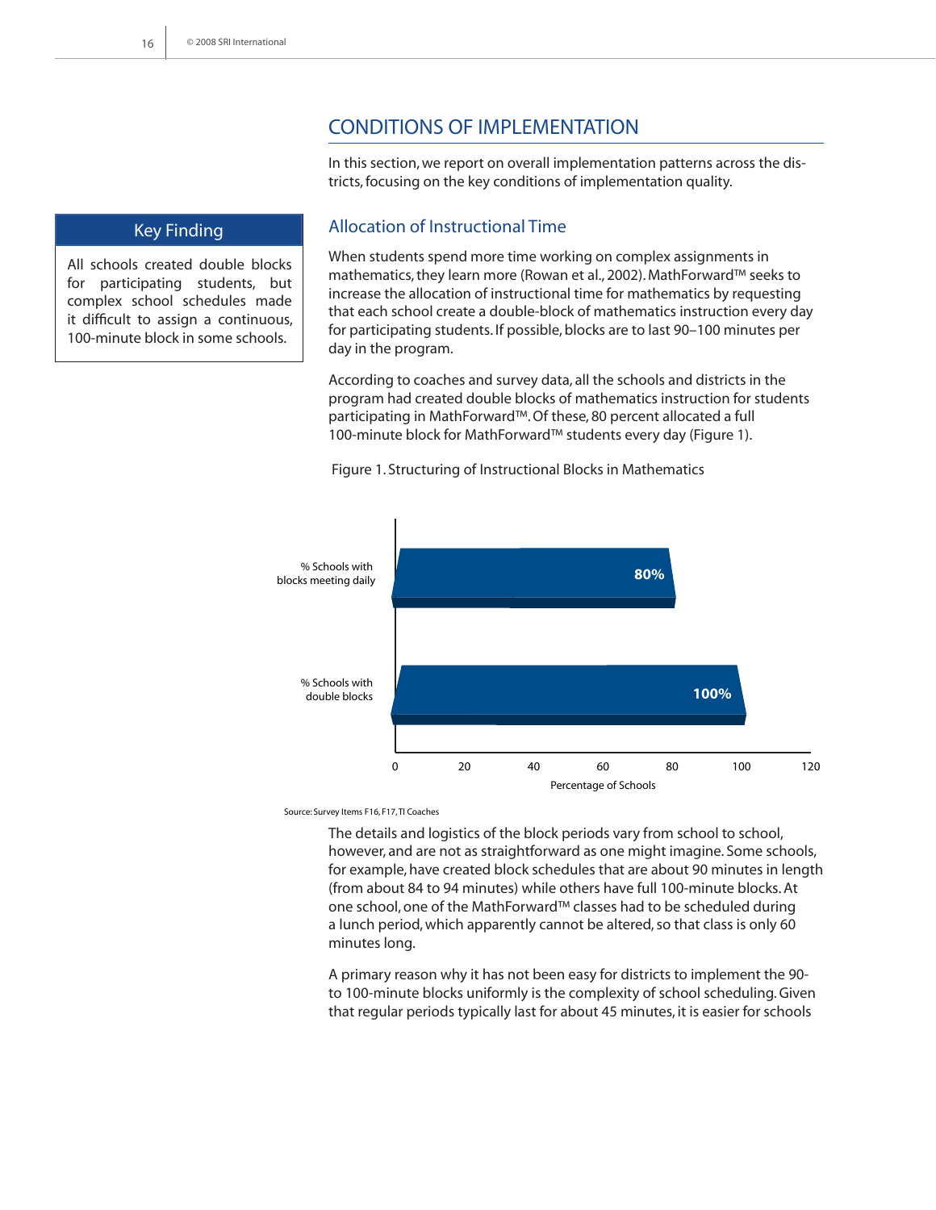## CONDITIONS OF IMPLEMENTATION

In this section, we report on overall implementation patterns across the districts, focusing on the key conditions of implementation quality.

### Allocation of Instructional Time

When students spend more time working on complex assignments in mathematics, they learn more (Rowan et al., 2002). MathForward™ seeks to increase the allocation of instructional time for mathematics by requesting that each school create a double-block of mathematics instruction every day for participating students. If possible, blocks are to last 90–100 minutes per day in the program.

According to coaches and survey data, all the schools and districts in the program had created double blocks of mathematics instruction for students participating in MathForward™. Of these, 80 percent allocated a full 100-minute block for MathForward™ students every day (Figure 1).

> **Key Finding**
>
> All schools created double blocks for participating students, but complex school schedules made it difficult to assign a continuous, 100-minute block in some schools.

Figure 1. Structuring of Instructional Blocks in Mathematics

| | Percentage of Schools |
|---|---|
| % Schools with blocks meeting daily | 80% |
| % Schools with double blocks | 100% |

Source: Survey Items F16, F17, TI Coaches

The details and logistics of the block periods vary from school to school, however, and are not as straightforward as one might imagine. Some schools, for example, have created block schedules that are about 90 minutes in length (from about 84 to 94 minutes) while others have full 100-minute blocks. At one school, one of the MathForward™ classes had to be scheduled during a lunch period, which apparently cannot be altered, so that class is only 60 minutes long.

A primary reason why it has not been easy for districts to implement the 90- to 100-minute blocks uniformly is the complexity of school scheduling. Given that regular periods typically last for about 45 minutes, it is easier for schools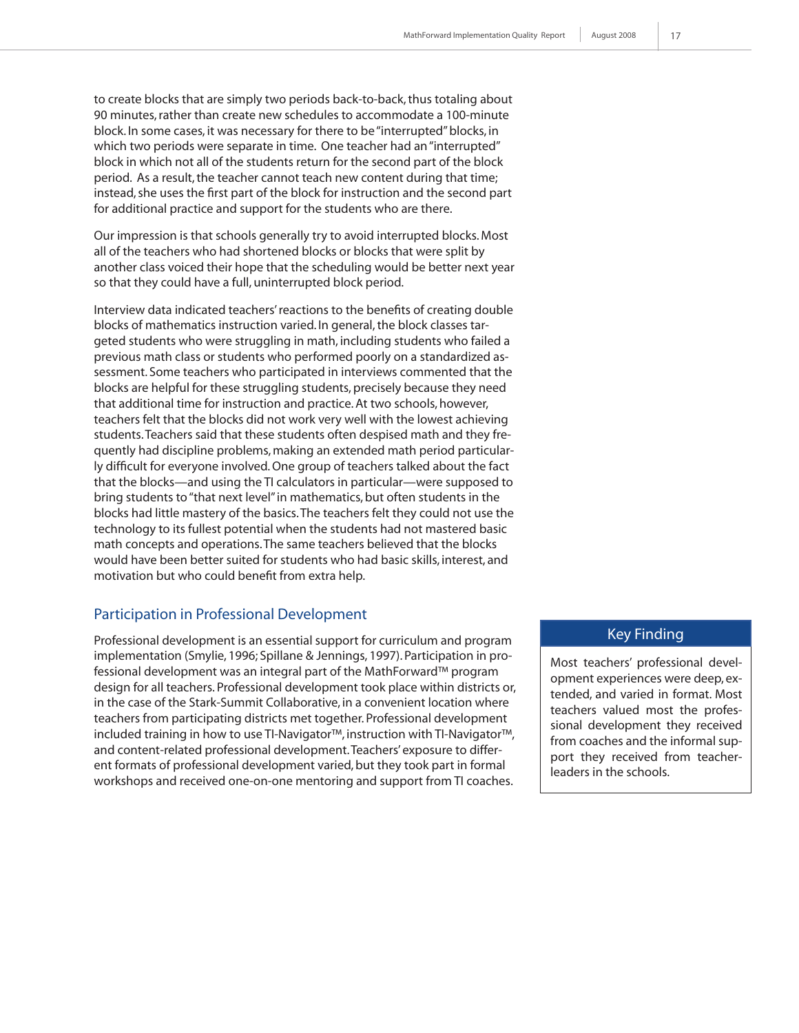to create blocks that are simply two periods back-to-back, thus totaling about 90 minutes, rather than create new schedules to accommodate a 100-minute block. In some cases, it was necessary for there to be "interrupted" blocks, in which two periods were separate in time. One teacher had an "interrupted" block in which not all of the students return for the second part of the block period. As a result, the teacher cannot teach new content during that time; instead, she uses the first part of the block for instruction and the second part for additional practice and support for the students who are there.

Our impression is that schools generally try to avoid interrupted blocks. Most all of the teachers who had shortened blocks or blocks that were split by another class voiced their hope that the scheduling would be better next year so that they could have a full, uninterrupted block period.

Interview data indicated teachers' reactions to the benefits of creating double blocks of mathematics instruction varied. In general, the block classes targeted students who were struggling in math, including students who failed a previous math class or students who performed poorly on a standardized assessment. Some teachers who participated in interviews commented that the blocks are helpful for these struggling students, precisely because they need that additional time for instruction and practice. At two schools, however, teachers felt that the blocks did not work very well with the lowest achieving students. Teachers said that these students often despised math and they frequently had discipline problems, making an extended math period particularly difficult for everyone involved. One group of teachers talked about the fact that the blocks—and using the TI calculators in particular—were supposed to bring students to "that next level" in mathematics, but often students in the blocks had little mastery of the basics. The teachers felt they could not use the technology to its fullest potential when the students had not mastered basic math concepts and operations. The same teachers believed that the blocks would have been better suited for students who had basic skills, interest, and motivation but who could benefit from extra help.

## Participation in Professional Development

Professional development is an essential support for curriculum and program implementation (Smylie, 1996; Spillane & Jennings, 1997). Participation in professional development was an integral part of the MathForward™ program design for all teachers. Professional development took place within districts or, in the case of the Stark-Summit Collaborative, in a convenient location where teachers from participating districts met together. Professional development included training in how to use TI-Navigator™, instruction with TI-Navigator™, and content-related professional development. Teachers' exposure to different formats of professional development varied, but they took part in formal workshops and received one-on-one mentoring and support from TI coaches.

**Key Finding**

Most teachers' professional development experiences were deep, extended, and varied in format. Most teachers valued most the professional development they received from coaches and the informal support they received from teacher-leaders in the schools.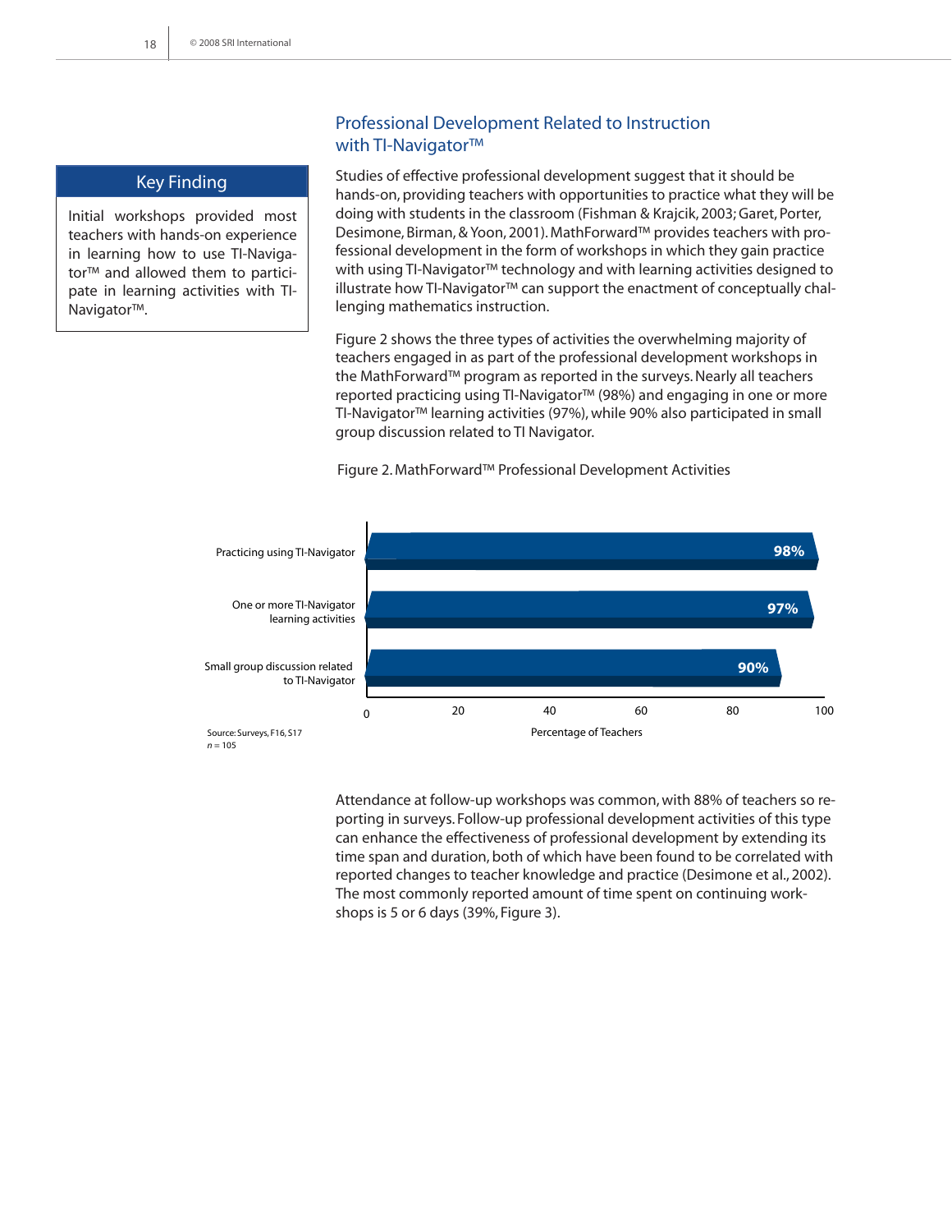## Professional Development Related to Instruction with TI-Navigator™

> **Key Finding**
>
> Initial workshops provided most teachers with hands-on experience in learning how to use TI-Navigator™ and allowed them to participate in learning activities with TI-Navigator™.

Studies of effective professional development suggest that it should be hands-on, providing teachers with opportunities to practice what they will be doing with students in the classroom (Fishman & Krajcik, 2003; Garet, Porter, Desimone, Birman, & Yoon, 2001). MathForward™ provides teachers with professional development in the form of workshops in which they gain practice with using TI-Navigator™ technology and with learning activities designed to illustrate how TI-Navigator™ can support the enactment of conceptually challenging mathematics instruction.

Figure 2 shows the three types of activities the overwhelming majority of teachers engaged in as part of the professional development workshops in the MathForward™ program as reported in the surveys. Nearly all teachers reported practicing using TI-Navigator™ (98%) and engaging in one or more TI-Navigator™ learning activities (97%), while 90% also participated in small group discussion related to TI Navigator.

Figure 2. MathForward™ Professional Development Activities

| Activity | Percentage of Teachers |
|---|---|
| Practicing using TI-Navigator | 98% |
| One or more TI-Navigator learning activities | 97% |
| Small group discussion related to TI-Navigator | 90% |

Source: Surveys, F16, S17
*n* = 105

Attendance at follow-up workshops was common, with 88% of teachers so reporting in surveys. Follow-up professional development activities of this type can enhance the effectiveness of professional development by extending its time span and duration, both of which have been found to be correlated with reported changes to teacher knowledge and practice (Desimone et al., 2002). The most commonly reported amount of time spent on continuing workshops is 5 or 6 days (39%, Figure 3).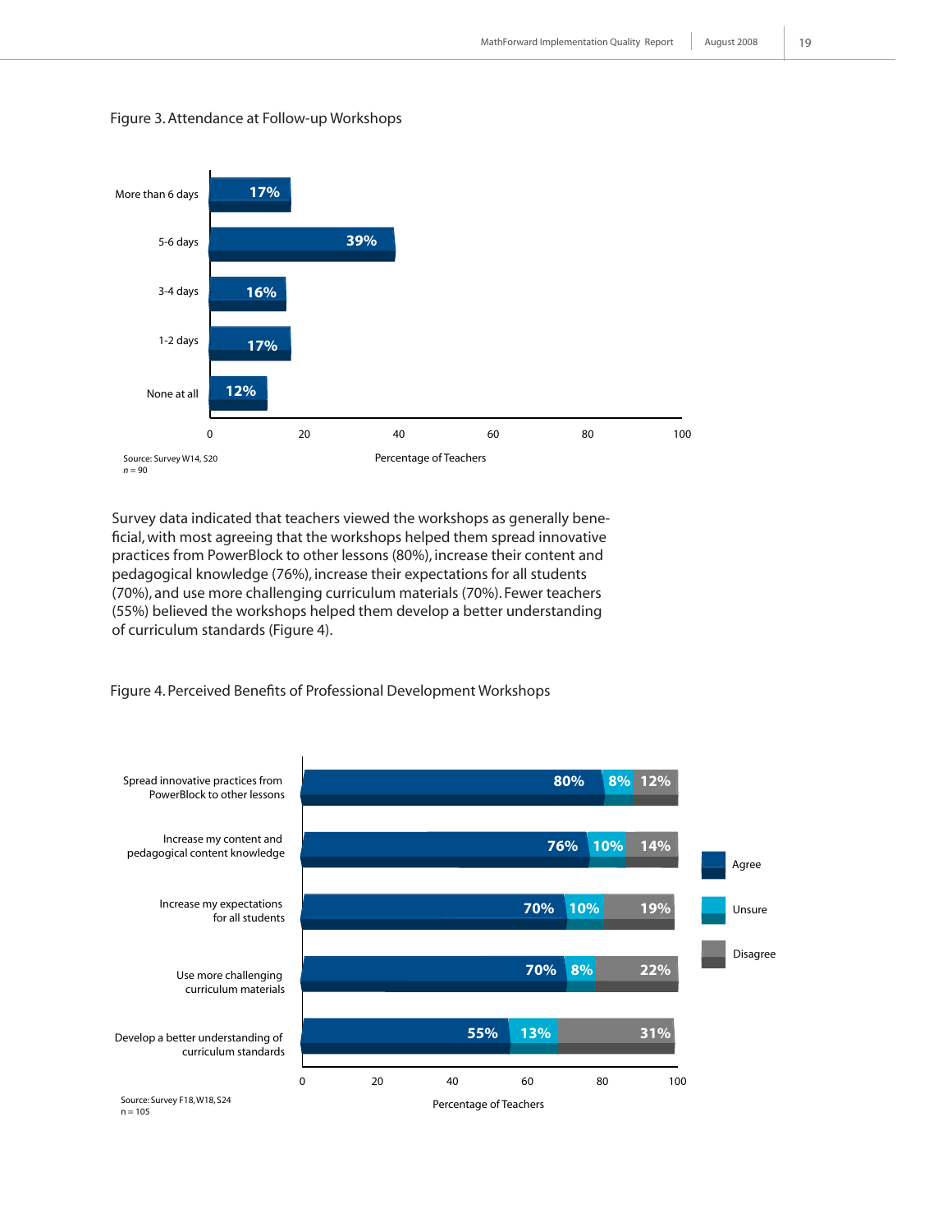Figure 3. Attendance at Follow-up Workshops

| Attendance | Percentage of Teachers |
|---|---|
| More than 6 days | 17% |
| 5-6 days | 39% |
| 3-4 days | 16% |
| 1-2 days | 17% |
| None at all | 12% |

Source: Survey W14, S20
*n* = 90

Survey data indicated that teachers viewed the workshops as generally beneficial, with most agreeing that the workshops helped them spread innovative practices from PowerBlock to other lessons (80%), increase their content and pedagogical knowledge (76%), increase their expectations for all students (70%), and use more challenging curriculum materials (70%). Fewer teachers (55%) believed the workshops helped them develop a better understanding of curriculum standards (Figure 4).

Figure 4. Perceived Benefits of Professional Development Workshops

| | Agree | Unsure | Disagree |
|---|---|---|---|
| Spread innovative practices from PowerBlock to other lessons | 80% | 8% | 12% |
| Increase my content and pedagogical content knowledge | 76% | 10% | 14% |
| Increase my expectations for all students | 70% | 10% | 19% |
| Use more challenging curriculum materials | 70% | 8% | 22% |
| Develop a better understanding of curriculum standards | 55% | 13% | 31% |

Source: Survey F18, W18, S24
n = 105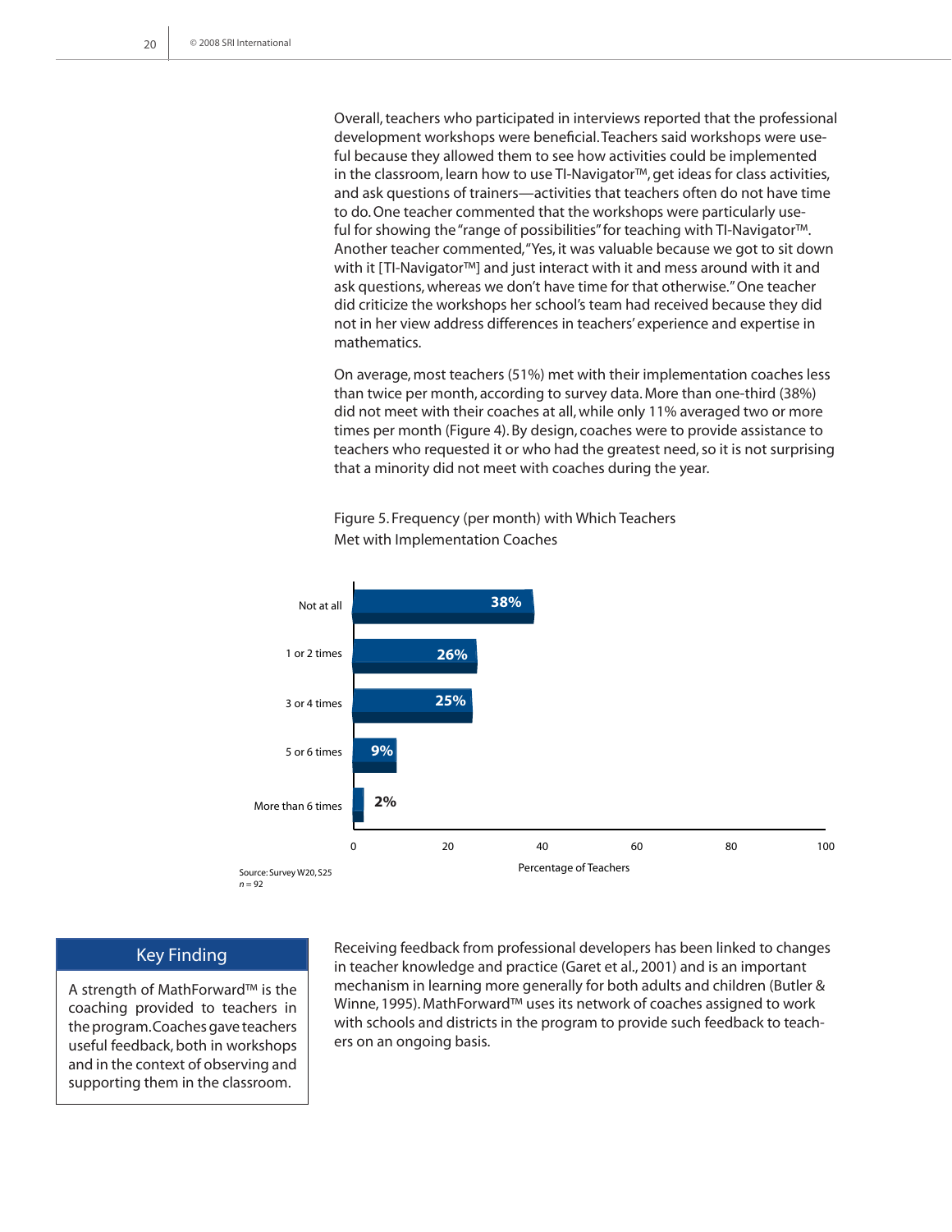Overall, teachers who participated in interviews reported that the professional development workshops were beneficial. Teachers said workshops were useful because they allowed them to see how activities could be implemented in the classroom, learn how to use TI-Navigator™, get ideas for class activities, and ask questions of trainers—activities that teachers often do not have time to do. One teacher commented that the workshops were particularly useful for showing the "range of possibilities" for teaching with TI-Navigator™. Another teacher commented, "Yes, it was valuable because we got to sit down with it [TI-Navigator™] and just interact with it and mess around with it and ask questions, whereas we don't have time for that otherwise." One teacher did criticize the workshops her school's team had received because they did not in her view address differences in teachers' experience and expertise in mathematics.

On average, most teachers (51%) met with their implementation coaches less than twice per month, according to survey data. More than one-third (38%) did not meet with their coaches at all, while only 11% averaged two or more times per month (Figure 4). By design, coaches were to provide assistance to teachers who requested it or who had the greatest need, so it is not surprising that a minority did not meet with coaches during the year.

Figure 5. Frequency (per month) with Which Teachers Met with Implementation Coaches

| Frequency | Percentage of Teachers |
| --- | --- |
| Not at all | 38% |
| 1 or 2 times | 26% |
| 3 or 4 times | 25% |
| 5 or 6 times | 9% |
| More than 6 times | 2% |

Source: Survey W20, S25
*n* = 92

## Key Finding

A strength of MathForward™ is the coaching provided to teachers in the program. Coaches gave teachers useful feedback, both in workshops and in the context of observing and supporting them in the classroom.

Receiving feedback from professional developers has been linked to changes in teacher knowledge and practice (Garet et al., 2001) and is an important mechanism in learning more generally for both adults and children (Butler & Winne, 1995). MathForward™ uses its network of coaches assigned to work with schools and districts in the program to provide such feedback to teachers on an ongoing basis.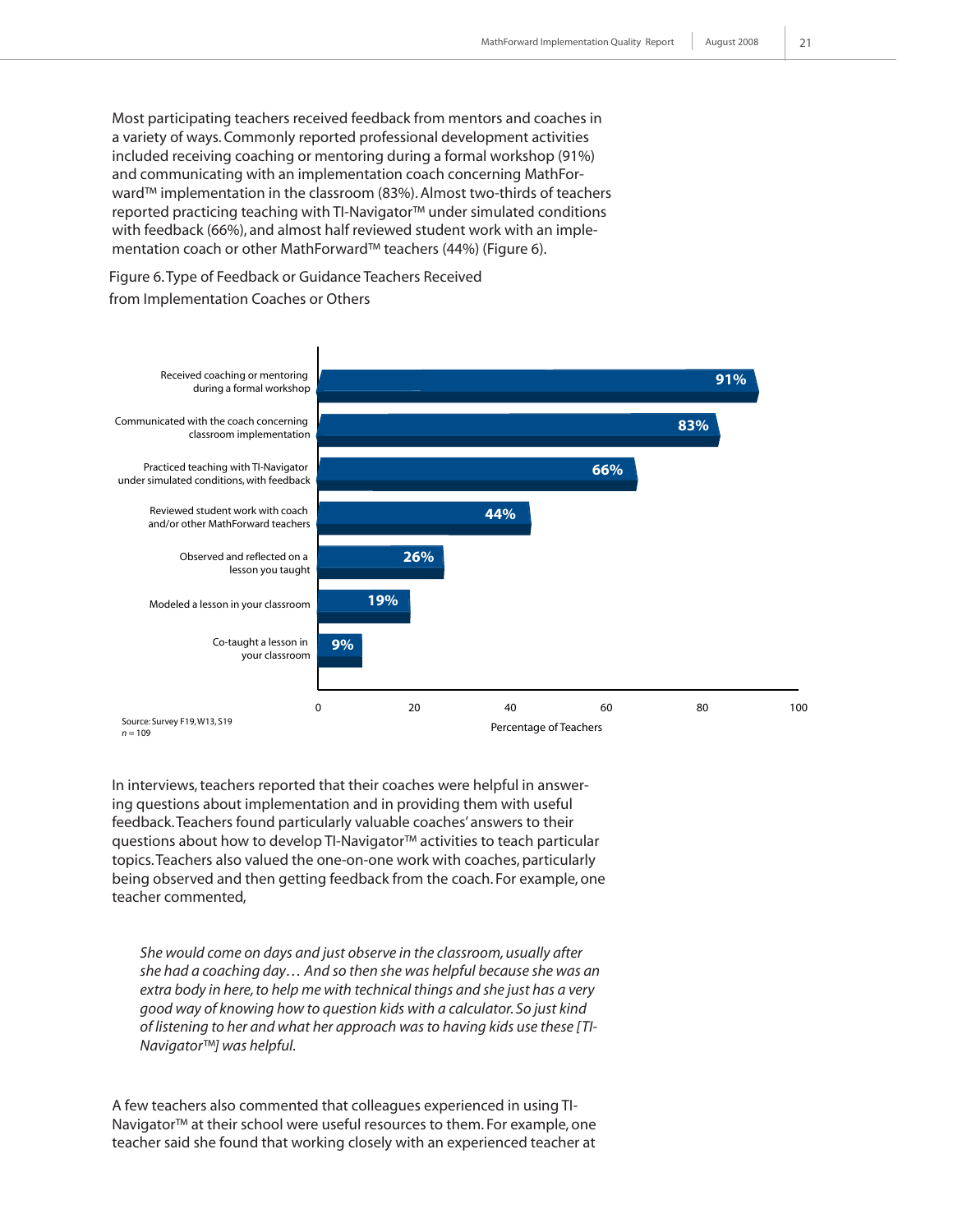Most participating teachers received feedback from mentors and coaches in a variety of ways. Commonly reported professional development activities included receiving coaching or mentoring during a formal workshop (91%) and communicating with an implementation coach concerning MathForward™ implementation in the classroom (83%). Almost two-thirds of teachers reported practicing teaching with TI-Navigator™ under simulated conditions with feedback (66%), and almost half reviewed student work with an implementation coach or other MathForward™ teachers (44%) (Figure 6).

Figure 6. Type of Feedback or Guidance Teachers Received from Implementation Coaches or Others

| Type of feedback or guidance | Percentage of Teachers |
|---|---|
| Received coaching or mentoring during a formal workshop | 91% |
| Communicated with the coach concerning classroom implementation | 83% |
| Practiced teaching with TI-Navigator under simulated conditions, with feedback | 66% |
| Reviewed student work with coach and/or other MathForward teachers | 44% |
| Observed and reflected on a lesson you taught | 26% |
| Modeled a lesson in your classroom | 19% |
| Co-taught a lesson in your classroom | 9% |

Source: Survey F19, W13, S19
*n* = 109

In interviews, teachers reported that their coaches were helpful in answering questions about implementation and in providing them with useful feedback. Teachers found particularly valuable coaches' answers to their questions about how to develop TI-Navigator™ activities to teach particular topics. Teachers also valued the one-on-one work with coaches, particularly being observed and then getting feedback from the coach. For example, one teacher commented,

> *She would come on days and just observe in the classroom, usually after she had a coaching day… And so then she was helpful because she was an extra body in here, to help me with technical things and she just has a very good way of knowing how to question kids with a calculator. So just kind of listening to her and what her approach was to having kids use these [TI-Navigator™] was helpful.*

A few teachers also commented that colleagues experienced in using TI-Navigator™ at their school were useful resources to them. For example, one teacher said she found that working closely with an experienced teacher at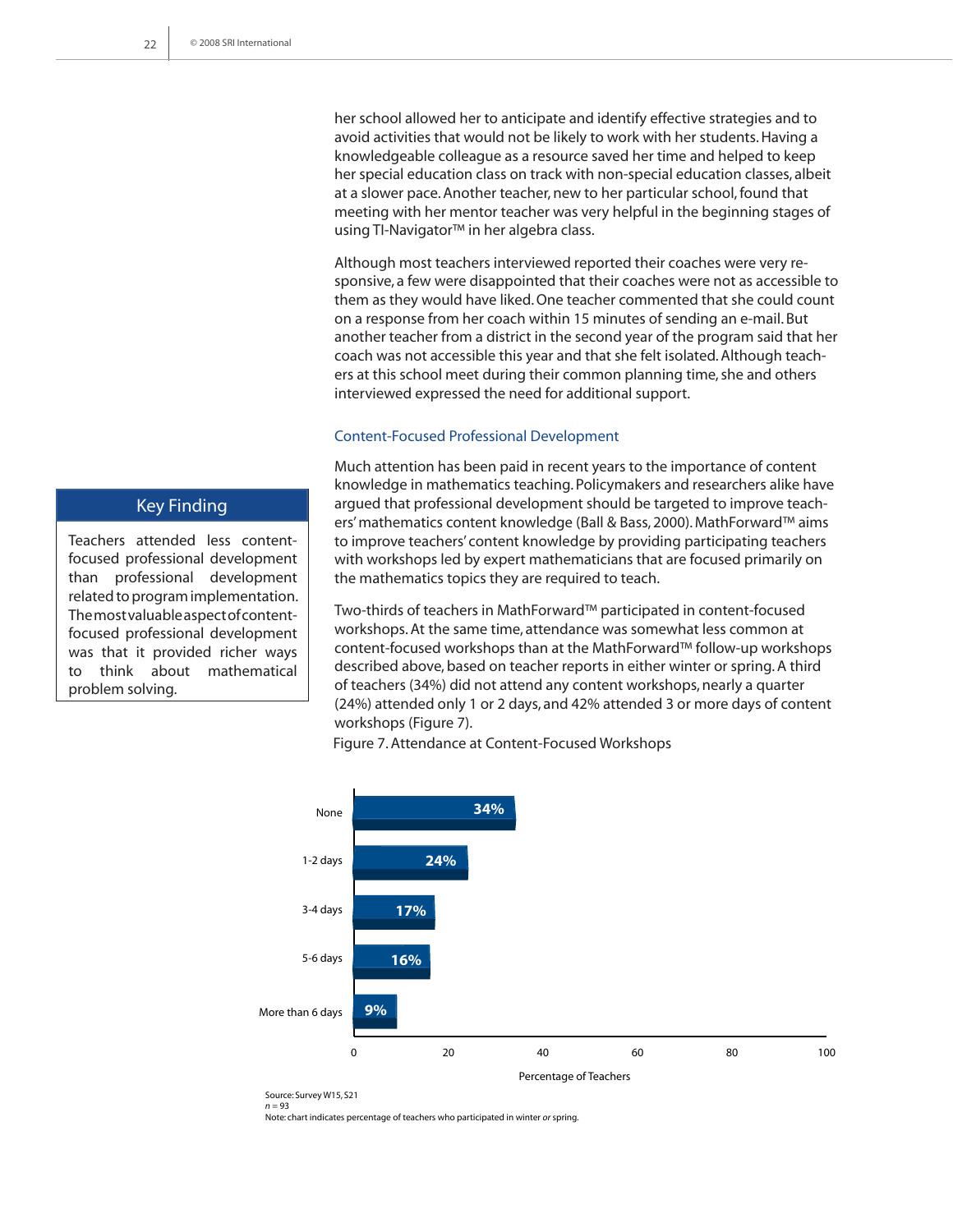her school allowed her to anticipate and identify effective strategies and to avoid activities that would not be likely to work with her students. Having a knowledgeable colleague as a resource saved her time and helped to keep her special education class on track with non-special education classes, albeit at a slower pace. Another teacher, new to her particular school, found that meeting with her mentor teacher was very helpful in the beginning stages of using TI-Navigator™ in her algebra class.

Although most teachers interviewed reported their coaches were very responsive, a few were disappointed that their coaches were not as accessible to them as they would have liked. One teacher commented that she could count on a response from her coach within 15 minutes of sending an e-mail. But another teacher from a district in the second year of the program said that her coach was not accessible this year and that she felt isolated. Although teachers at this school meet during their common planning time, she and others interviewed expressed the need for additional support.

### Content-Focused Professional Development

> **Key Finding**
>
> Teachers attended less content-focused professional development than professional development related to program implementation. The most valuable aspect of content-focused professional development was that it provided richer ways to think about mathematical problem solving.

Much attention has been paid in recent years to the importance of content knowledge in mathematics teaching. Policymakers and researchers alike have argued that professional development should be targeted to improve teachers' mathematics content knowledge (Ball & Bass, 2000). MathForward™ aims to improve teachers' content knowledge by providing participating teachers with workshops led by expert mathematicians that are focused primarily on the mathematics topics they are required to teach.

Two-thirds of teachers in MathForward™ participated in content-focused workshops. At the same time, attendance was somewhat less common at content-focused workshops than at the MathForward™ follow-up workshops described above, based on teacher reports in either winter or spring. A third of teachers (34%) did not attend any content workshops, nearly a quarter (24%) attended only 1 or 2 days, and 42% attended 3 or more days of content workshops (Figure 7).

Figure 7. Attendance at Content-Focused Workshops

| Days attended | Percentage of Teachers |
|---|---|
| None | 34% |
| 1-2 days | 24% |
| 3-4 days | 17% |
| 5-6 days | 16% |
| More than 6 days | 9% |

Source: Survey W15, S21
*n* = 93
Note: chart indicates percentage of teachers who participated in winter *or* spring.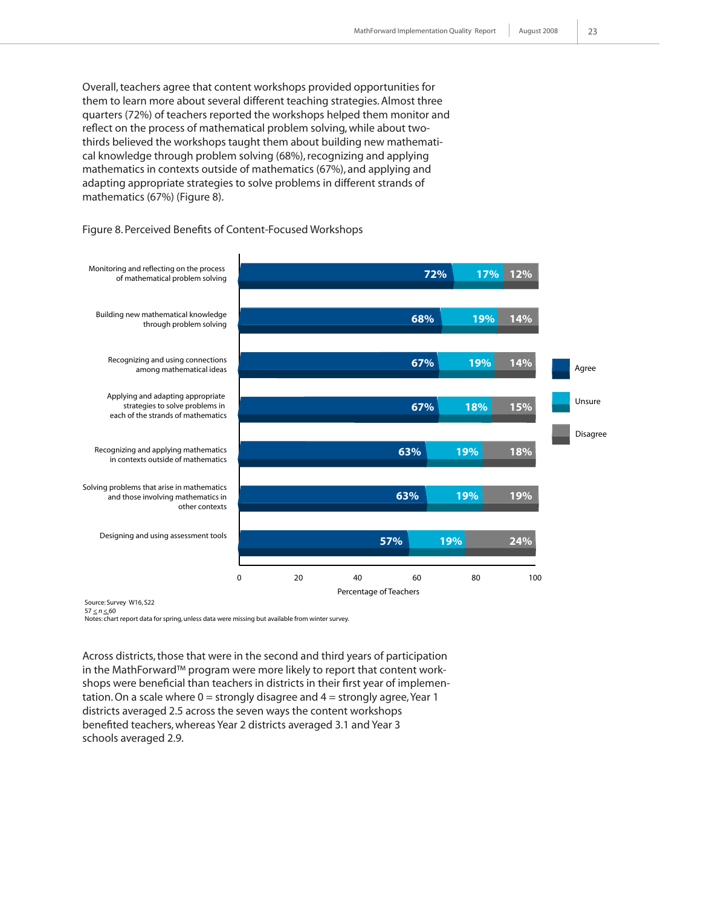Overall, teachers agree that content workshops provided opportunities for them to learn more about several different teaching strategies. Almost three quarters (72%) of teachers reported the workshops helped them monitor and reflect on the process of mathematical problem solving, while about two-thirds believed the workshops taught them about building new mathematical knowledge through problem solving (68%), recognizing and applying mathematics in contexts outside of mathematics (67%), and applying and adapting appropriate strategies to solve problems in different strands of mathematics (67%) (Figure 8).

Figure 8. Perceived Benefits of Content-Focused Workshops

| | Agree | Unsure | Disagree |
|---|---|---|---|
| Monitoring and reflecting on the process of mathematical problem solving | 72% | 17% | 12% |
| Building new mathematical knowledge through problem solving | 68% | 19% | 14% |
| Recognizing and using connections among mathematical ideas | 67% | 19% | 14% |
| Applying and adapting appropriate strategies to solve problems in each of the strands of mathematics | 67% | 18% | 15% |
| Recognizing and applying mathematics in contexts outside of mathematics | 63% | 19% | 18% |
| Solving problems that arise in mathematics and those involving mathematics in other contexts | 63% | 19% | 19% |
| Designing and using assessment tools | 57% | 19% | 24% |

Percentage of Teachers

Source: Survey W16, S22
$57 \leq n \leq 60$
Notes: chart report data for spring, unless data were missing but available from winter survey.

Across districts, those that were in the second and third years of participation in the MathForward™ program were more likely to report that content workshops were beneficial than teachers in districts in their first year of implementation. On a scale where 0 = strongly disagree and 4 = strongly agree, Year 1 districts averaged 2.5 across the seven ways the content workshops benefited teachers, whereas Year 2 districts averaged 3.1 and Year 3 schools averaged 2.9.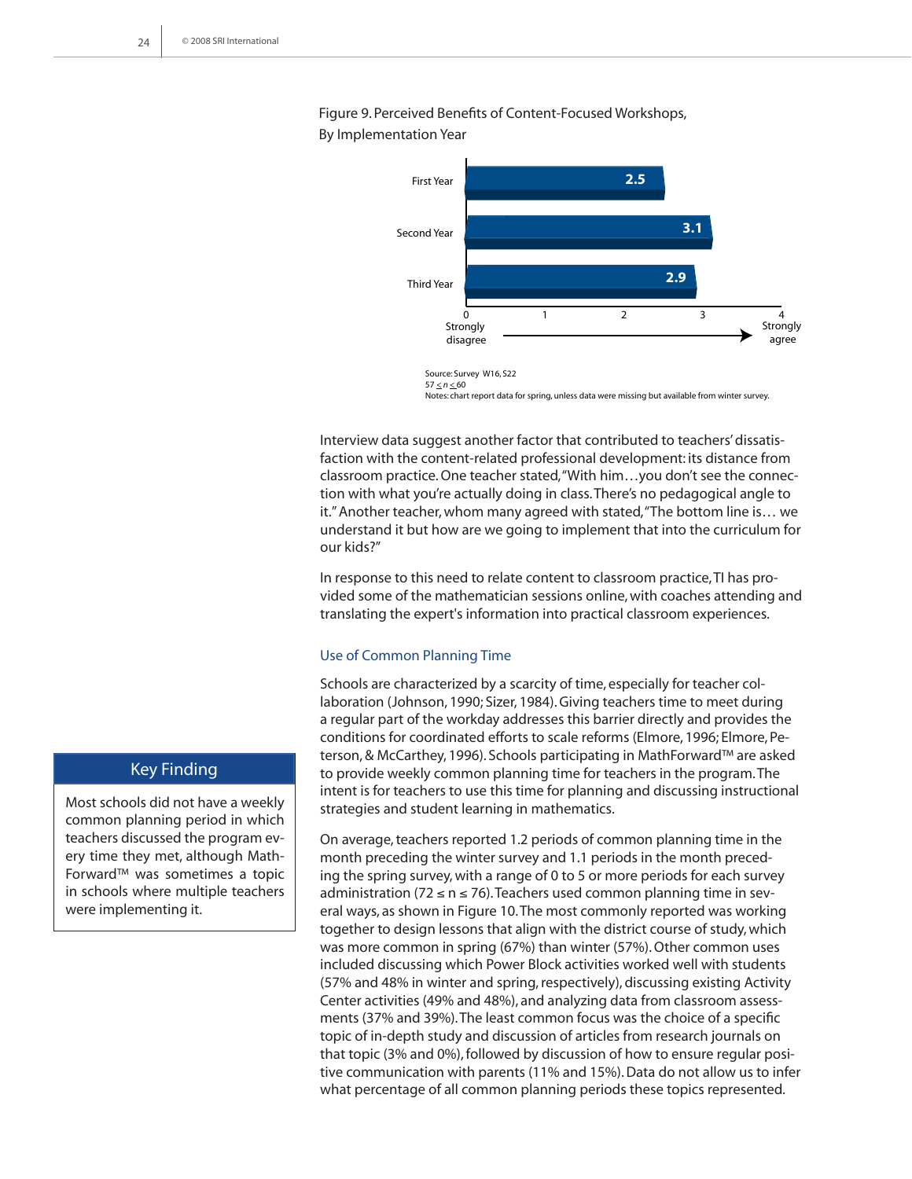Figure 9. Perceived Benefits of Content-Focused Workshops, By Implementation Year

| Implementation Year | Mean rating (0 = Strongly disagree, 4 = Strongly agree) |
| --- | --- |
| First Year | 2.5 |
| Second Year | 3.1 |
| Third Year | 2.9 |

Source: Survey W16, S22
$57 \leq n \leq 60$
Notes: chart report data for spring, unless data were missing but available from winter survey.

Interview data suggest another factor that contributed to teachers' dissatisfaction with the content-related professional development: its distance from classroom practice. One teacher stated, "With him…you don't see the connection with what you're actually doing in class. There's no pedagogical angle to it." Another teacher, whom many agreed with stated, "The bottom line is… we understand it but how are we going to implement that into the curriculum for our kids?"

In response to this need to relate content to classroom practice, TI has provided some of the mathematician sessions online, with coaches attending and translating the expert's information into practical classroom experiences.

### Use of Common Planning Time

> **Key Finding**
>
> Most schools did not have a weekly common planning period in which teachers discussed the program every time they met, although MathForward™ was sometimes a topic in schools where multiple teachers were implementing it.

Schools are characterized by a scarcity of time, especially for teacher collaboration (Johnson, 1990; Sizer, 1984). Giving teachers time to meet during a regular part of the workday addresses this barrier directly and provides the conditions for coordinated efforts to scale reforms (Elmore, 1996; Elmore, Peterson, & McCarthey, 1996). Schools participating in MathForward™ are asked to provide weekly common planning time for teachers in the program. The intent is for teachers to use this time for planning and discussing instructional strategies and student learning in mathematics.

On average, teachers reported 1.2 periods of common planning time in the month preceding the winter survey and 1.1 periods in the month preceding the spring survey, with a range of 0 to 5 or more periods for each survey administration ($72 \leq n \leq 76$). Teachers used common planning time in several ways, as shown in Figure 10. The most commonly reported was working together to design lessons that align with the district course of study, which was more common in spring (67%) than winter (57%). Other common uses included discussing which Power Block activities worked well with students (57% and 48% in winter and spring, respectively), discussing existing Activity Center activities (49% and 48%), and analyzing data from classroom assessments (37% and 39%). The least common focus was the choice of a specific topic of in-depth study and discussion of articles from research journals on that topic (3% and 0%), followed by discussion of how to ensure regular positive communication with parents (11% and 15%). Data do not allow us to infer what percentage of all common planning periods these topics represented.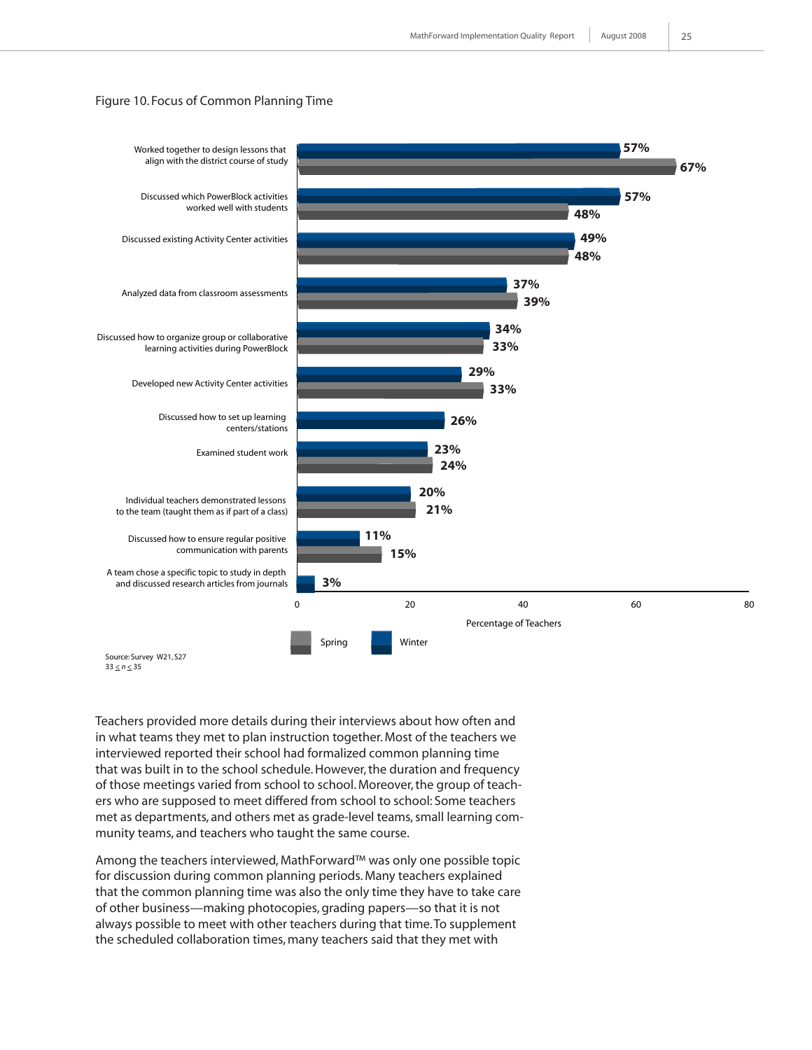Figure 10. Focus of Common Planning Time

| Focus | Winter | Spring |
| --- | --- | --- |
| Worked together to design lessons that align with the district course of study | 57% | 67% |
| Discussed which PowerBlock activities worked well with students | 57% | 48% |
| Discussed existing Activity Center activities | 49% | 48% |
| Analyzed data from classroom assessments | 37% | 39% |
| Discussed how to organize group or collaborative learning activities during PowerBlock | 34% | 33% |
| Developed new Activity Center activities | 29% | 33% |
| Discussed how to set up learning centers/stations | 26% | |
| Examined student work | 23% | 24% |
| Individual teachers demonstrated lessons to the team (taught them as if part of a class) | 20% | 21% |
| Discussed how to ensure regular positive communication with parents | 11% | 15% |
| A team chose a specific topic to study in depth and discussed research articles from journals | 3% | |

Percentage of Teachers

Source: Survey W21, S27
$33 \leq n \leq 35$

Teachers provided more details during their interviews about how often and in what teams they met to plan instruction together. Most of the teachers we interviewed reported their school had formalized common planning time that was built in to the school schedule. However, the duration and frequency of those meetings varied from school to school. Moreover, the group of teachers who are supposed to meet differed from school to school: Some teachers met as departments, and others met as grade-level teams, small learning community teams, and teachers who taught the same course.

Among the teachers interviewed, MathForward™ was only one possible topic for discussion during common planning periods. Many teachers explained that the common planning time was also the only time they have to take care of other business—making photocopies, grading papers—so that it is not always possible to meet with other teachers during that time. To supplement the scheduled collaboration times, many teachers said that they met with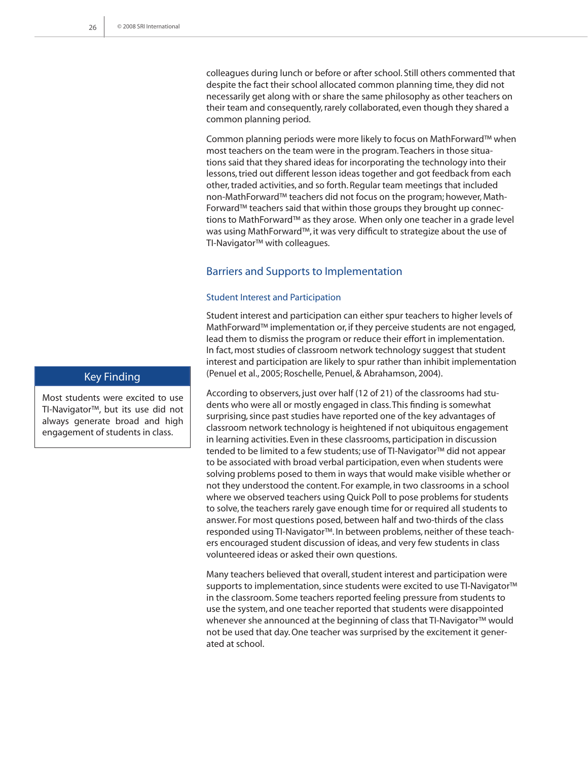colleagues during lunch or before or after school. Still others commented that despite the fact their school allocated common planning time, they did not necessarily get along with or share the same philosophy as other teachers on their team and consequently, rarely collaborated, even though they shared a common planning period.

Common planning periods were more likely to focus on MathForward™ when most teachers on the team were in the program. Teachers in those situations said that they shared ideas for incorporating the technology into their lessons, tried out different lesson ideas together and got feedback from each other, traded activities, and so forth. Regular team meetings that included non-MathForward™ teachers did not focus on the program; however, MathForward™ teachers said that within those groups they brought up connections to MathForward™ as they arose. When only one teacher in a grade level was using MathForward™, it was very difficult to strategize about the use of TI-Navigator™ with colleagues.

## Barriers and Supports to Implementation

### Student Interest and Participation

> **Key Finding**
>
> Most students were excited to use TI-Navigator™, but its use did not always generate broad and high engagement of students in class.

Student interest and participation can either spur teachers to higher levels of MathForward™ implementation or, if they perceive students are not engaged, lead them to dismiss the program or reduce their effort in implementation. In fact, most studies of classroom network technology suggest that student interest and participation are likely to spur rather than inhibit implementation (Penuel et al., 2005; Roschelle, Penuel, & Abrahamson, 2004).

According to observers, just over half (12 of 21) of the classrooms had students who were all or mostly engaged in class. This finding is somewhat surprising, since past studies have reported one of the key advantages of classroom network technology is heightened if not ubiquitous engagement in learning activities. Even in these classrooms, participation in discussion tended to be limited to a few students; use of TI-Navigator™ did not appear to be associated with broad verbal participation, even when students were solving problems posed to them in ways that would make visible whether or not they understood the content. For example, in two classrooms in a school where we observed teachers using Quick Poll to pose problems for students to solve, the teachers rarely gave enough time for or required all students to answer. For most questions posed, between half and two-thirds of the class responded using TI-Navigator™. In between problems, neither of these teachers encouraged student discussion of ideas, and very few students in class volunteered ideas or asked their own questions.

Many teachers believed that overall, student interest and participation were supports to implementation, since students were excited to use TI-Navigator™ in the classroom. Some teachers reported feeling pressure from students to use the system, and one teacher reported that students were disappointed whenever she announced at the beginning of class that TI-Navigator™ would not be used that day. One teacher was surprised by the excitement it generated at school.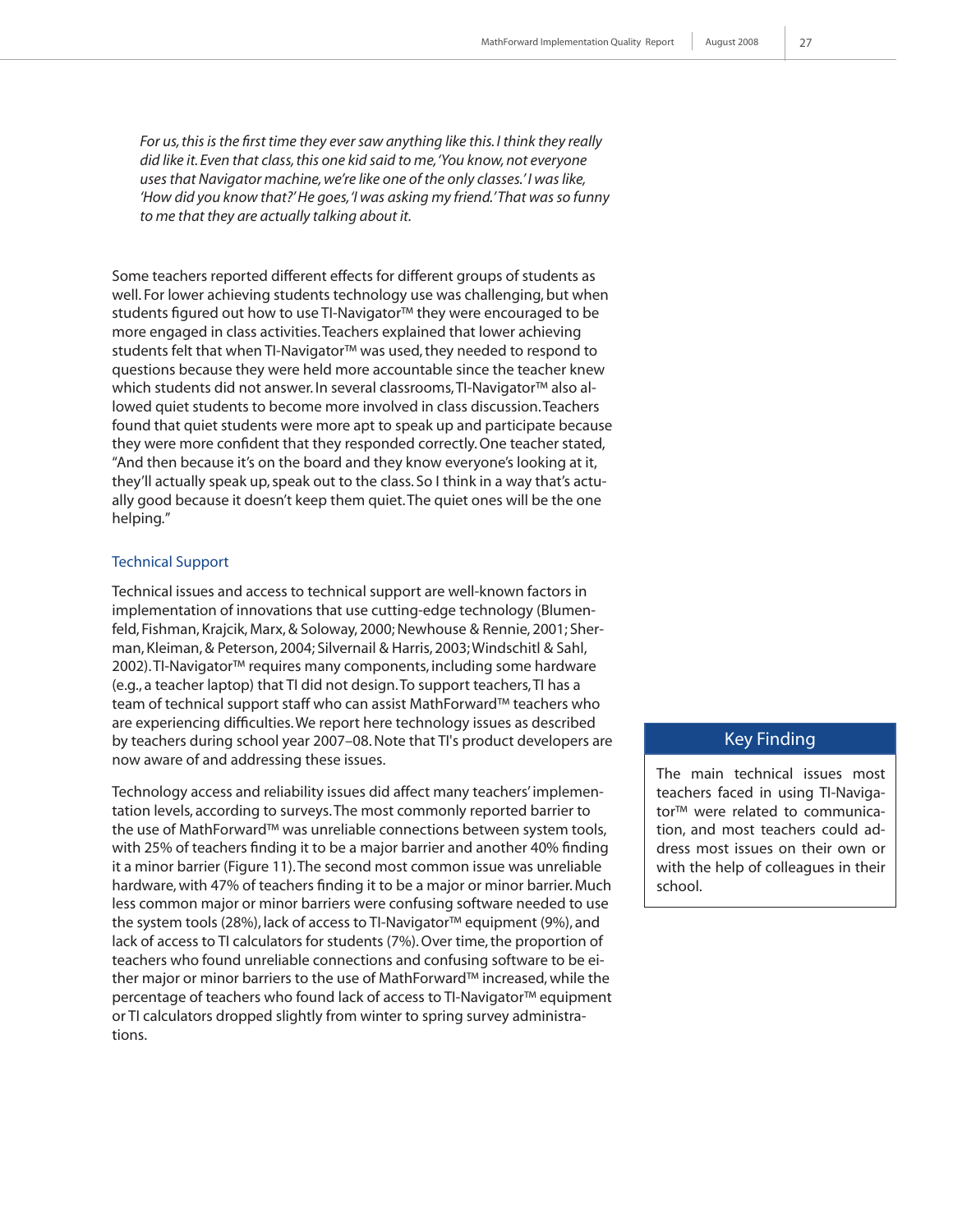*For us, this is the first time they ever saw anything like this. I think they really did like it. Even that class, this one kid said to me, 'You know, not everyone uses that Navigator machine, we're like one of the only classes.' I was like, 'How did you know that?' He goes, 'I was asking my friend.' That was so funny to me that they are actually talking about it.*

Some teachers reported different effects for different groups of students as well. For lower achieving students technology use was challenging, but when students figured out how to use TI-Navigator™ they were encouraged to be more engaged in class activities. Teachers explained that lower achieving students felt that when TI-Navigator™ was used, they needed to respond to questions because they were held more accountable since the teacher knew which students did not answer. In several classrooms, TI-Navigator™ also allowed quiet students to become more involved in class discussion. Teachers found that quiet students were more apt to speak up and participate because they were more confident that they responded correctly. One teacher stated, "And then because it's on the board and they know everyone's looking at it, they'll actually speak up, speak out to the class. So I think in a way that's actually good because it doesn't keep them quiet. The quiet ones will be the one helping."

### Technical Support

Technical issues and access to technical support are well-known factors in implementation of innovations that use cutting-edge technology (Blumenfeld, Fishman, Krajcik, Marx, & Soloway, 2000; Newhouse & Rennie, 2001; Sherman, Kleiman, & Peterson, 2004; Silvernail & Harris, 2003; Windschitl & Sahl, 2002). TI-Navigator™ requires many components, including some hardware (e.g., a teacher laptop) that TI did not design. To support teachers, TI has a team of technical support staff who can assist MathForward™ teachers who are experiencing difficulties. We report here technology issues as described by teachers during school year 2007–08. Note that TI's product developers are now aware of and addressing these issues.

Technology access and reliability issues did affect many teachers' implementation levels, according to surveys. The most commonly reported barrier to the use of MathForward™ was unreliable connections between system tools, with 25% of teachers finding it to be a major barrier and another 40% finding it a minor barrier (Figure 11). The second most common issue was unreliable hardware, with 47% of teachers finding it to be a major or minor barrier. Much less common major or minor barriers were confusing software needed to use the system tools (28%), lack of access to TI-Navigator™ equipment (9%), and lack of access to TI calculators for students (7%). Over time, the proportion of teachers who found unreliable connections and confusing software to be either major or minor barriers to the use of MathForward™ increased, while the percentage of teachers who found lack of access to TI-Navigator™ equipment or TI calculators dropped slightly from winter to spring survey administrations.

**Key Finding**

The main technical issues most teachers faced in using TI-Navigator™ were related to communication, and most teachers could address most issues on their own or with the help of colleagues in their school.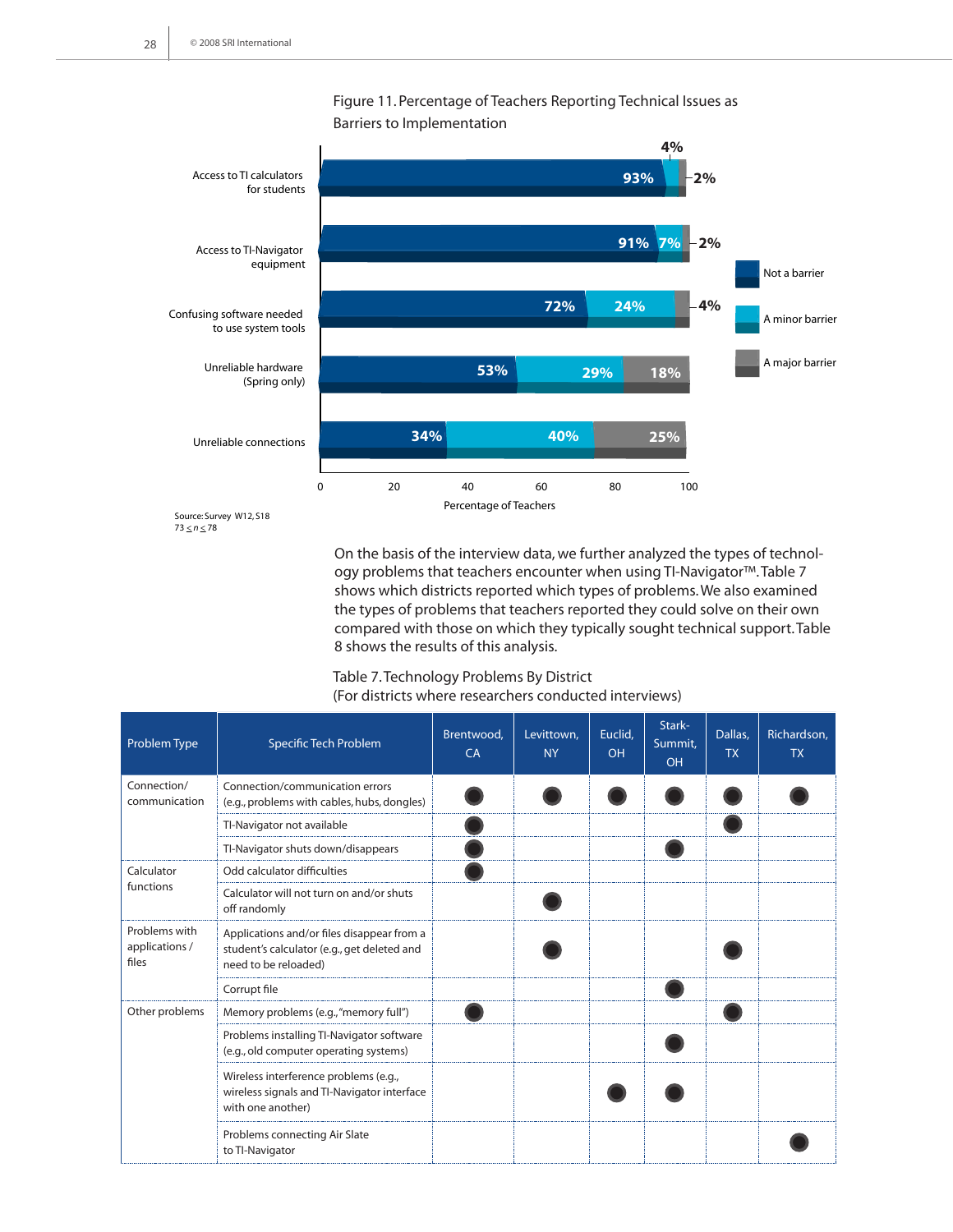Figure 11. Percentage of Teachers Reporting Technical Issues as Barriers to Implementation

| | Not a barrier | A minor barrier | A major barrier |
|---|---|---|---|
| Access to TI calculators for students | 93% | 4% | 2% |
| Access to TI-Navigator equipment | 91% | 7% | 2% |
| Confusing software needed to use system tools | 72% | 24% | 4% |
| Unreliable hardware (Spring only) | 53% | 29% | 18% |
| Unreliable connections | 34% | 40% | 25% |

Percentage of Teachers

Source: Survey W12, S18
$73 \leq n \leq 78$

On the basis of the interview data, we further analyzed the types of technology problems that teachers encounter when using TI-Navigator™. Table 7 shows which districts reported which types of problems. We also examined the types of problems that teachers reported they could solve on their own compared with those on which they typically sought technical support. Table 8 shows the results of this analysis.

Table 7. Technology Problems By District
(For districts where researchers conducted interviews)

| Problem Type | Specific Tech Problem | Brentwood, CA | Levittown, NY | Euclid, OH | Stark-Summit, OH | Dallas, TX | Richardson, TX |
|---|---|---|---|---|---|---|---|
| Connection/ communication | Connection/communication errors (e.g., problems with cables, hubs, dongles) | ● | ● | ● | ● | ● | ● |
| | TI-Navigator not available | ● | | | | ● | |
| | TI-Navigator shuts down/disappears | ● | | | ● | | |
| Calculator functions | Odd calculator difficulties | ● | | | | | |
| | Calculator will not turn on and/or shuts off randomly | | ● | | | | |
| Problems with applications / files | Applications and/or files disappear from a student's calculator (e.g., get deleted and need to be reloaded) | | ● | | | ● | |
| | Corrupt file | | | | ● | | |
| Other problems | Memory problems (e.g., "memory full") | ● | | | | ● | |
| | Problems installing TI-Navigator software (e.g., old computer operating systems) | | | | ● | | |
| | Wireless interference problems (e.g., wireless signals and TI-Navigator interface with one another) | | | ● | ● | | |
| | Problems connecting Air Slate to TI-Navigator | | | | | | ● |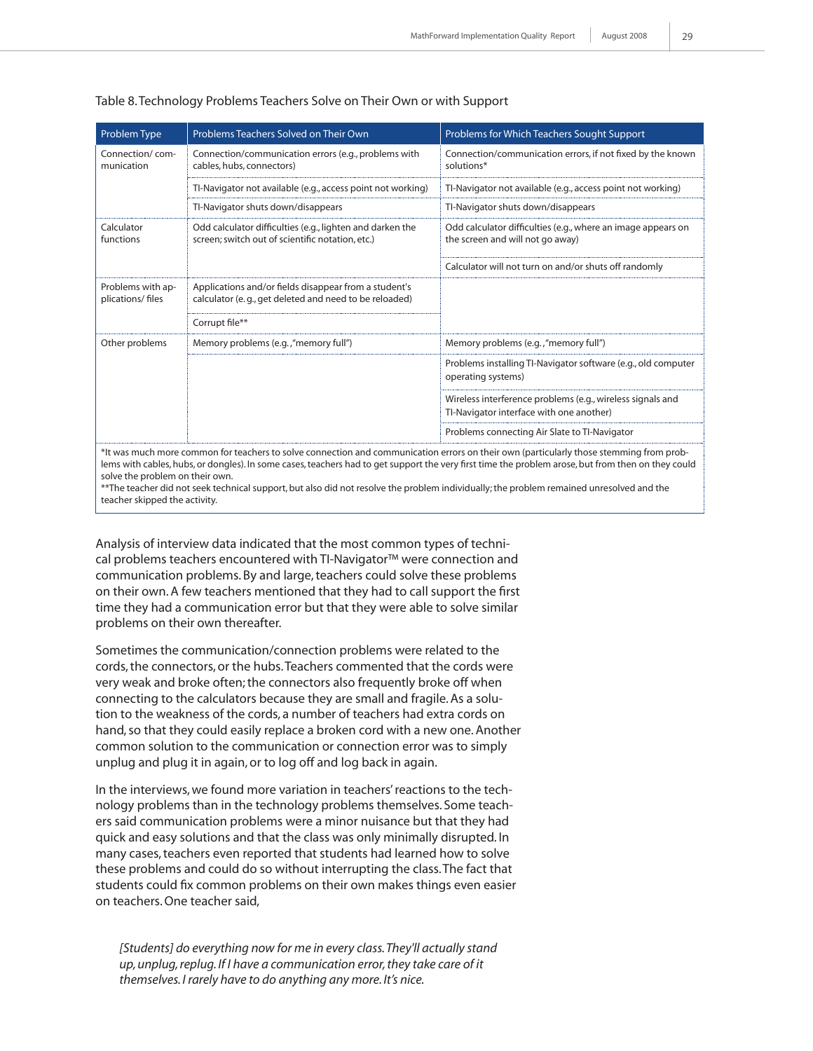Table 8. Technology Problems Teachers Solve on Their Own or with Support

| Problem Type | Problems Teachers Solved on Their Own | Problems for Which Teachers Sought Support |
|---|---|---|
| Connection/ communication | Connection/communication errors (e.g., problems with cables, hubs, connectors) | Connection/communication errors, if not fixed by the known solutions* |
| | TI-Navigator not available (e.g., access point not working) | TI-Navigator not available (e.g., access point not working) |
| | TI-Navigator shuts down/disappears | TI-Navigator shuts down/disappears |
| Calculator functions | Odd calculator difficulties (e.g., lighten and darken the screen; switch out of scientific notation, etc.) | Odd calculator difficulties (e.g., where an image appears on the screen and will not go away) |
| | | Calculator will not turn on and/or shuts off randomly |
| Problems with applications/ files | Applications and/or fields disappear from a student's calculator (e. g., get deleted and need to be reloaded) | |
| | Corrupt file** | |
| Other problems | Memory problems (e.g., "memory full") | Memory problems (e.g., "memory full") |
| | | Problems installing TI-Navigator software (e.g., old computer operating systems) |
| | | Wireless interference problems (e.g., wireless signals and TI-Navigator interface with one another) |
| | | Problems connecting Air Slate to TI-Navigator |

*It was much more common for teachers to solve connection and communication errors on their own (particularly those stemming from problems with cables, hubs, or dongles). In some cases, teachers had to get support the very first time the problem arose, but from then on they could solve the problem on their own.
**The teacher did not seek technical support, but also did not resolve the problem individually; the problem remained unresolved and the teacher skipped the activity.

Analysis of interview data indicated that the most common types of technical problems teachers encountered with TI-Navigator™ were connection and communication problems. By and large, teachers could solve these problems on their own. A few teachers mentioned that they had to call support the first time they had a communication error but that they were able to solve similar problems on their own thereafter.

Sometimes the communication/connection problems were related to the cords, the connectors, or the hubs. Teachers commented that the cords were very weak and broke often; the connectors also frequently broke off when connecting to the calculators because they are small and fragile. As a solution to the weakness of the cords, a number of teachers had extra cords on hand, so that they could easily replace a broken cord with a new one. Another common solution to the communication or connection error was to simply unplug and plug it in again, or to log off and log back in again.

In the interviews, we found more variation in teachers' reactions to the technology problems than in the technology problems themselves. Some teachers said communication problems were a minor nuisance but that they had quick and easy solutions and that the class was only minimally disrupted. In many cases, teachers even reported that students had learned how to solve these problems and could do so without interrupting the class. The fact that students could fix common problems on their own makes things even easier on teachers. One teacher said,

> *[Students] do everything now for me in every class. They'll actually stand up, unplug, replug. If I have a communication error, they take care of it themselves. I rarely have to do anything any more. It's nice.*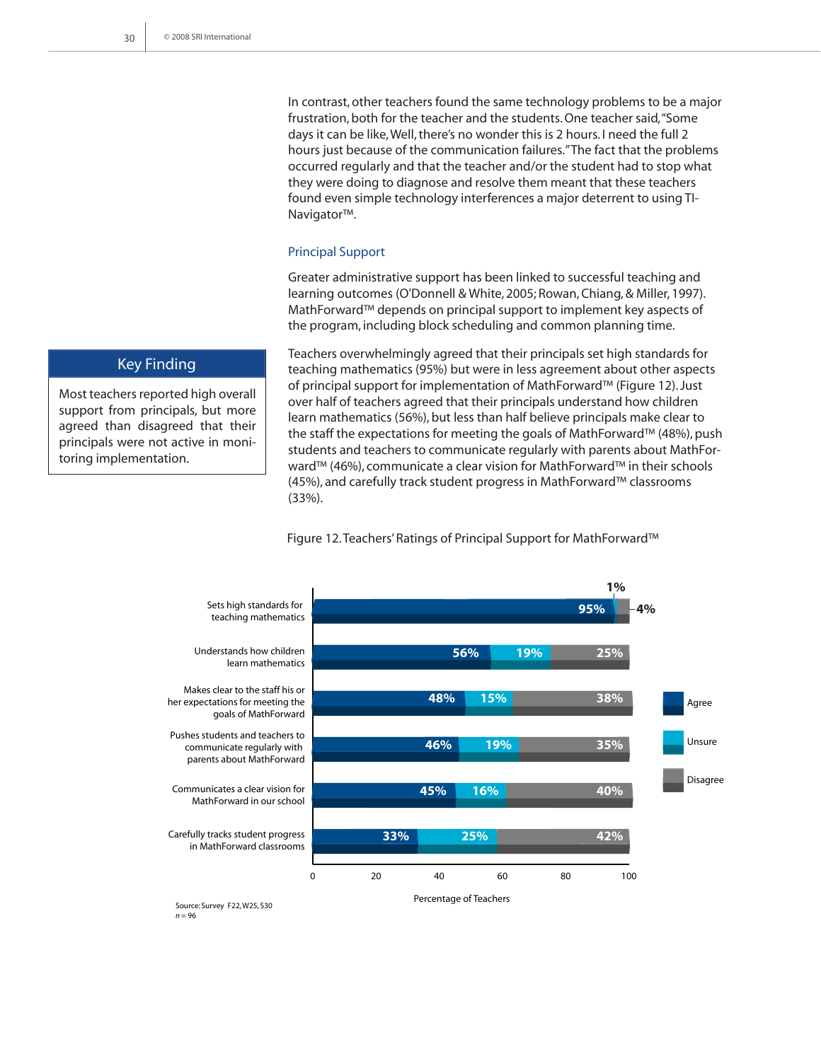In contrast, other teachers found the same technology problems to be a major frustration, both for the teacher and the students. One teacher said, "Some days it can be like, Well, there's no wonder this is 2 hours. I need the full 2 hours just because of the communication failures." The fact that the problems occurred regularly and that the teacher and/or the student had to stop what they were doing to diagnose and resolve them meant that these teachers found even simple technology interferences a major deterrent to using TI-Navigator™.

### Principal Support

Greater administrative support has been linked to successful teaching and learning outcomes (O'Donnell & White, 2005; Rowan, Chiang, & Miller, 1997). MathForward™ depends on principal support to implement key aspects of the program, including block scheduling and common planning time.

> **Key Finding**
>
> Most teachers reported high overall support from principals, but more agreed than disagreed that their principals were not active in monitoring implementation.

Teachers overwhelmingly agreed that their principals set high standards for teaching mathematics (95%) but were in less agreement about other aspects of principal support for implementation of MathForward™ (Figure 12). Just over half of teachers agreed that their principals understand how children learn mathematics (56%), but less than half believe principals make clear to the staff the expectations for meeting the goals of MathForward™ (48%), push students and teachers to communicate regularly with parents about MathForward™ (46%), communicate a clear vision for MathForward™ in their schools (45%), and carefully track student progress in MathForward™ classrooms (33%).

Figure 12. Teachers' Ratings of Principal Support for MathForward™

| | Agree | Unsure | Disagree |
|---|---|---|---|
| Sets high standards for teaching mathematics | 95% | 1% | 4% |
| Understands how children learn mathematics | 56% | 19% | 25% |
| Makes clear to the staff his or her expectations for meeting the goals of MathForward | 48% | 15% | 38% |
| Pushes students and teachers to communicate regularly with parents about MathForward | 46% | 19% | 35% |
| Communicates a clear vision for MathForward in our school | 45% | 16% | 40% |
| Carefully tracks student progress in MathForward classrooms | 33% | 25% | 42% |

Percentage of Teachers

Source: Survey F22, W25, S30
*n* = 96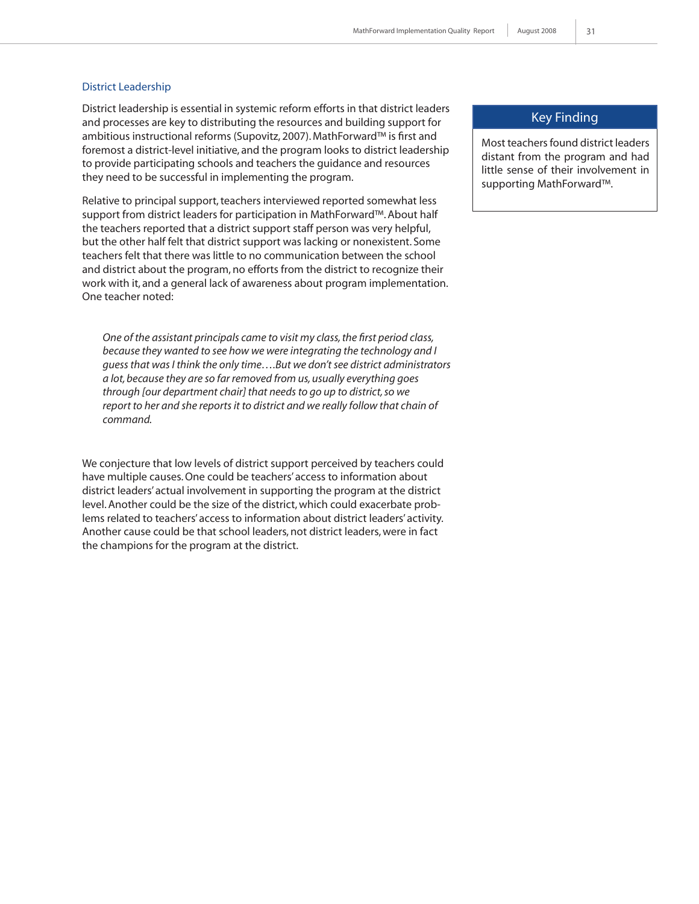### District Leadership

District leadership is essential in systemic reform efforts in that district leaders and processes are key to distributing the resources and building support for ambitious instructional reforms (Supovitz, 2007). MathForward™ is first and foremost a district-level initiative, and the program looks to district leadership to provide participating schools and teachers the guidance and resources they need to be successful in implementing the program.

> **Key Finding**
>
> Most teachers found district leaders distant from the program and had little sense of their involvement in supporting MathForward™.

Relative to principal support, teachers interviewed reported somewhat less support from district leaders for participation in MathForward™. About half the teachers reported that a district support staff person was very helpful, but the other half felt that district support was lacking or nonexistent. Some teachers felt that there was little to no communication between the school and district about the program, no efforts from the district to recognize their work with it, and a general lack of awareness about program implementation. One teacher noted:

> *One of the assistant principals came to visit my class, the first period class, because they wanted to see how we were integrating the technology and I guess that was I think the only time….But we don't see district administrators a lot, because they are so far removed from us, usually everything goes through [our department chair] that needs to go up to district, so we report to her and she reports it to district and we really follow that chain of command.*

We conjecture that low levels of district support perceived by teachers could have multiple causes. One could be teachers' access to information about district leaders' actual involvement in supporting the program at the district level. Another could be the size of the district, which could exacerbate problems related to teachers' access to information about district leaders' activity. Another cause could be that school leaders, not district leaders, were in fact the champions for the program at the district.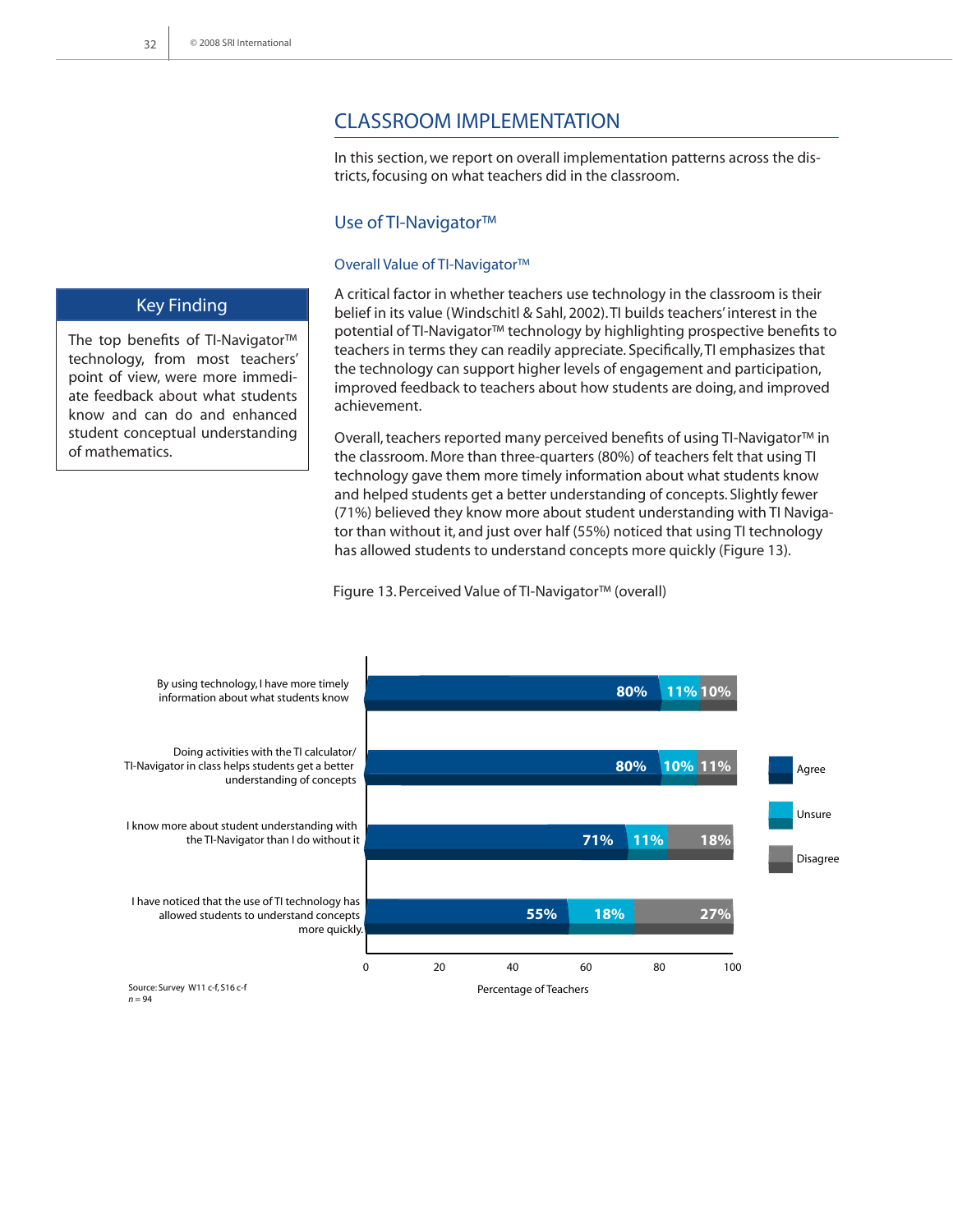## CLASSROOM IMPLEMENTATION

In this section, we report on overall implementation patterns across the districts, focusing on what teachers did in the classroom.

### Use of TI-Navigator™

#### Overall Value of TI-Navigator™

> **Key Finding**
>
> The top benefits of TI-Navigator™ technology, from most teachers' point of view, were more immediate feedback about what students know and can do and enhanced student conceptual understanding of mathematics.

A critical factor in whether teachers use technology in the classroom is their belief in its value (Windschitl & Sahl, 2002). TI builds teachers' interest in the potential of TI-Navigator™ technology by highlighting prospective benefits to teachers in terms they can readily appreciate. Specifically, TI emphasizes that the technology can support higher levels of engagement and participation, improved feedback to teachers about how students are doing, and improved achievement.

Overall, teachers reported many perceived benefits of using TI-Navigator™ in the classroom. More than three-quarters (80%) of teachers felt that using TI technology gave them more timely information about what students know and helped students get a better understanding of concepts. Slightly fewer (71%) believed they know more about student understanding with TI Navigator than without it, and just over half (55%) noticed that using TI technology has allowed students to understand concepts more quickly (Figure 13).

Figure 13. Perceived Value of TI-Navigator™ (overall)

| Statement | Agree | Unsure | Disagree |
|---|---|---|---|
| By using technology, I have more timely information about what students know | 80% | 11% | 10% |
| Doing activities with the TI calculator/ TI-Navigator in class helps students get a better understanding of concepts | 80% | 10% | 11% |
| I know more about student understanding with the TI-Navigator than I do without it | 71% | 11% | 18% |
| I have noticed that the use of TI technology has allowed students to understand concepts more quickly. | 55% | 18% | 27% |

Percentage of Teachers

Source: Survey W11 c-f, S16 c-f
*n* = 94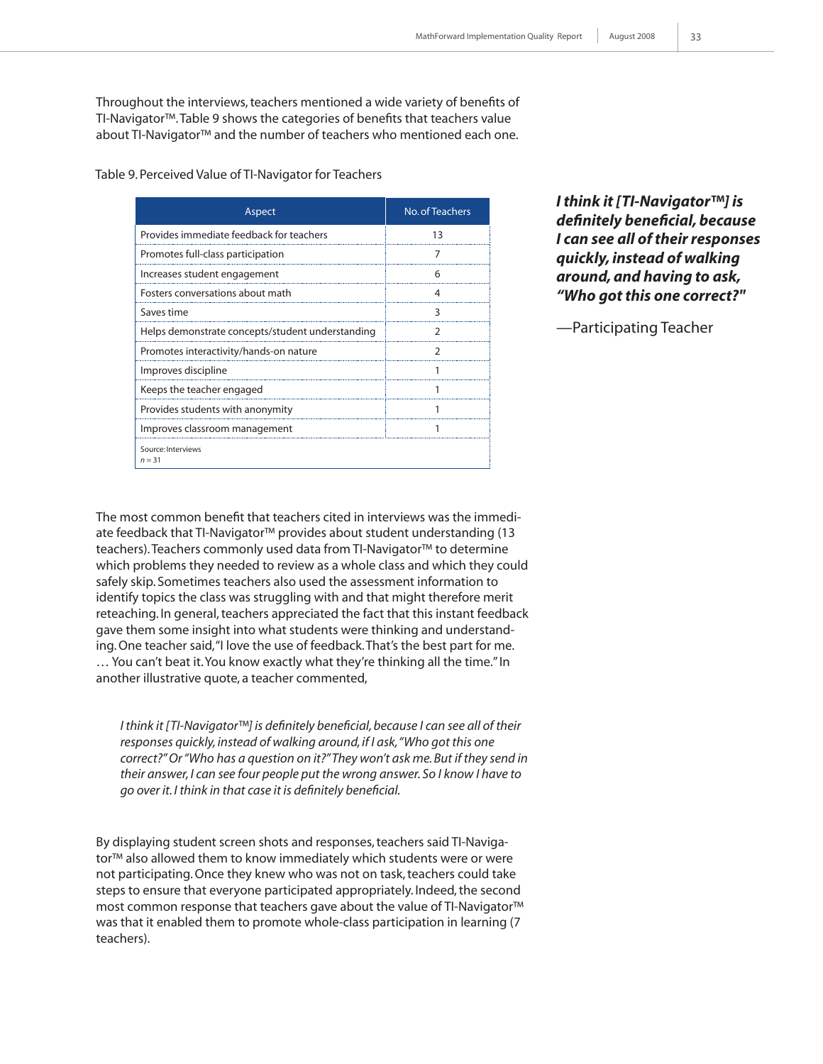Throughout the interviews, teachers mentioned a wide variety of benefits of TI-Navigator™. Table 9 shows the categories of benefits that teachers value about TI-Navigator™ and the number of teachers who mentioned each one.

Table 9. Perceived Value of TI-Navigator for Teachers

| Aspect | No. of Teachers |
|---|---|
| Provides immediate feedback for teachers | 13 |
| Promotes full-class participation | 7 |
| Increases student engagement | 6 |
| Fosters conversations about math | 4 |
| Saves time | 3 |
| Helps demonstrate concepts/student understanding | 2 |
| Promotes interactivity/hands-on nature | 2 |
| Improves discipline | 1 |
| Keeps the teacher engaged | 1 |
| Provides students with anonymity | 1 |
| Improves classroom management | 1 |

Source: Interviews
*n* = 31

***I think it [TI-Navigator™] is definitely beneficial, because I can see all of their responses quickly, instead of walking around, and having to ask, "Who got this one correct?"***

—Participating Teacher

The most common benefit that teachers cited in interviews was the immediate feedback that TI-Navigator™ provides about student understanding (13 teachers). Teachers commonly used data from TI-Navigator™ to determine which problems they needed to review as a whole class and which they could safely skip. Sometimes teachers also used the assessment information to identify topics the class was struggling with and that might therefore merit reteaching. In general, teachers appreciated the fact that this instant feedback gave them some insight into what students were thinking and understanding. One teacher said, "I love the use of feedback. That's the best part for me. … You can't beat it. You know exactly what they're thinking all the time." In another illustrative quote, a teacher commented,

> *I think it [TI-Navigator™] is definitely beneficial, because I can see all of their responses quickly, instead of walking around, if I ask, "Who got this one correct?" Or "Who has a question on it?" They won't ask me. But if they send in their answer, I can see four people put the wrong answer. So I know I have to go over it. I think in that case it is definitely beneficial.*

By displaying student screen shots and responses, teachers said TI-Navigator™ also allowed them to know immediately which students were or were not participating. Once they knew who was not on task, teachers could take steps to ensure that everyone participated appropriately. Indeed, the second most common response that teachers gave about the value of TI-Navigator™ was that it enabled them to promote whole-class participation in learning (7 teachers).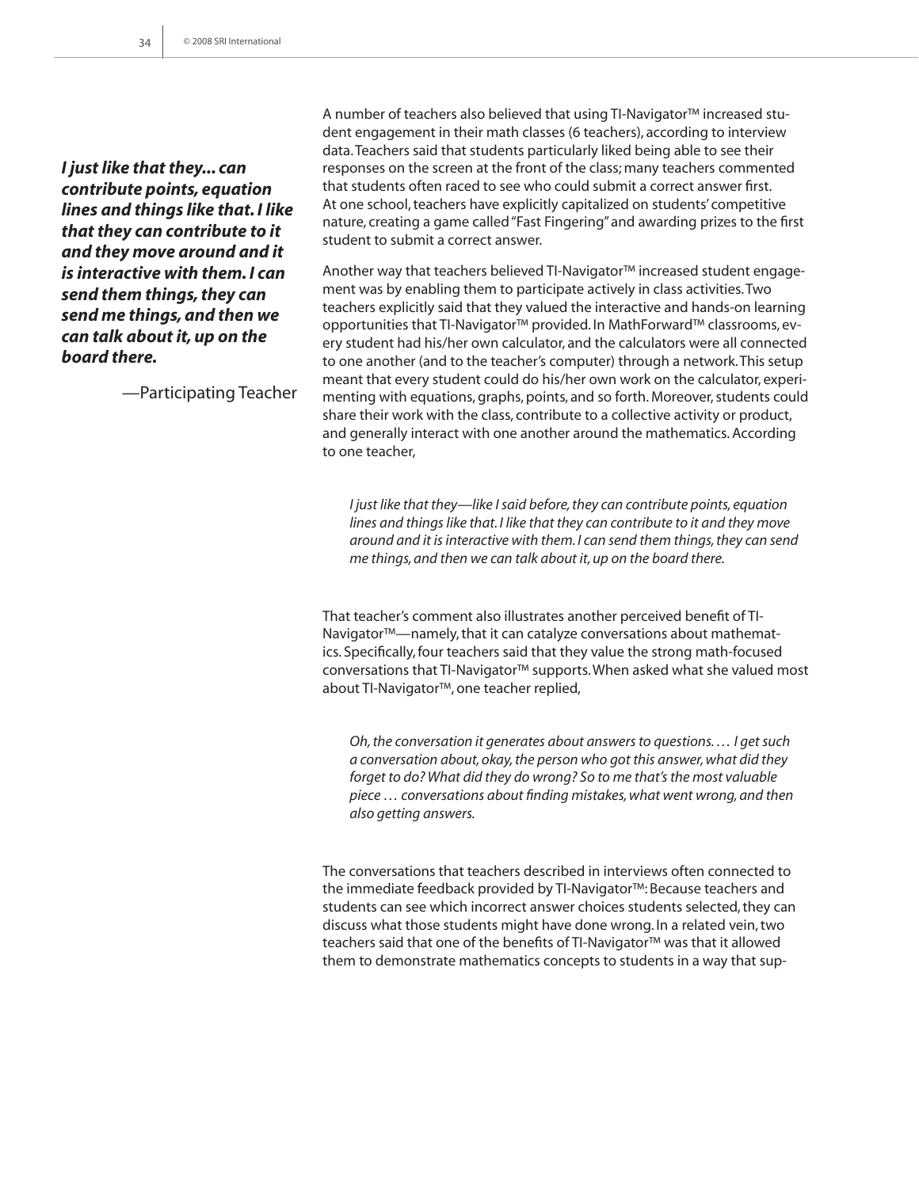*__I just like that they... can contribute points, equation lines and things like that. I like that they can contribute to it and they move around and it is interactive with them. I can send them things, they can send me things, and then we can talk about it, up on the board there.__*

—Participating Teacher

A number of teachers also believed that using TI-Navigator™ increased student engagement in their math classes (6 teachers), according to interview data. Teachers said that students particularly liked being able to see their responses on the screen at the front of the class; many teachers commented that students often raced to see who could submit a correct answer first. At one school, teachers have explicitly capitalized on students' competitive nature, creating a game called "Fast Fingering" and awarding prizes to the first student to submit a correct answer.

Another way that teachers believed TI-Navigator™ increased student engagement was by enabling them to participate actively in class activities. Two teachers explicitly said that they valued the interactive and hands-on learning opportunities that TI-Navigator™ provided. In MathForward™ classrooms, every student had his/her own calculator, and the calculators were all connected to one another (and to the teacher's computer) through a network. This setup meant that every student could do his/her own work on the calculator, experimenting with equations, graphs, points, and so forth. Moreover, students could share their work with the class, contribute to a collective activity or product, and generally interact with one another around the mathematics. According to one teacher,

> *I just like that they—like I said before, they can contribute points, equation lines and things like that. I like that they can contribute to it and they move around and it is interactive with them. I can send them things, they can send me things, and then we can talk about it, up on the board there.*

That teacher's comment also illustrates another perceived benefit of TI-Navigator™—namely, that it can catalyze conversations about mathematics. Specifically, four teachers said that they value the strong math-focused conversations that TI-Navigator™ supports. When asked what she valued most about TI-Navigator™, one teacher replied,

> *Oh, the conversation it generates about answers to questions. … I get such a conversation about, okay, the person who got this answer, what did they forget to do? What did they do wrong? So to me that's the most valuable piece … conversations about finding mistakes, what went wrong, and then also getting answers.*

The conversations that teachers described in interviews often connected to the immediate feedback provided by TI-Navigator™: Because teachers and students can see which incorrect answer choices students selected, they can discuss what those students might have done wrong. In a related vein, two teachers said that one of the benefits of TI-Navigator™ was that it allowed them to demonstrate mathematics concepts to students in a way that sup-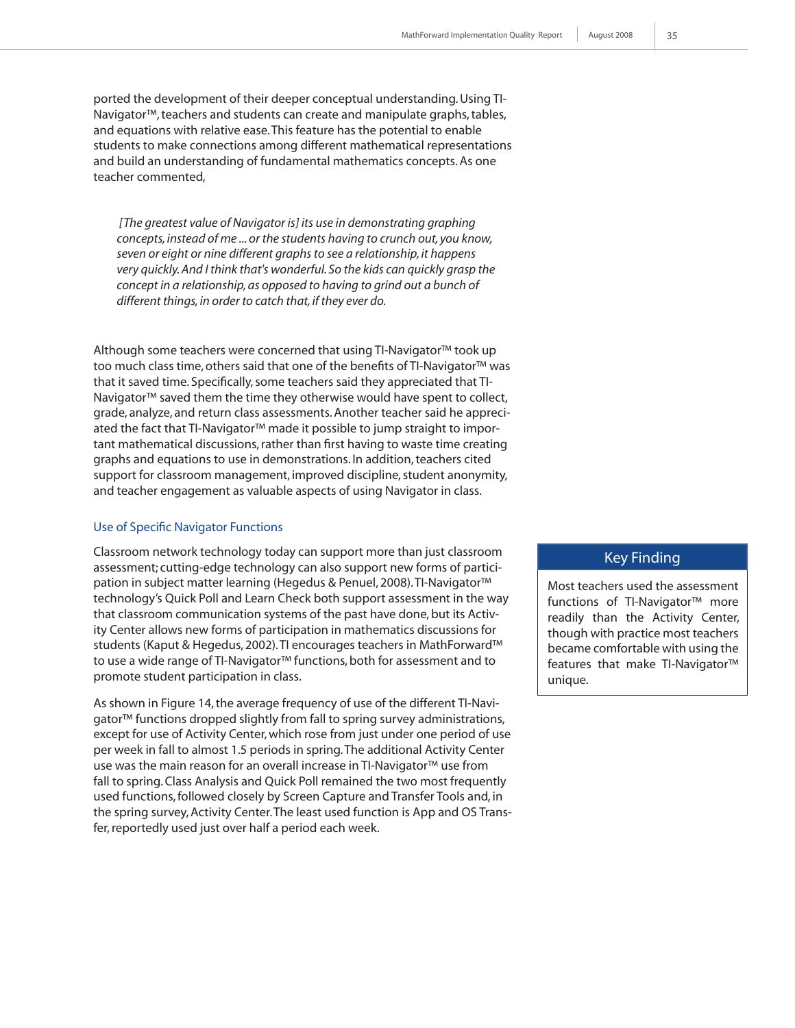ported the development of their deeper conceptual understanding. Using TI-Navigator™, teachers and students can create and manipulate graphs, tables, and equations with relative ease. This feature has the potential to enable students to make connections among different mathematical representations and build an understanding of fundamental mathematics concepts. As one teacher commented,

> *[The greatest value of Navigator is] its use in demonstrating graphing concepts, instead of me ... or the students having to crunch out, you know, seven or eight or nine different graphs to see a relationship, it happens very quickly. And I think that's wonderful. So the kids can quickly grasp the concept in a relationship, as opposed to having to grind out a bunch of different things, in order to catch that, if they ever do.*

Although some teachers were concerned that using TI-Navigator™ took up too much class time, others said that one of the benefits of TI-Navigator™ was that it saved time. Specifically, some teachers said they appreciated that TI-Navigator™ saved them the time they otherwise would have spent to collect, grade, analyze, and return class assessments. Another teacher said he appreciated the fact that TI-Navigator™ made it possible to jump straight to important mathematical discussions, rather than first having to waste time creating graphs and equations to use in demonstrations. In addition, teachers cited support for classroom management, improved discipline, student anonymity, and teacher engagement as valuable aspects of using Navigator in class.

### Use of Specific Navigator Functions

Classroom network technology today can support more than just classroom assessment; cutting-edge technology can also support new forms of participation in subject matter learning (Hegedus & Penuel, 2008). TI-Navigator™ technology's Quick Poll and Learn Check both support assessment in the way that classroom communication systems of the past have done, but its Activity Center allows new forms of participation in mathematics discussions for students (Kaput & Hegedus, 2002). TI encourages teachers in MathForward™ to use a wide range of TI-Navigator™ functions, both for assessment and to promote student participation in class.

As shown in Figure 14, the average frequency of use of the different TI-Navigator™ functions dropped slightly from fall to spring survey administrations, except for use of Activity Center, which rose from just under one period of use per week in fall to almost 1.5 periods in spring. The additional Activity Center use was the main reason for an overall increase in TI-Navigator™ use from fall to spring. Class Analysis and Quick Poll remained the two most frequently used functions, followed closely by Screen Capture and Transfer Tools and, in the spring survey, Activity Center. The least used function is App and OS Transfer, reportedly used just over half a period each week.

**Key Finding**

Most teachers used the assessment functions of TI-Navigator™ more readily than the Activity Center, though with practice most teachers became comfortable with using the features that make TI-Navigator™ unique.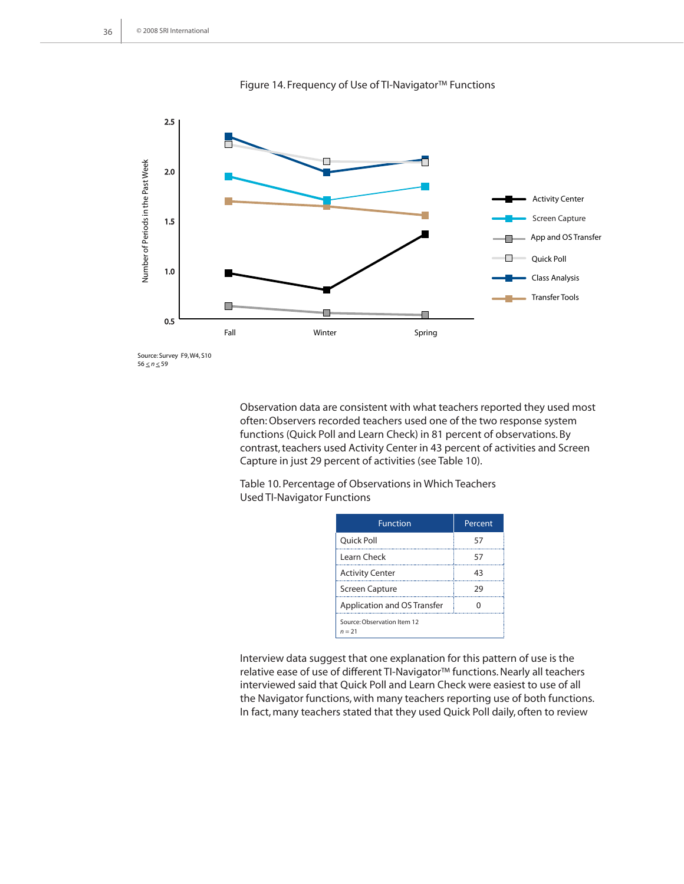Figure 14. Frequency of Use of TI-Navigator™ Functions

Source: Survey F9, W4, S10
$56 \leq n \leq 59$

Observation data are consistent with what teachers reported they used most often: Observers recorded teachers used one of the two response system functions (Quick Poll and Learn Check) in 81 percent of observations. By contrast, teachers used Activity Center in 43 percent of activities and Screen Capture in just 29 percent of activities (see Table 10).

Table 10. Percentage of Observations in Which Teachers Used TI-Navigator Functions

| Function | Percent |
|---|---|
| Quick Poll | 57 |
| Learn Check | 57 |
| Activity Center | 43 |
| Screen Capture | 29 |
| Application and OS Transfer | 0 |

Source: Observation Item 12
$n = 21$

Interview data suggest that one explanation for this pattern of use is the relative ease of use of different TI-Navigator™ functions. Nearly all teachers interviewed said that Quick Poll and Learn Check were easiest to use of all the Navigator functions, with many teachers reporting use of both functions. In fact, many teachers stated that they used Quick Poll daily, often to review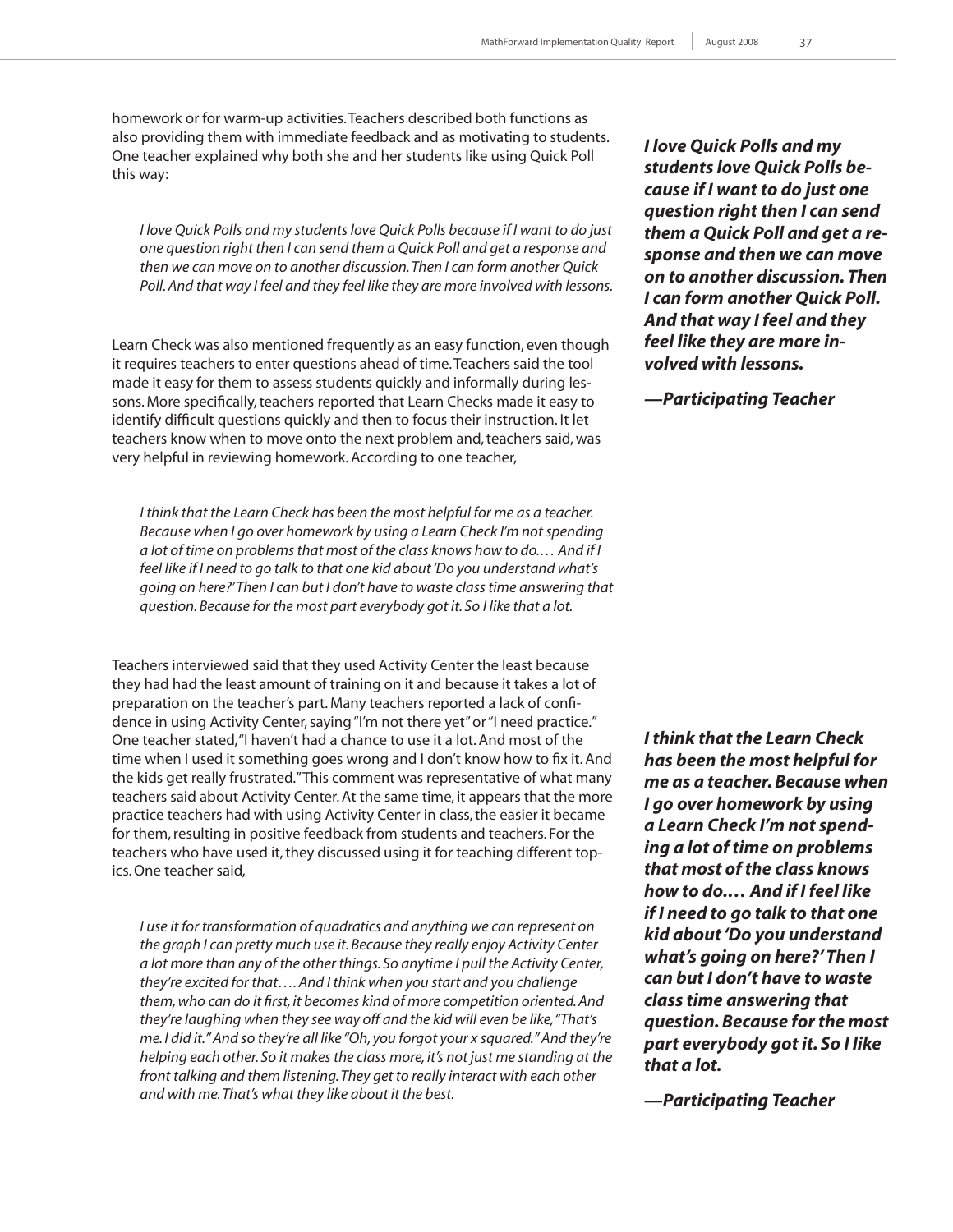homework or for warm-up activities. Teachers described both functions as also providing them with immediate feedback and as motivating to students. One teacher explained why both she and her students like using Quick Poll this way:

> *I love Quick Polls and my students love Quick Polls because if I want to do just one question right then I can send them a Quick Poll and get a response and then we can move on to another discussion. Then I can form another Quick Poll. And that way I feel and they feel like they are more involved with lessons.*

***I love Quick Polls and my students love Quick Polls because if I want to do just one question right then I can send them a Quick Poll and get a response and then we can move on to another discussion. Then I can form another Quick Poll. And that way I feel and they feel like they are more involved with lessons.***

***—Participating Teacher***

Learn Check was also mentioned frequently as an easy function, even though it requires teachers to enter questions ahead of time. Teachers said the tool made it easy for them to assess students quickly and informally during lessons. More specifically, teachers reported that Learn Checks made it easy to identify difficult questions quickly and then to focus their instruction. It let teachers know when to move onto the next problem and, teachers said, was very helpful in reviewing homework. According to one teacher,

> *I think that the Learn Check has been the most helpful for me as a teacher. Because when I go over homework by using a Learn Check I'm not spending a lot of time on problems that most of the class knows how to do.… And if I feel like if I need to go talk to that one kid about 'Do you understand what's going on here?' Then I can but I don't have to waste class time answering that question. Because for the most part everybody got it. So I like that a lot.*

Teachers interviewed said that they used Activity Center the least because they had had the least amount of training on it and because it takes a lot of preparation on the teacher's part. Many teachers reported a lack of confidence in using Activity Center, saying "I'm not there yet" or "I need practice." One teacher stated, "I haven't had a chance to use it a lot. And most of the time when I used it something goes wrong and I don't know how to fix it. And the kids get really frustrated." This comment was representative of what many teachers said about Activity Center. At the same time, it appears that the more practice teachers had with using Activity Center in class, the easier it became for them, resulting in positive feedback from students and teachers. For the teachers who have used it, they discussed using it for teaching different topics. One teacher said,

***I think that the Learn Check has been the most helpful for me as a teacher. Because when I go over homework by using a Learn Check I'm not spending a lot of time on problems that most of the class knows how to do.… And if I feel like if I need to go talk to that one kid about 'Do you understand what's going on here?' Then I can but I don't have to waste class time answering that question. Because for the most part everybody got it. So I like that a lot.***

***—Participating Teacher***

> *I use it for transformation of quadratics and anything we can represent on the graph I can pretty much use it. Because they really enjoy Activity Center a lot more than any of the other things. So anytime I pull the Activity Center, they're excited for that…. And I think when you start and you challenge them, who can do it first, it becomes kind of more competition oriented. And they're laughing when they see way off and the kid will even be like, "That's me. I did it." And so they're all like "Oh, you forgot your x squared." And they're helping each other. So it makes the class more, it's not just me standing at the front talking and them listening. They get to really interact with each other and with me. That's what they like about it the best.*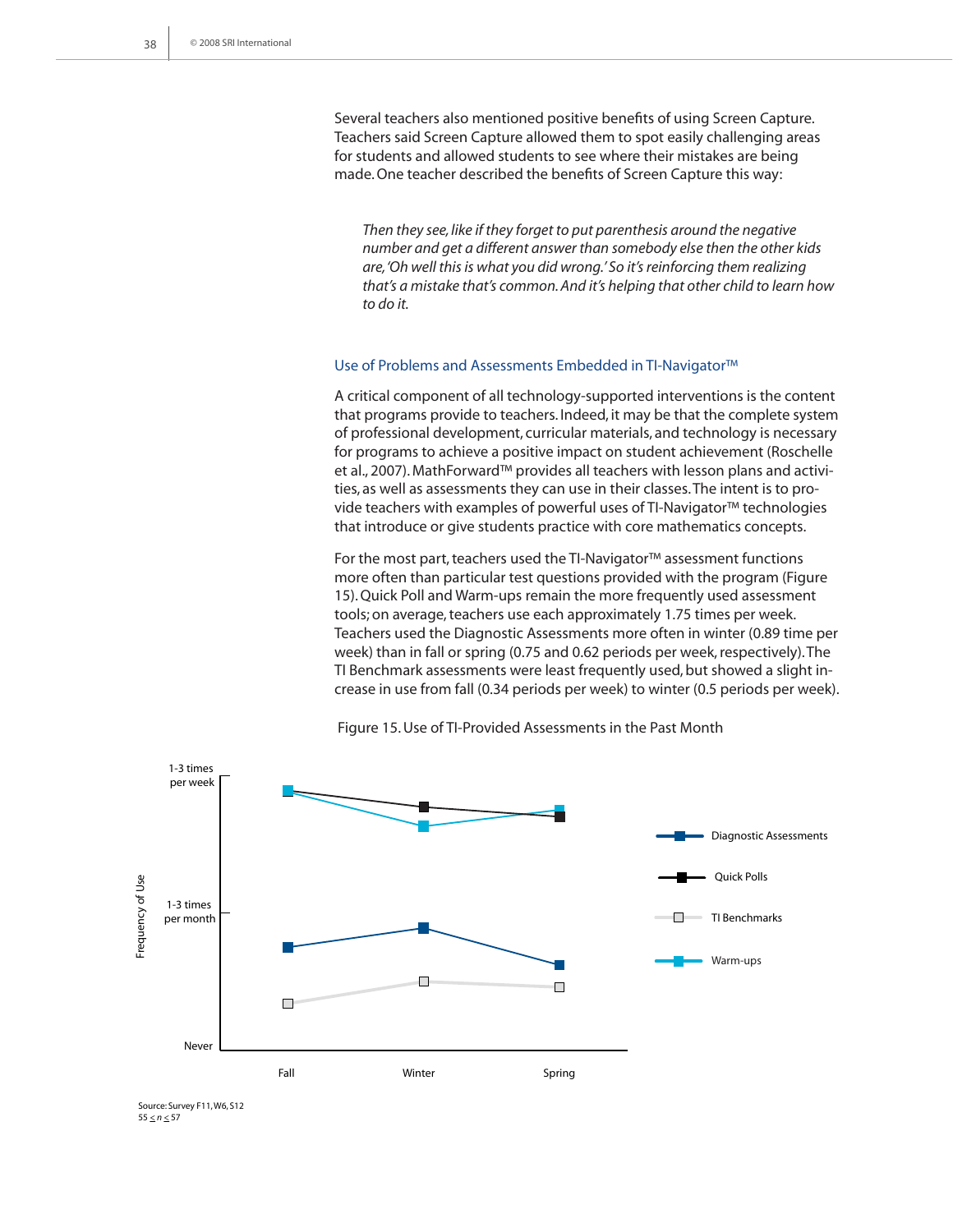Several teachers also mentioned positive benefits of using Screen Capture. Teachers said Screen Capture allowed them to spot easily challenging areas for students and allowed students to see where their mistakes are being made. One teacher described the benefits of Screen Capture this way:

> *Then they see, like if they forget to put parenthesis around the negative number and get a different answer than somebody else then the other kids are, 'Oh well this is what you did wrong.' So it's reinforcing them realizing that's a mistake that's common. And it's helping that other child to learn how to do it.*

### Use of Problems and Assessments Embedded in TI-Navigator™

A critical component of all technology-supported interventions is the content that programs provide to teachers. Indeed, it may be that the complete system of professional development, curricular materials, and technology is necessary for programs to achieve a positive impact on student achievement (Roschelle et al., 2007). MathForward™ provides all teachers with lesson plans and activities, as well as assessments they can use in their classes. The intent is to provide teachers with examples of powerful uses of TI-Navigator™ technologies that introduce or give students practice with core mathematics concepts.

For the most part, teachers used the TI-Navigator™ assessment functions more often than particular test questions provided with the program (Figure 15). Quick Poll and Warm-ups remain the more frequently used assessment tools; on average, teachers use each approximately 1.75 times per week. Teachers used the Diagnostic Assessments more often in winter (0.89 time per week) than in fall or spring (0.75 and 0.62 periods per week, respectively). The TI Benchmark assessments were least frequently used, but showed a slight increase in use from fall (0.34 periods per week) to winter (0.5 periods per week).

Figure 15. Use of TI-Provided Assessments in the Past Month

Source: Survey F11, W6, S12
$55 \leq n \leq 57$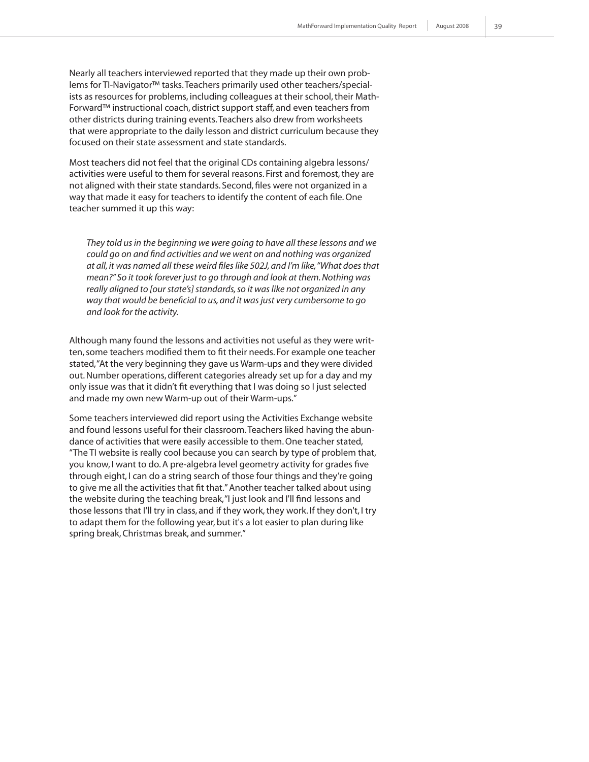Nearly all teachers interviewed reported that they made up their own problems for TI-Navigator™ tasks. Teachers primarily used other teachers/specialists as resources for problems, including colleagues at their school, their MathForward™ instructional coach, district support staff, and even teachers from other districts during training events. Teachers also drew from worksheets that were appropriate to the daily lesson and district curriculum because they focused on their state assessment and state standards.

Most teachers did not feel that the original CDs containing algebra lessons/activities were useful to them for several reasons. First and foremost, they are not aligned with their state standards. Second, files were not organized in a way that made it easy for teachers to identify the content of each file. One teacher summed it up this way:

> *They told us in the beginning we were going to have all these lessons and we could go on and find activities and we went on and nothing was organized at all, it was named all these weird files like 502J, and I'm like, "What does that mean?" So it took forever just to go through and look at them. Nothing was really aligned to [our state's] standards, so it was like not organized in any way that would be beneficial to us, and it was just very cumbersome to go and look for the activity.*

Although many found the lessons and activities not useful as they were written, some teachers modified them to fit their needs. For example one teacher stated, "At the very beginning they gave us Warm-ups and they were divided out. Number operations, different categories already set up for a day and my only issue was that it didn't fit everything that I was doing so I just selected and made my own new Warm-up out of their Warm-ups."

Some teachers interviewed did report using the Activities Exchange website and found lessons useful for their classroom. Teachers liked having the abundance of activities that were easily accessible to them. One teacher stated, "The TI website is really cool because you can search by type of problem that, you know, I want to do. A pre-algebra level geometry activity for grades five through eight, I can do a string search of those four things and they're going to give me all the activities that fit that." Another teacher talked about using the website during the teaching break, "I just look and I'll find lessons and those lessons that I'll try in class, and if they work, they work. If they don't, I try to adapt them for the following year, but it's a lot easier to plan during like spring break, Christmas break, and summer."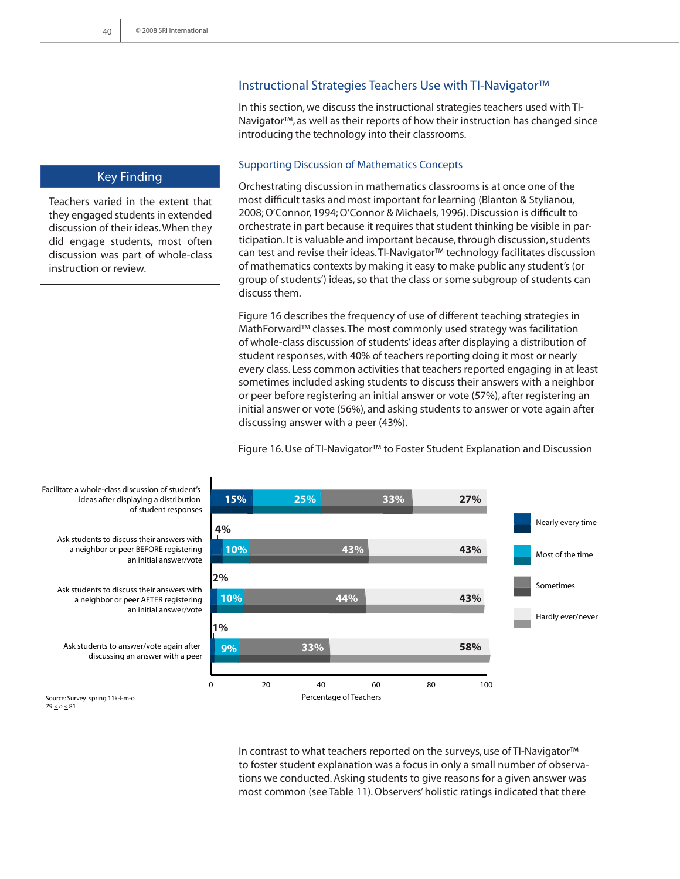## Instructional Strategies Teachers Use with TI-Navigator™

In this section, we discuss the instructional strategies teachers used with TI-Navigator™, as well as their reports of how their instruction has changed since introducing the technology into their classrooms.

### Supporting Discussion of Mathematics Concepts

**Key Finding**

Teachers varied in the extent that they engaged students in extended discussion of their ideas. When they did engage students, most often discussion was part of whole-class instruction or review.

Orchestrating discussion in mathematics classrooms is at once one of the most difficult tasks and most important for learning (Blanton & Stylianou, 2008; O'Connor, 1994; O'Connor & Michaels, 1996). Discussion is difficult to orchestrate in part because it requires that student thinking be visible in participation. It is valuable and important because, through discussion, students can test and revise their ideas. TI-Navigator™ technology facilitates discussion of mathematics contexts by making it easy to make public any student's (or group of students') ideas, so that the class or some subgroup of students can discuss them.

Figure 16 describes the frequency of use of different teaching strategies in MathForward™ classes. The most commonly used strategy was facilitation of whole-class discussion of students' ideas after displaying a distribution of student responses, with 40% of teachers reporting doing it most or nearly every class. Less common activities that teachers reported engaging in at least sometimes included asking students to discuss their answers with a neighbor or peer before registering an initial answer or vote (57%), after registering an initial answer or vote (56%), and asking students to answer or vote again after discussing answer with a peer (43%).

Figure 16. Use of TI-Navigator™ to Foster Student Explanation and Discussion

| Strategy | Nearly every time | Most of the time | Sometimes | Hardly ever/never |
|---|---|---|---|---|
| Facilitate a whole-class discussion of student's ideas after displaying a distribution of student responses | 15% | 25% | 33% | 27% |
| Ask students to discuss their answers with a neighbor or peer BEFORE registering an initial answer/vote | 4% | 10% | 43% | 43% |
| Ask students to discuss their answers with a neighbor or peer AFTER registering an initial answer/vote | 2% | 10% | 44% | 43% |
| Ask students to answer/vote again after discussing an answer with a peer | 1% | 9% | 33% | 58% |

Percentage of Teachers

Source: Survey spring 11k-l-m-o
$79 \leq n \leq 81$

In contrast to what teachers reported on the surveys, use of TI-Navigator™ to foster student explanation was a focus in only a small number of observations we conducted. Asking students to give reasons for a given answer was most common (see Table 11). Observers' holistic ratings indicated that there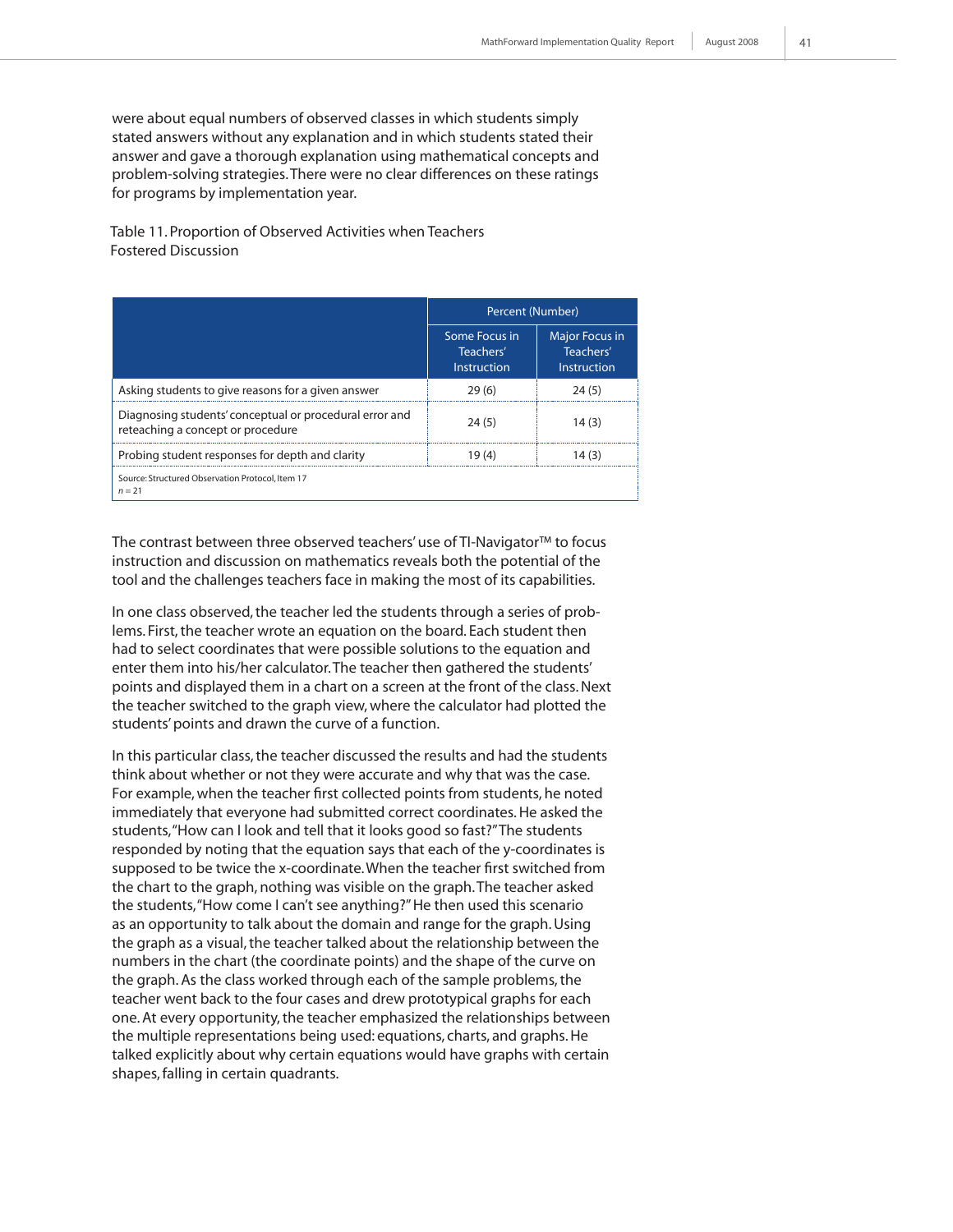were about equal numbers of observed classes in which students simply stated answers without any explanation and in which students stated their answer and gave a thorough explanation using mathematical concepts and problem-solving strategies. There were no clear differences on these ratings for programs by implementation year.

Table 11. Proportion of Observed Activities when Teachers Fostered Discussion

| | Percent (Number) | |
|---|---|---|
| | Some Focus in Teachers' Instruction | Major Focus in Teachers' Instruction |
| Asking students to give reasons for a given answer | 29 (6) | 24 (5) |
| Diagnosing students' conceptual or procedural error and reteaching a concept or procedure | 24 (5) | 14 (3) |
| Probing student responses for depth and clarity | 19 (4) | 14 (3) |

Source: Structured Observation Protocol, Item 17
*n* = 21

The contrast between three observed teachers' use of TI-Navigator™ to focus instruction and discussion on mathematics reveals both the potential of the tool and the challenges teachers face in making the most of its capabilities.

In one class observed, the teacher led the students through a series of problems. First, the teacher wrote an equation on the board. Each student then had to select coordinates that were possible solutions to the equation and enter them into his/her calculator. The teacher then gathered the students' points and displayed them in a chart on a screen at the front of the class. Next the teacher switched to the graph view, where the calculator had plotted the students' points and drawn the curve of a function.

In this particular class, the teacher discussed the results and had the students think about whether or not they were accurate and why that was the case. For example, when the teacher first collected points from students, he noted immediately that everyone had submitted correct coordinates. He asked the students, "How can I look and tell that it looks good so fast?" The students responded by noting that the equation says that each of the y-coordinates is supposed to be twice the x-coordinate. When the teacher first switched from the chart to the graph, nothing was visible on the graph. The teacher asked the students, "How come I can't see anything?" He then used this scenario as an opportunity to talk about the domain and range for the graph. Using the graph as a visual, the teacher talked about the relationship between the numbers in the chart (the coordinate points) and the shape of the curve on the graph. As the class worked through each of the sample problems, the teacher went back to the four cases and drew prototypical graphs for each one. At every opportunity, the teacher emphasized the relationships between the multiple representations being used: equations, charts, and graphs. He talked explicitly about why certain equations would have graphs with certain shapes, falling in certain quadrants.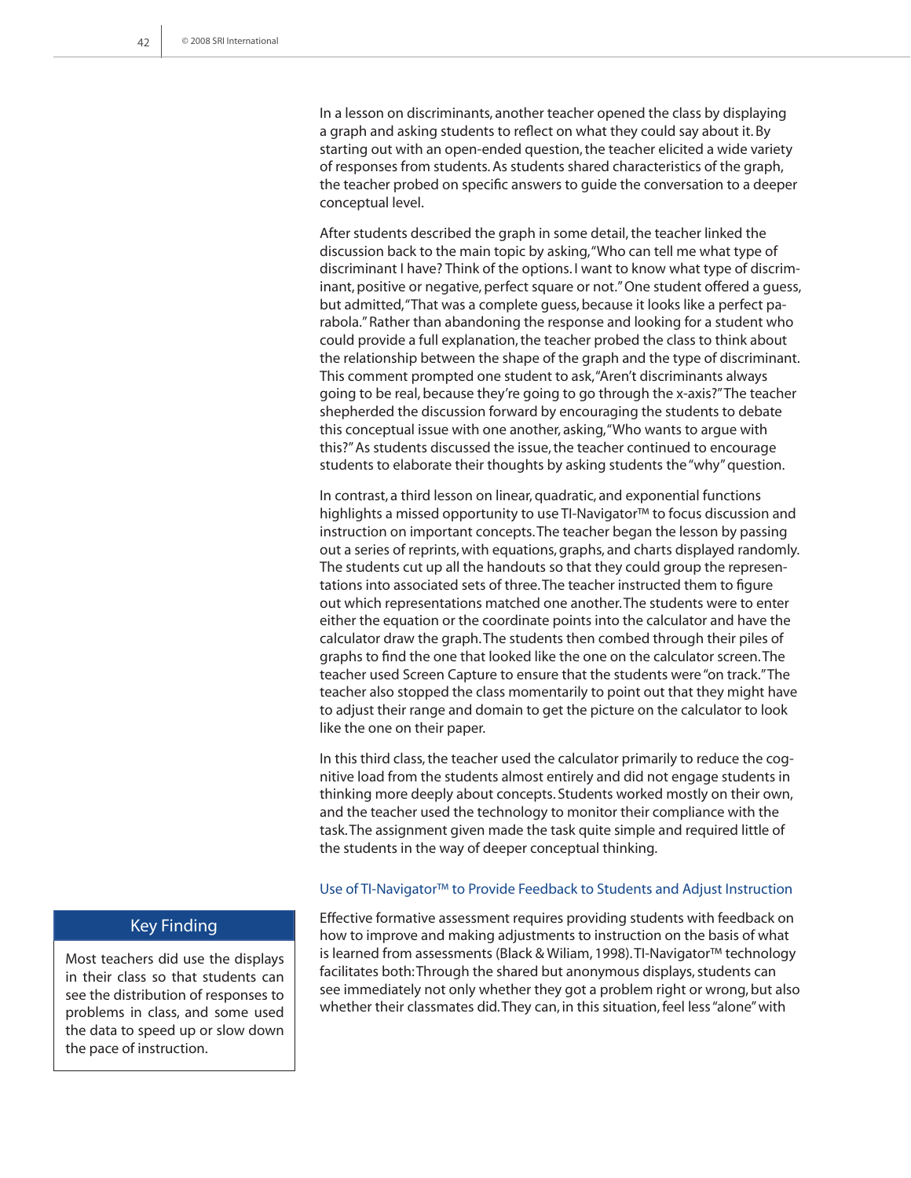In a lesson on discriminants, another teacher opened the class by displaying a graph and asking students to reflect on what they could say about it. By starting out with an open-ended question, the teacher elicited a wide variety of responses from students. As students shared characteristics of the graph, the teacher probed on specific answers to guide the conversation to a deeper conceptual level.

After students described the graph in some detail, the teacher linked the discussion back to the main topic by asking, "Who can tell me what type of discriminant I have? Think of the options. I want to know what type of discriminant, positive or negative, perfect square or not." One student offered a guess, but admitted, "That was a complete guess, because it looks like a perfect parabola." Rather than abandoning the response and looking for a student who could provide a full explanation, the teacher probed the class to think about the relationship between the shape of the graph and the type of discriminant. This comment prompted one student to ask, "Aren't discriminants always going to be real, because they're going to go through the x-axis?" The teacher shepherded the discussion forward by encouraging the students to debate this conceptual issue with one another, asking, "Who wants to argue with this?" As students discussed the issue, the teacher continued to encourage students to elaborate their thoughts by asking students the "why" question.

In contrast, a third lesson on linear, quadratic, and exponential functions highlights a missed opportunity to use TI-Navigator™ to focus discussion and instruction on important concepts. The teacher began the lesson by passing out a series of reprints, with equations, graphs, and charts displayed randomly. The students cut up all the handouts so that they could group the representations into associated sets of three. The teacher instructed them to figure out which representations matched one another. The students were to enter either the equation or the coordinate points into the calculator and have the calculator draw the graph. The students then combed through their piles of graphs to find the one that looked like the one on the calculator screen. The teacher used Screen Capture to ensure that the students were "on track." The teacher also stopped the class momentarily to point out that they might have to adjust their range and domain to get the picture on the calculator to look like the one on their paper.

In this third class, the teacher used the calculator primarily to reduce the cognitive load from the students almost entirely and did not engage students in thinking more deeply about concepts. Students worked mostly on their own, and the teacher used the technology to monitor their compliance with the task. The assignment given made the task quite simple and required little of the students in the way of deeper conceptual thinking.

### Use of TI-Navigator™ to Provide Feedback to Students and Adjust Instruction

Effective formative assessment requires providing students with feedback on how to improve and making adjustments to instruction on the basis of what is learned from assessments (Black & Wiliam, 1998). TI-Navigator™ technology facilitates both: Through the shared but anonymous displays, students can see immediately not only whether they got a problem right or wrong, but also whether their classmates did. They can, in this situation, feel less "alone" with

> **Key Finding**
>
> Most teachers did use the displays in their class so that students can see the distribution of responses to problems in class, and some used the data to speed up or slow down the pace of instruction.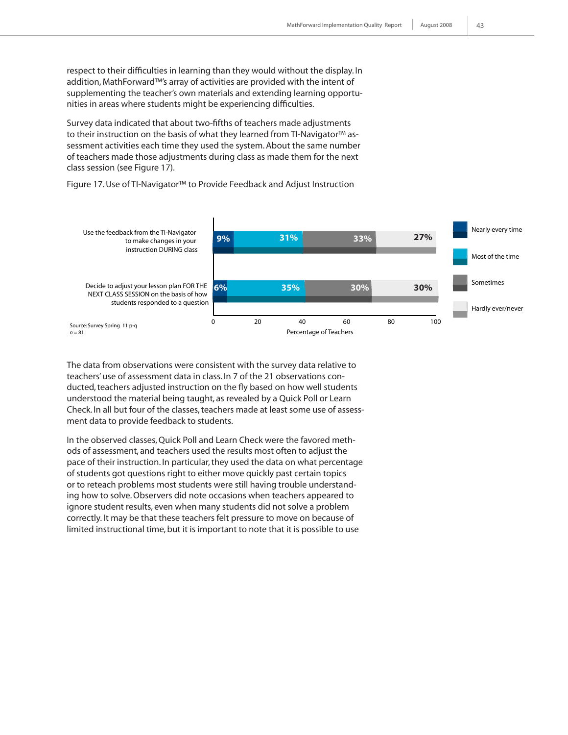respect to their difficulties in learning than they would without the display. In addition, MathForward™'s array of activities are provided with the intent of supplementing the teacher's own materials and extending learning opportunities in areas where students might be experiencing difficulties.

Survey data indicated that about two-fifths of teachers made adjustments to their instruction on the basis of what they learned from TI-Navigator™ assessment activities each time they used the system. About the same number of teachers made those adjustments during class as made them for the next class session (see Figure 17).

Figure 17. Use of TI-Navigator™ to Provide Feedback and Adjust Instruction

| | Nearly every time | Most of the time | Sometimes | Hardly ever/never |
|---|---|---|---|---|
| Use the feedback from the TI-Navigator to make changes in your instruction DURING class | 9% | 31% | 33% | 27% |
| Decide to adjust your lesson plan FOR THE NEXT CLASS SESSION on the basis of how students responded to a question | 6% | 35% | 30% | 30% |

Percentage of Teachers

Source: Survey Spring 11 p-q
*n* = 81

The data from observations were consistent with the survey data relative to teachers' use of assessment data in class. In 7 of the 21 observations conducted, teachers adjusted instruction on the fly based on how well students understood the material being taught, as revealed by a Quick Poll or Learn Check. In all but four of the classes, teachers made at least some use of assessment data to provide feedback to students.

In the observed classes, Quick Poll and Learn Check were the favored methods of assessment, and teachers used the results most often to adjust the pace of their instruction. In particular, they used the data on what percentage of students got questions right to either move quickly past certain topics or to reteach problems most students were still having trouble understanding how to solve. Observers did note occasions when teachers appeared to ignore student results, even when many students did not solve a problem correctly. It may be that these teachers felt pressure to move on because of limited instructional time, but it is important to note that it is possible to use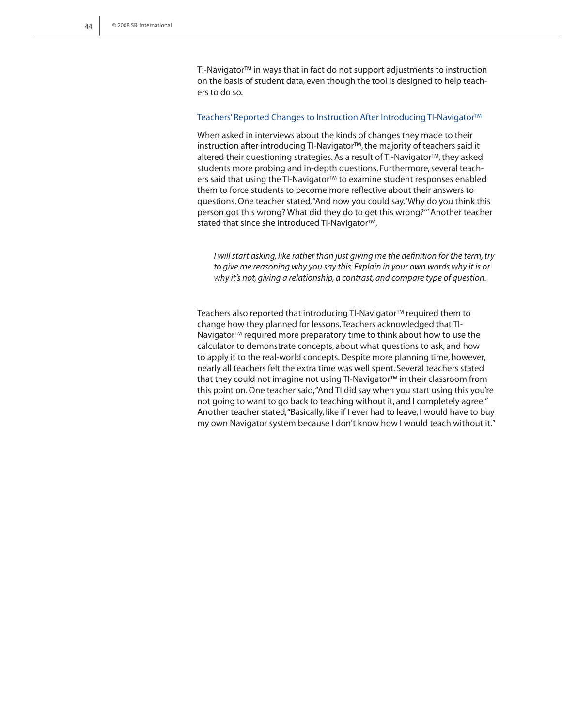TI-Navigator™ in ways that in fact do not support adjustments to instruction on the basis of student data, even though the tool is designed to help teachers to do so.

### Teachers' Reported Changes to Instruction After Introducing TI-Navigator™

When asked in interviews about the kinds of changes they made to their instruction after introducing TI-Navigator™, the majority of teachers said it altered their questioning strategies. As a result of TI-Navigator™, they asked students more probing and in-depth questions. Furthermore, several teachers said that using the TI-Navigator™ to examine student responses enabled them to force students to become more reflective about their answers to questions. One teacher stated, "And now you could say, 'Why do you think this person got this wrong? What did they do to get this wrong?'" Another teacher stated that since she introduced TI-Navigator™,

> *I will start asking, like rather than just giving me the definition for the term, try to give me reasoning why you say this. Explain in your own words why it is or why it's not, giving a relationship, a contrast, and compare type of question.*

Teachers also reported that introducing TI-Navigator™ required them to change how they planned for lessons. Teachers acknowledged that TI-Navigator™ required more preparatory time to think about how to use the calculator to demonstrate concepts, about what questions to ask, and how to apply it to the real-world concepts. Despite more planning time, however, nearly all teachers felt the extra time was well spent. Several teachers stated that they could not imagine not using TI-Navigator™ in their classroom from this point on. One teacher said, "And TI did say when you start using this you're not going to want to go back to teaching without it, and I completely agree." Another teacher stated, "Basically, like if I ever had to leave, I would have to buy my own Navigator system because I don't know how I would teach without it."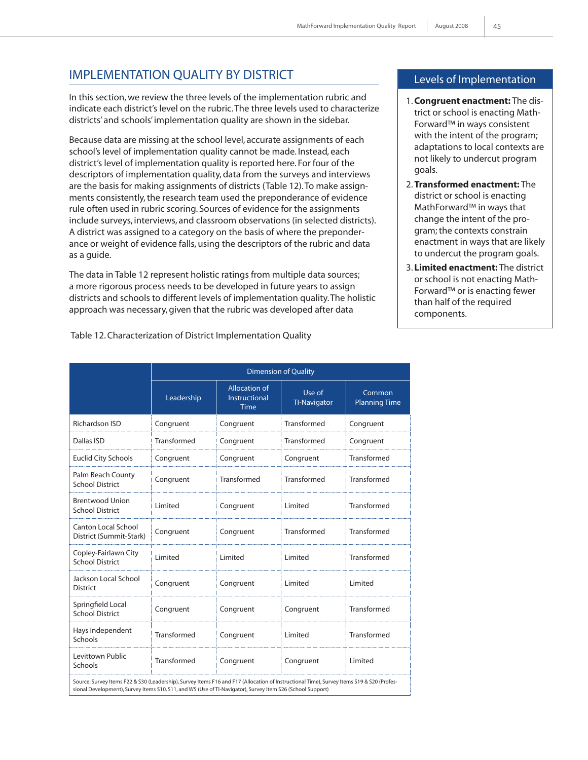## IMPLEMENTATION QUALITY BY DISTRICT

In this section, we review the three levels of the implementation rubric and indicate each district's level on the rubric. The three levels used to characterize districts' and schools' implementation quality are shown in the sidebar.

Because data are missing at the school level, accurate assignments of each school's level of implementation quality cannot be made. Instead, each district's level of implementation quality is reported here. For four of the descriptors of implementation quality, data from the surveys and interviews are the basis for making assignments of districts (Table 12). To make assignments consistently, the research team used the preponderance of evidence rule often used in rubric scoring. Sources of evidence for the assignments include surveys, interviews, and classroom observations (in selected districts). A district was assigned to a category on the basis of where the preponderance or weight of evidence falls, using the descriptors of the rubric and data as a guide.

The data in Table 12 represent holistic ratings from multiple data sources; a more rigorous process needs to be developed in future years to assign districts and schools to different levels of implementation quality. The holistic approach was necessary, given that the rubric was developed after data

### Levels of Implementation

1. **Congruent enactment:** The district or school is enacting MathForward™ in ways consistent with the intent of the program; adaptations to local contexts are not likely to undercut program goals.
2. **Transformed enactment:** The district or school is enacting MathForward™ in ways that change the intent of the program; the contexts constrain enactment in ways that are likely to undercut the program goals.
3. **Limited enactment:** The district or school is not enacting MathForward™ or is enacting fewer than half of the required components.

Table 12. Characterization of District Implementation Quality

| | Dimension of Quality | | | |
|---|---|---|---|---|
| | Leadership | Allocation of Instructional Time | Use of TI-Navigator | Common Planning Time |
| Richardson ISD | Congruent | Congruent | Transformed | Congruent |
| Dallas ISD | Transformed | Congruent | Transformed | Congruent |
| Euclid City Schools | Congruent | Congruent | Congruent | Transformed |
| Palm Beach County School District | Congruent | Transformed | Transformed | Transformed |
| Brentwood Union School District | Limited | Congruent | Limited | Transformed |
| Canton Local School District (Summit-Stark) | Congruent | Congruent | Transformed | Transformed |
| Copley-Fairlawn City School District | Limited | Limited | Limited | Transformed |
| Jackson Local School District | Congruent | Congruent | Limited | Limited |
| Springfield Local School District | Congruent | Congruent | Congruent | Transformed |
| Hays Independent Schools | Transformed | Congruent | Limited | Transformed |
| Levittown Public Schools | Transformed | Congruent | Congruent | Limited |

Source: Survey Items F22 & S30 (Leadership), Survey Items F16 and F17 (Allocation of Instructional Time), Survey Items S19 & S20 (Professional Development), Survey Items S10, S11, and W5 (Use of TI-Navigator), Survey Item S26 (School Support)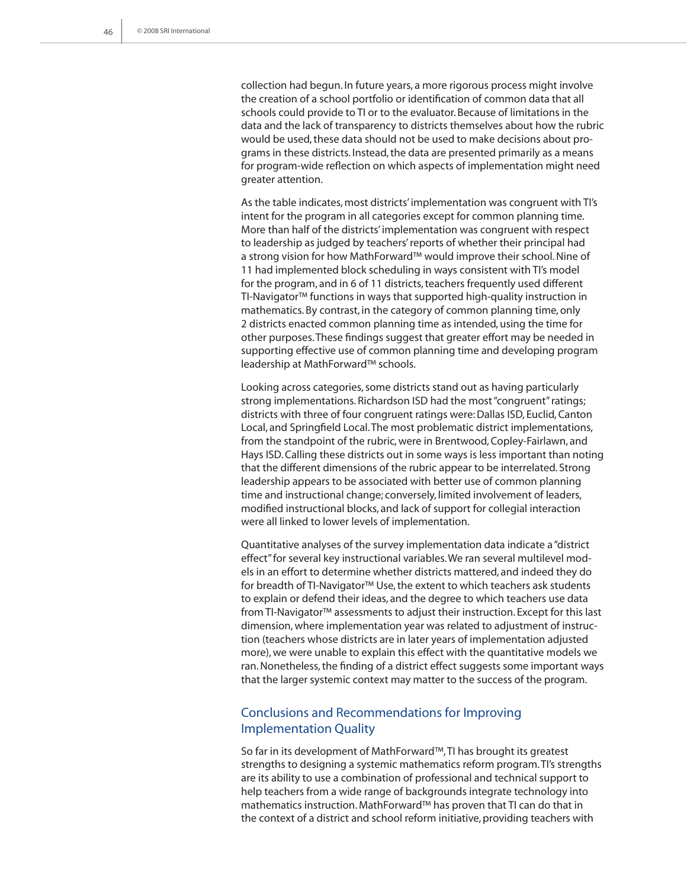collection had begun. In future years, a more rigorous process might involve the creation of a school portfolio or identification of common data that all schools could provide to TI or to the evaluator. Because of limitations in the data and the lack of transparency to districts themselves about how the rubric would be used, these data should not be used to make decisions about programs in these districts. Instead, the data are presented primarily as a means for program-wide reflection on which aspects of implementation might need greater attention.

As the table indicates, most districts' implementation was congruent with TI's intent for the program in all categories except for common planning time. More than half of the districts' implementation was congruent with respect to leadership as judged by teachers' reports of whether their principal had a strong vision for how MathForward™ would improve their school. Nine of 11 had implemented block scheduling in ways consistent with TI's model for the program, and in 6 of 11 districts, teachers frequently used different TI-Navigator™ functions in ways that supported high-quality instruction in mathematics. By contrast, in the category of common planning time, only 2 districts enacted common planning time as intended, using the time for other purposes. These findings suggest that greater effort may be needed in supporting effective use of common planning time and developing program leadership at MathForward™ schools.

Looking across categories, some districts stand out as having particularly strong implementations. Richardson ISD had the most "congruent" ratings; districts with three of four congruent ratings were: Dallas ISD, Euclid, Canton Local, and Springfield Local. The most problematic district implementations, from the standpoint of the rubric, were in Brentwood, Copley-Fairlawn, and Hays ISD. Calling these districts out in some ways is less important than noting that the different dimensions of the rubric appear to be interrelated. Strong leadership appears to be associated with better use of common planning time and instructional change; conversely, limited involvement of leaders, modified instructional blocks, and lack of support for collegial interaction were all linked to lower levels of implementation.

Quantitative analyses of the survey implementation data indicate a "district effect" for several key instructional variables. We ran several multilevel models in an effort to determine whether districts mattered, and indeed they do for breadth of TI-Navigator™ Use, the extent to which teachers ask students to explain or defend their ideas, and the degree to which teachers use data from TI-Navigator™ assessments to adjust their instruction. Except for this last dimension, where implementation year was related to adjustment of instruction (teachers whose districts are in later years of implementation adjusted more), we were unable to explain this effect with the quantitative models we ran. Nonetheless, the finding of a district effect suggests some important ways that the larger systemic context may matter to the success of the program.

## Conclusions and Recommendations for Improving Implementation Quality

So far in its development of MathForward™, TI has brought its greatest strengths to designing a systemic mathematics reform program. TI's strengths are its ability to use a combination of professional and technical support to help teachers from a wide range of backgrounds integrate technology into mathematics instruction. MathForward™ has proven that TI can do that in the context of a district and school reform initiative, providing teachers with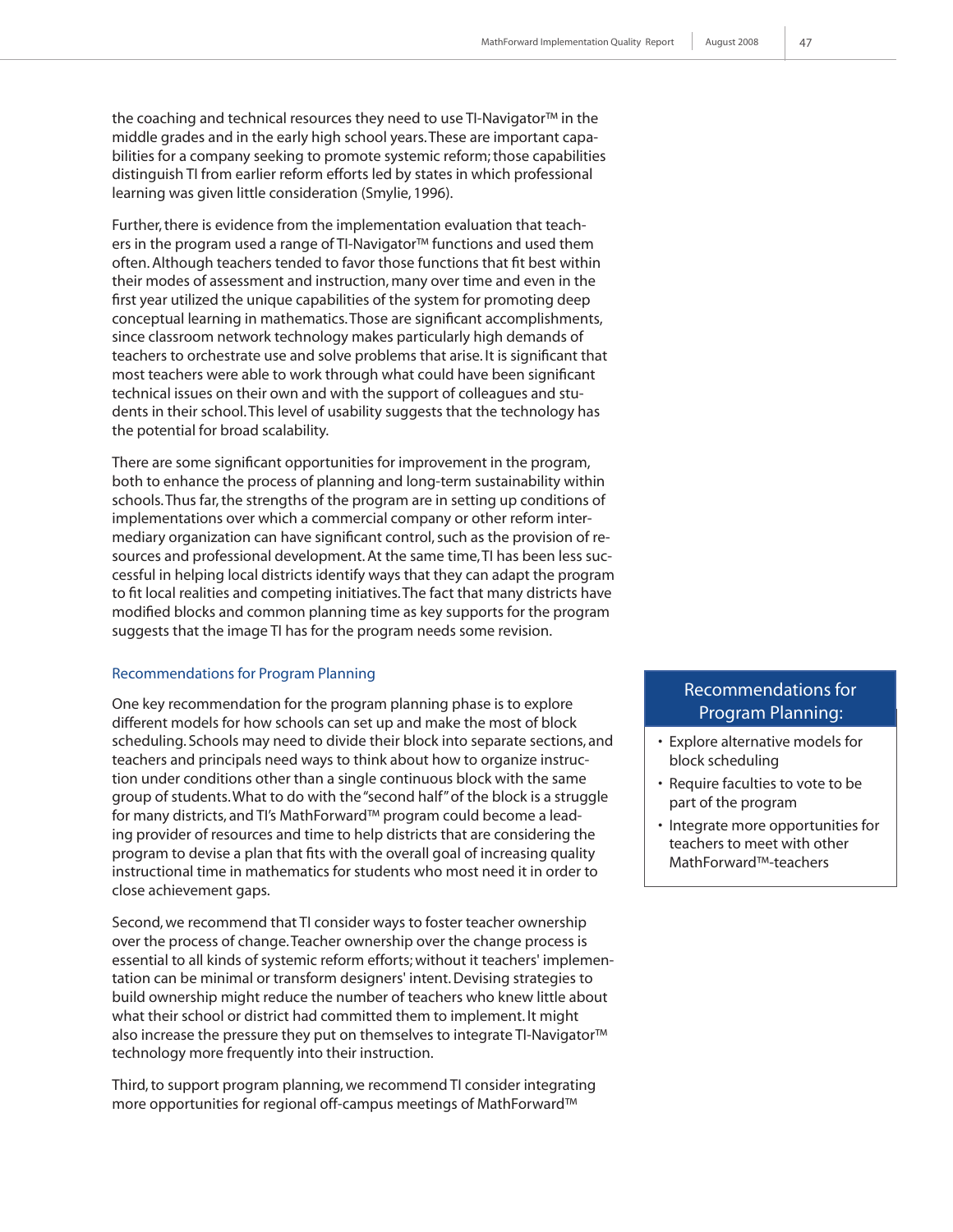the coaching and technical resources they need to use TI-Navigator™ in the middle grades and in the early high school years. These are important capabilities for a company seeking to promote systemic reform; those capabilities distinguish TI from earlier reform efforts led by states in which professional learning was given little consideration (Smylie, 1996).

Further, there is evidence from the implementation evaluation that teachers in the program used a range of TI-Navigator™ functions and used them often. Although teachers tended to favor those functions that fit best within their modes of assessment and instruction, many over time and even in the first year utilized the unique capabilities of the system for promoting deep conceptual learning in mathematics. Those are significant accomplishments, since classroom network technology makes particularly high demands of teachers to orchestrate use and solve problems that arise. It is significant that most teachers were able to work through what could have been significant technical issues on their own and with the support of colleagues and students in their school. This level of usability suggests that the technology has the potential for broad scalability.

There are some significant opportunities for improvement in the program, both to enhance the process of planning and long-term sustainability within schools. Thus far, the strengths of the program are in setting up conditions of implementations over which a commercial company or other reform intermediary organization can have significant control, such as the provision of resources and professional development. At the same time, TI has been less successful in helping local districts identify ways that they can adapt the program to fit local realities and competing initiatives. The fact that many districts have modified blocks and common planning time as key supports for the program suggests that the image TI has for the program needs some revision.

### Recommendations for Program Planning

One key recommendation for the program planning phase is to explore different models for how schools can set up and make the most of block scheduling. Schools may need to divide their block into separate sections, and teachers and principals need ways to think about how to organize instruction under conditions other than a single continuous block with the same group of students. What to do with the "second half" of the block is a struggle for many districts, and TI's MathForward™ program could become a leading provider of resources and time to help districts that are considering the program to devise a plan that fits with the overall goal of increasing quality instructional time in mathematics for students who most need it in order to close achievement gaps.

Second, we recommend that TI consider ways to foster teacher ownership over the process of change. Teacher ownership over the change process is essential to all kinds of systemic reform efforts; without it teachers' implementation can be minimal or transform designers' intent. Devising strategies to build ownership might reduce the number of teachers who knew little about what their school or district had committed them to implement. It might also increase the pressure they put on themselves to integrate TI-Navigator™ technology more frequently into their instruction.

Third, to support program planning, we recommend TI consider integrating more opportunities for regional off-campus meetings of MathForward™

**Recommendations for Program Planning:**

- Explore alternative models for block scheduling
- Require faculties to vote to be part of the program
- Integrate more opportunities for teachers to meet with other MathForward™-teachers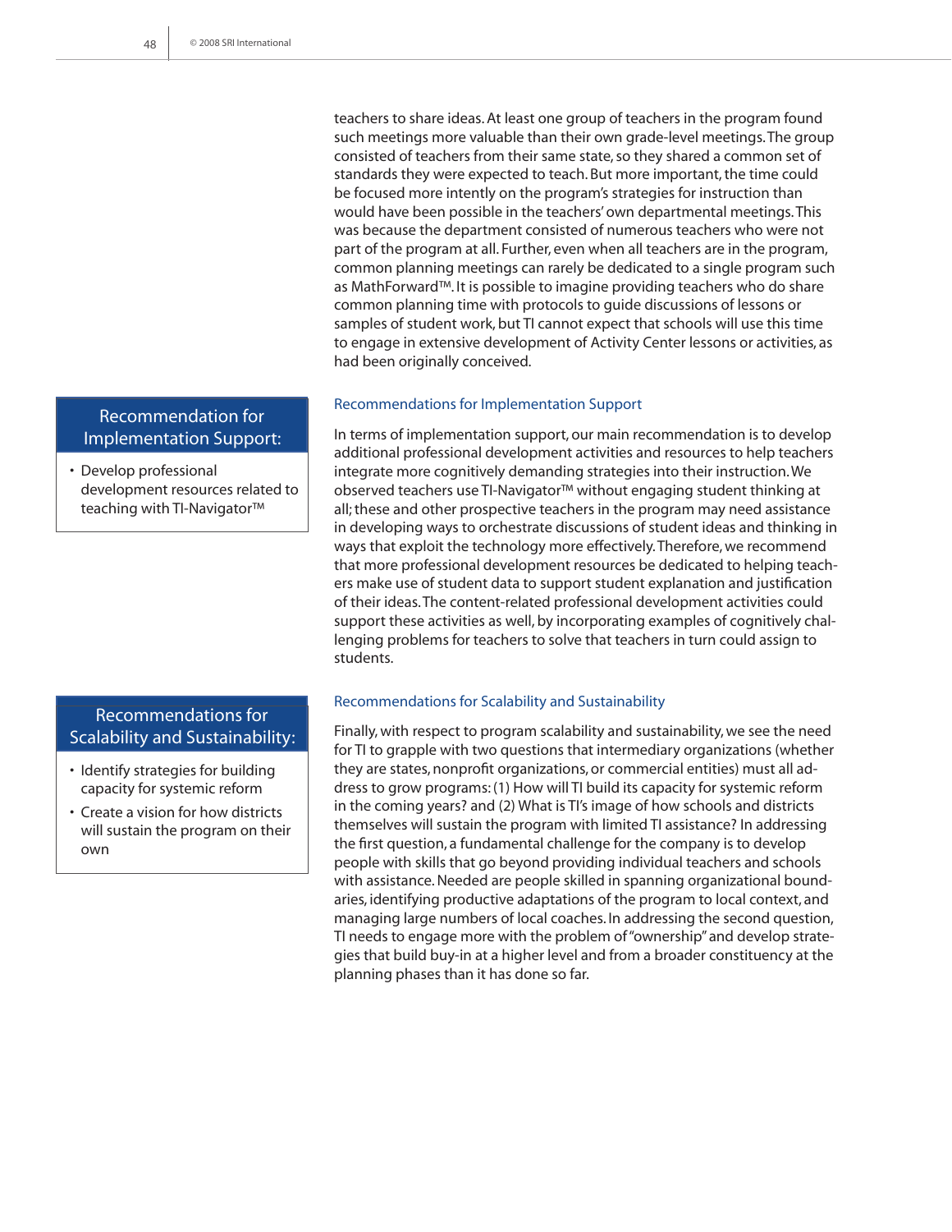teachers to share ideas. At least one group of teachers in the program found such meetings more valuable than their own grade-level meetings. The group consisted of teachers from their same state, so they shared a common set of standards they were expected to teach. But more important, the time could be focused more intently on the program's strategies for instruction than would have been possible in the teachers' own departmental meetings. This was because the department consisted of numerous teachers who were not part of the program at all. Further, even when all teachers are in the program, common planning meetings can rarely be dedicated to a single program such as MathForward™. It is possible to imagine providing teachers who do share common planning time with protocols to guide discussions of lessons or samples of student work, but TI cannot expect that schools will use this time to engage in extensive development of Activity Center lessons or activities, as had been originally conceived.

> **Recommendation for Implementation Support:**
>
> - Develop professional development resources related to teaching with TI-Navigator™

### Recommendations for Implementation Support

In terms of implementation support, our main recommendation is to develop additional professional development activities and resources to help teachers integrate more cognitively demanding strategies into their instruction. We observed teachers use TI-Navigator™ without engaging student thinking at all; these and other prospective teachers in the program may need assistance in developing ways to orchestrate discussions of student ideas and thinking in ways that exploit the technology more effectively. Therefore, we recommend that more professional development resources be dedicated to helping teachers make use of student data to support student explanation and justification of their ideas. The content-related professional development activities could support these activities as well, by incorporating examples of cognitively challenging problems for teachers to solve that teachers in turn could assign to students.

> **Recommendations for Scalability and Sustainability:**
>
> - Identify strategies for building capacity for systemic reform
> - Create a vision for how districts will sustain the program on their own

### Recommendations for Scalability and Sustainability

Finally, with respect to program scalability and sustainability, we see the need for TI to grapple with two questions that intermediary organizations (whether they are states, nonprofit organizations, or commercial entities) must all address to grow programs: (1) How will TI build its capacity for systemic reform in the coming years? and (2) What is TI's image of how schools and districts themselves will sustain the program with limited TI assistance? In addressing the first question, a fundamental challenge for the company is to develop people with skills that go beyond providing individual teachers and schools with assistance. Needed are people skilled in spanning organizational boundaries, identifying productive adaptations of the program to local context, and managing large numbers of local coaches. In addressing the second question, TI needs to engage more with the problem of "ownership" and develop strategies that build buy-in at a higher level and from a broader constituency at the planning phases than it has done so far.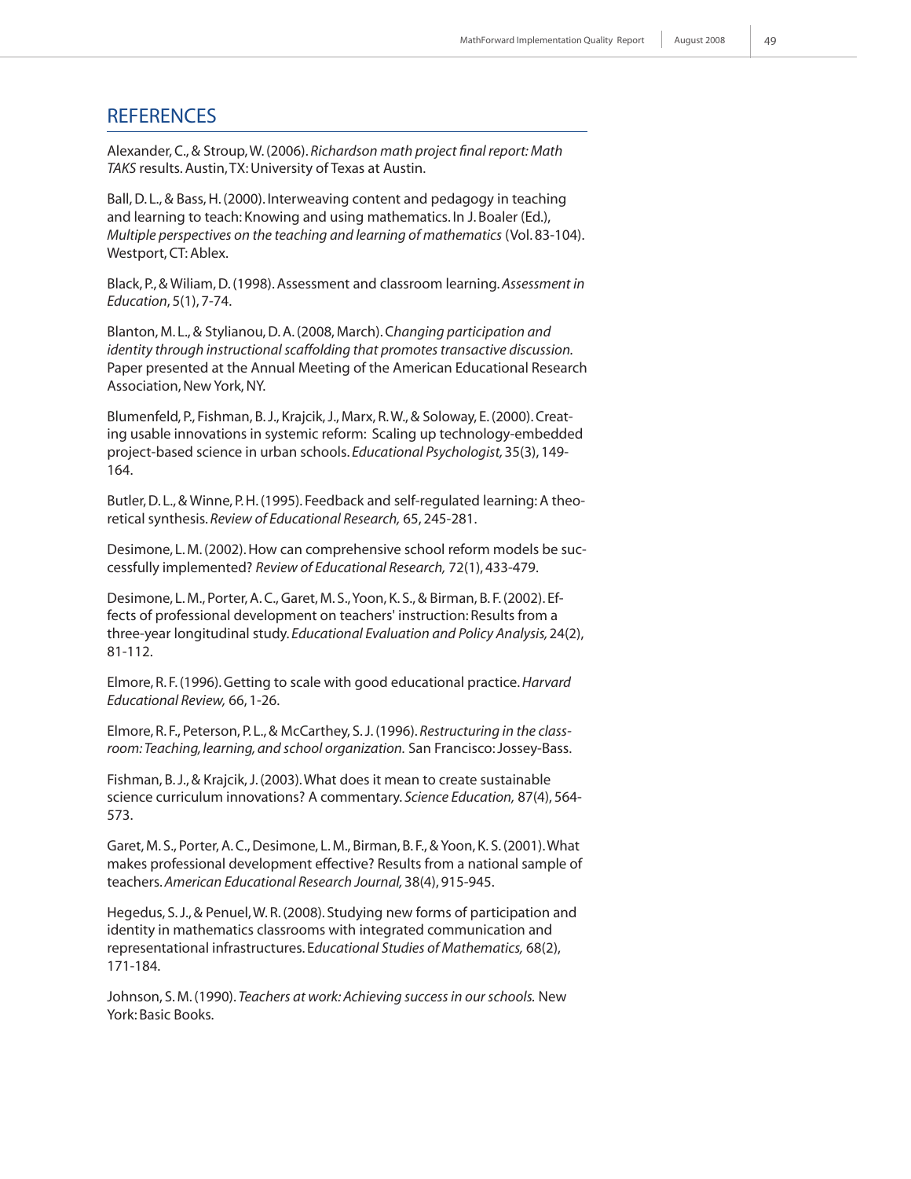## REFERENCES

Alexander, C., & Stroup, W. (2006). *Richardson math project final report: Math TAKS* results. Austin, TX: University of Texas at Austin.

Ball, D. L., & Bass, H. (2000). Interweaving content and pedagogy in teaching and learning to teach: Knowing and using mathematics. In J. Boaler (Ed.), *Multiple perspectives on the teaching and learning of mathematics* (Vol. 83-104). Westport, CT: Ablex.

Black, P., & Wiliam, D. (1998). Assessment and classroom learning. *Assessment in Education*, 5(1), 7-74.

Blanton, M. L., & Stylianou, D. A. (2008, March). C*hanging participation and identity through instructional scaffolding that promotes transactive discussion.* Paper presented at the Annual Meeting of the American Educational Research Association, New York, NY.

Blumenfeld, P., Fishman, B. J., Krajcik, J., Marx, R. W., & Soloway, E. (2000). Creating usable innovations in systemic reform: Scaling up technology-embedded project-based science in urban schools. *Educational Psychologist,* 35(3), 149-164.

Butler, D. L., & Winne, P. H. (1995). Feedback and self-regulated learning: A theoretical synthesis. *Review of Educational Research,* 65, 245-281.

Desimone, L. M. (2002). How can comprehensive school reform models be successfully implemented? *Review of Educational Research,* 72(1), 433-479.

Desimone, L. M., Porter, A. C., Garet, M. S., Yoon, K. S., & Birman, B. F. (2002). Effects of professional development on teachers' instruction: Results from a three-year longitudinal study. *Educational Evaluation and Policy Analysis,* 24(2), 81-112.

Elmore, R. F. (1996). Getting to scale with good educational practice. *Harvard Educational Review,* 66, 1-26.

Elmore, R. F., Peterson, P. L., & McCarthey, S. J. (1996). *Restructuring in the classroom: Teaching, learning, and school organization.* San Francisco: Jossey-Bass.

Fishman, B. J., & Krajcik, J. (2003). What does it mean to create sustainable science curriculum innovations? A commentary. *Science Education,* 87(4), 564-573.

Garet, M. S., Porter, A. C., Desimone, L. M., Birman, B. F., & Yoon, K. S. (2001). What makes professional development effective? Results from a national sample of teachers. *American Educational Research Journal,* 38(4), 915-945.

Hegedus, S. J., & Penuel, W. R. (2008). Studying new forms of participation and identity in mathematics classrooms with integrated communication and representational infrastructures. E*ducational Studies of Mathematics,* 68(2), 171-184.

Johnson, S. M. (1990). *Teachers at work: Achieving success in our schools.* New York: Basic Books.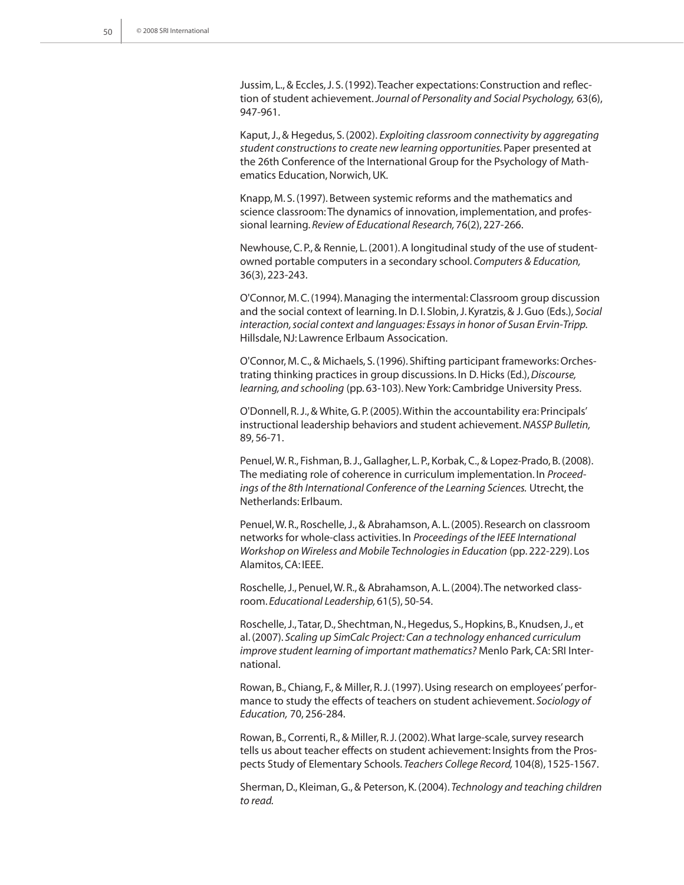Jussim, L., & Eccles, J. S. (1992). Teacher expectations: Construction and reflection of student achievement. *Journal of Personality and Social Psychology,* 63(6), 947-961.

Kaput, J., & Hegedus, S. (2002). *Exploiting classroom connectivity by aggregating student constructions to create new learning opportunities.* Paper presented at the 26th Conference of the International Group for the Psychology of Mathematics Education, Norwich, UK.

Knapp, M. S. (1997). Between systemic reforms and the mathematics and science classroom: The dynamics of innovation, implementation, and professional learning. *Review of Educational Research,* 76(2), 227-266.

Newhouse, C. P., & Rennie, L. (2001). A longitudinal study of the use of student-owned portable computers in a secondary school. *Computers & Education,* 36(3), 223-243.

O'Connor, M. C. (1994). Managing the intermental: Classroom group discussion and the social context of learning. In D. I. Slobin, J. Kyratzis, & J. Guo (Eds.), *Social interaction, social context and languages: Essays in honor of Susan Ervin-Tripp.* Hillsdale, NJ: Lawrence Erlbaum Assocication.

O'Connor, M. C., & Michaels, S. (1996). Shifting participant frameworks: Orchestrating thinking practices in group discussions. In D. Hicks (Ed.), *Discourse, learning, and schooling* (pp. 63-103). New York: Cambridge University Press.

O'Donnell, R. J., & White, G. P. (2005). Within the accountability era: Principals' instructional leadership behaviors and student achievement. *NASSP Bulletin,* 89, 56-71.

Penuel, W. R., Fishman, B. J., Gallagher, L. P., Korbak, C., & Lopez-Prado, B. (2008). The mediating role of coherence in curriculum implementation. In *Proceedings of the 8th International Conference of the Learning Sciences.* Utrecht, the Netherlands: Erlbaum.

Penuel, W. R., Roschelle, J., & Abrahamson, A. L. (2005). Research on classroom networks for whole-class activities. In *Proceedings of the IEEE International Workshop on Wireless and Mobile Technologies in Education* (pp. 222-229). Los Alamitos, CA: IEEE.

Roschelle, J., Penuel, W. R., & Abrahamson, A. L. (2004). The networked classroom. *Educational Leadership,* 61(5), 50-54.

Roschelle, J., Tatar, D., Shechtman, N., Hegedus, S., Hopkins, B., Knudsen, J., et al. (2007). *Scaling up SimCalc Project: Can a technology enhanced curriculum improve student learning of important mathematics?* Menlo Park, CA: SRI International.

Rowan, B., Chiang, F., & Miller, R. J. (1997). Using research on employees' performance to study the effects of teachers on student achievement. *Sociology of Education,* 70, 256-284.

Rowan, B., Correnti, R., & Miller, R. J. (2002). What large-scale, survey research tells us about teacher effects on student achievement: Insights from the Prospects Study of Elementary Schools. *Teachers College Record,* 104(8), 1525-1567.

Sherman, D., Kleiman, G., & Peterson, K. (2004). *Technology and teaching children to read.*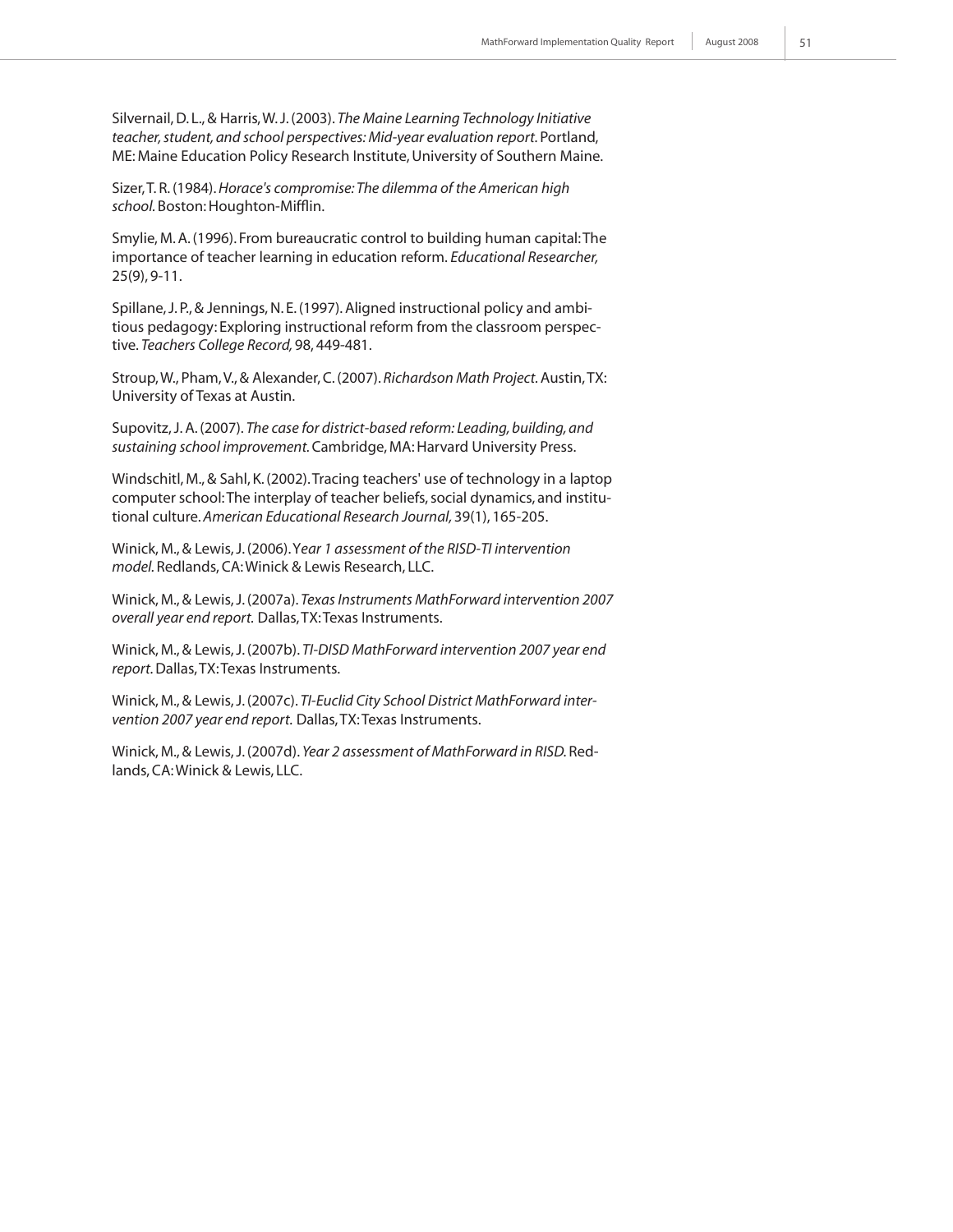Silvernail, D. L., & Harris, W. J. (2003). *The Maine Learning Technology Initiative teacher, student, and school perspectives: Mid-year evaluation report.* Portland, ME: Maine Education Policy Research Institute, University of Southern Maine.

Sizer, T. R. (1984). *Horace's compromise: The dilemma of the American high school.* Boston: Houghton-Mifflin.

Smylie, M. A. (1996). From bureaucratic control to building human capital: The importance of teacher learning in education reform. *Educational Researcher,* 25(9), 9-11.

Spillane, J. P., & Jennings, N. E. (1997). Aligned instructional policy and ambitious pedagogy: Exploring instructional reform from the classroom perspective. *Teachers College Record,* 98, 449-481.

Stroup, W., Pham, V., & Alexander, C. (2007). *Richardson Math Project.* Austin, TX: University of Texas at Austin.

Supovitz, J. A. (2007). *The case for district-based reform: Leading, building, and sustaining school improvement.* Cambridge, MA: Harvard University Press.

Windschitl, M., & Sahl, K. (2002). Tracing teachers' use of technology in a laptop computer school: The interplay of teacher beliefs, social dynamics, and institutional culture. *American Educational Research Journal,* 39(1), 165-205.

Winick, M., & Lewis, J. (2006). *Year 1 assessment of the RISD-TI intervention model.* Redlands, CA: Winick & Lewis Research, LLC.

Winick, M., & Lewis, J. (2007a). *Texas Instruments MathForward intervention 2007 overall year end report.* Dallas, TX: Texas Instruments.

Winick, M., & Lewis, J. (2007b). *TI-DISD MathForward intervention 2007 year end report.* Dallas, TX: Texas Instruments.

Winick, M., & Lewis, J. (2007c). *TI-Euclid City School District MathForward intervention 2007 year end report.* Dallas, TX: Texas Instruments.

Winick, M., & Lewis, J. (2007d). *Year 2 assessment of MathForward in RISD.* Redlands, CA: Winick & Lewis, LLC.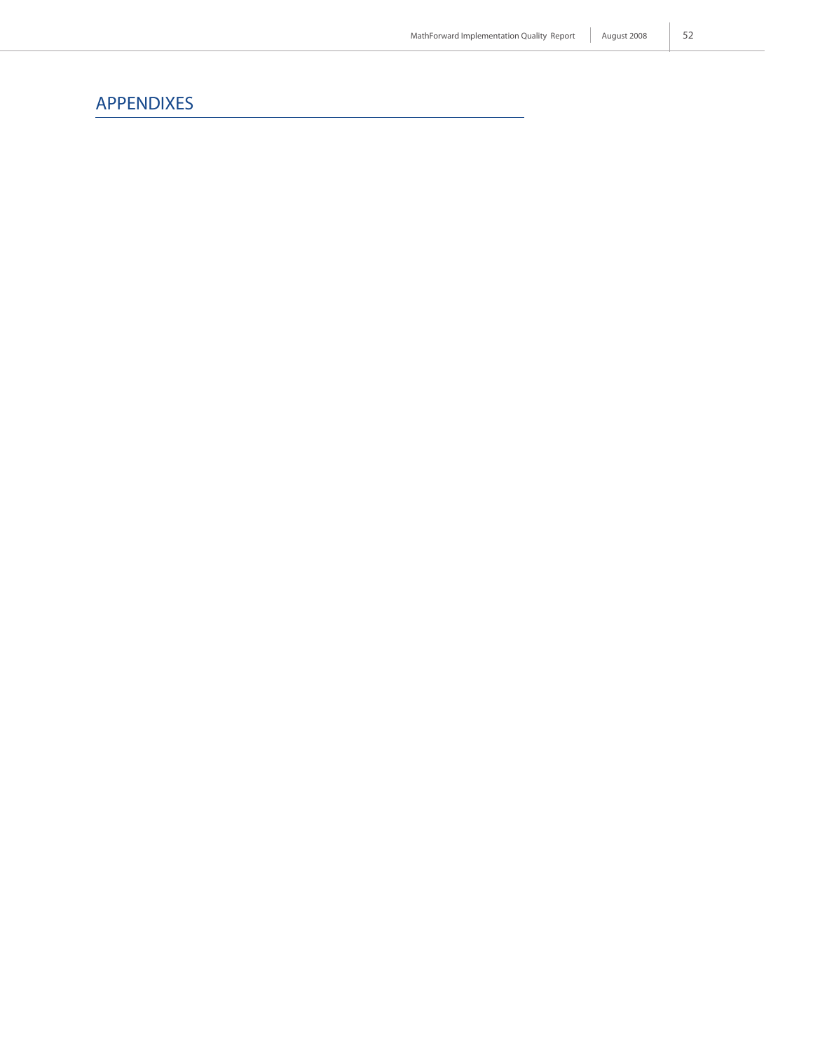# APPENDIXES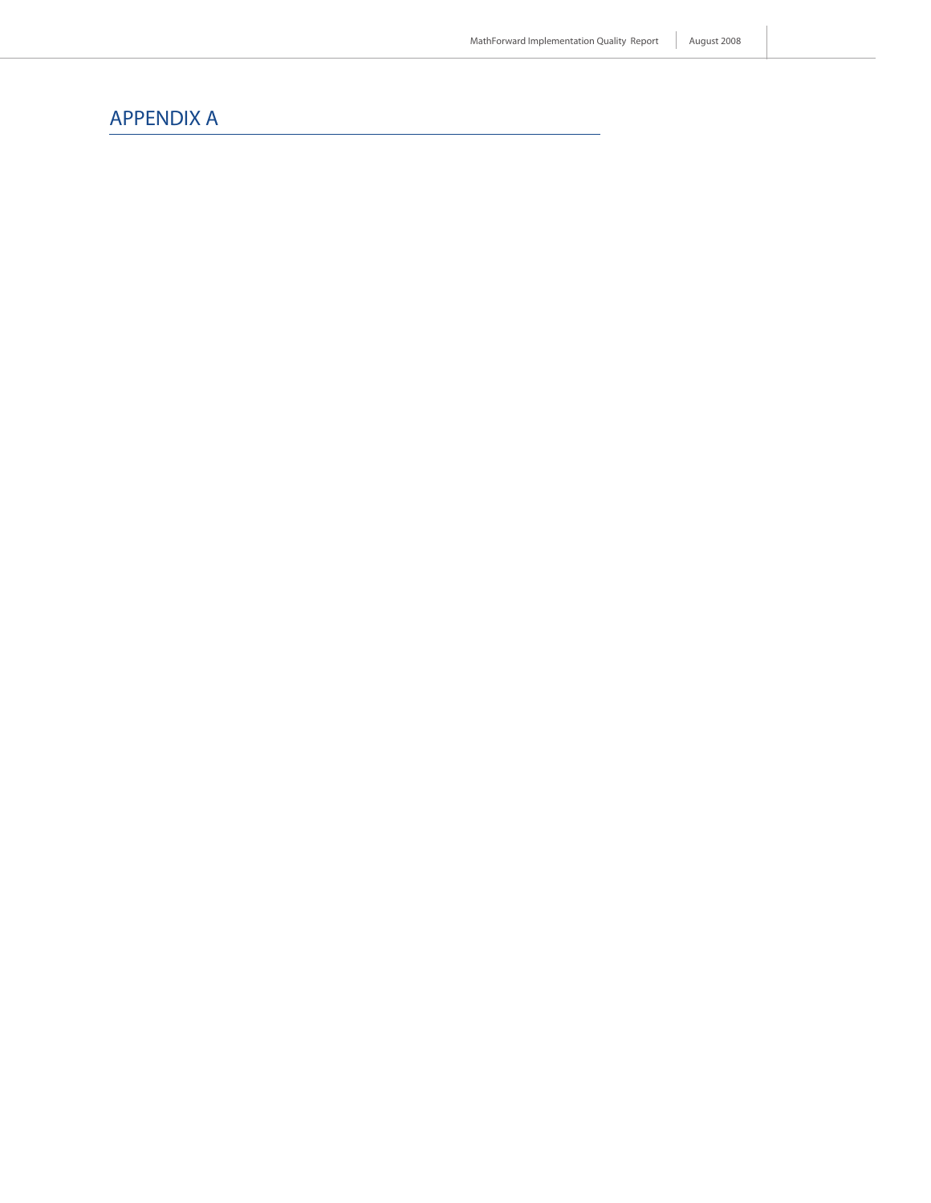# APPENDIX A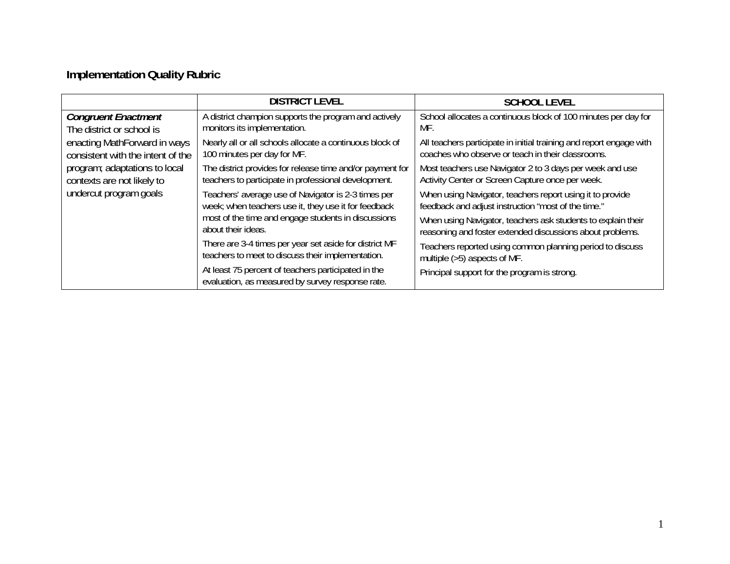## Implementation Quality Rubric

| | DISTRICT LEVEL | SCHOOL LEVEL |
|---|---|---|
| ***Congruent Enactment*** The district or school is enacting MathForward in ways consistent with the intent of the program; adaptations to local contexts are not likely to undercut program goals | A district champion supports the program and actively monitors its implementation.<br><br>Nearly all or all schools allocate a continuous block of 100 minutes per day for MF.<br><br>The district provides for release time and/or payment for teachers to participate in professional development.<br><br>Teachers' average use of Navigator is 2-3 times per week; when teachers use it, they use it for feedback most of the time and engage students in discussions about their ideas.<br><br>There are 3-4 times per year set aside for district MF teachers to meet to discuss their implementation.<br><br>At least 75 percent of teachers participated in the evaluation, as measured by survey response rate. | School allocates a continuous block of 100 minutes per day for MF.<br><br>All teachers participate in initial training and report engage with coaches who observe or teach in their classrooms.<br><br>Most teachers use Navigator 2 to 3 days per week and use Activity Center or Screen Capture once per week.<br><br>When using Navigator, teachers report using it to provide feedback and adjust instruction "most of the time."<br><br>When using Navigator, teachers ask students to explain their reasoning and foster extended discussions about problems.<br><br>Teachers reported using common planning period to discuss multiple (>5) aspects of MF.<br><br>Principal support for the program is strong. |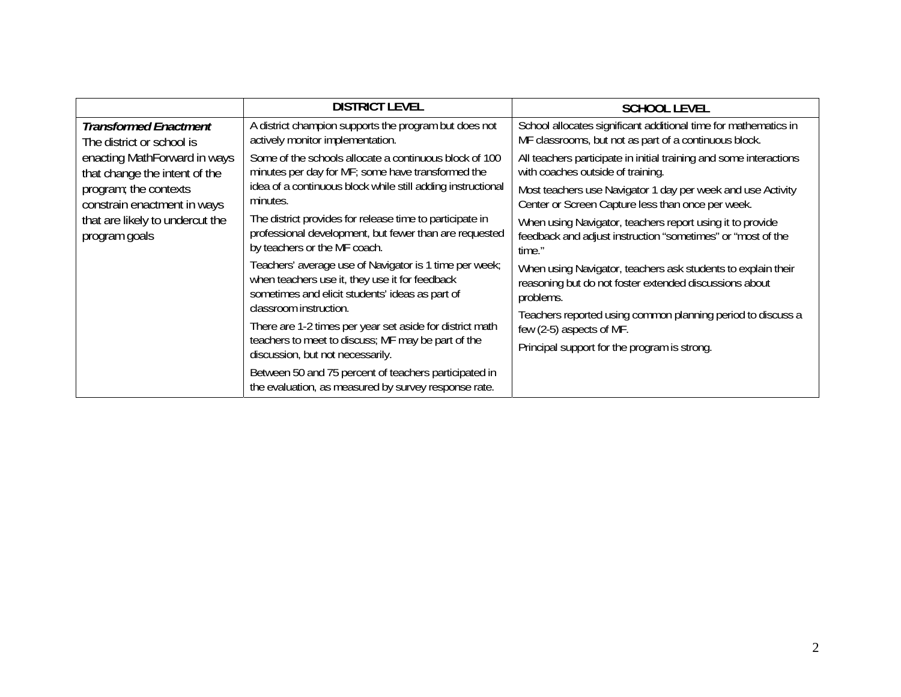| | DISTRICT LEVEL | SCHOOL LEVEL |
|---|---|---|
| ***Transformed Enactment*** The district or school is enacting MathForward in ways that change the intent of the program; the contexts constrain enactment in ways that are likely to undercut the program goals | A district champion supports the program but does not actively monitor implementation.<br><br>Some of the schools allocate a continuous block of 100 minutes per day for MF; some have transformed the idea of a continuous block while still adding instructional minutes.<br><br>The district provides for release time to participate in professional development, but fewer than are requested by teachers or the MF coach.<br><br>Teachers' average use of Navigator is 1 time per week; when teachers use it, they use it for feedback sometimes and elicit students' ideas as part of classroom instruction.<br><br>There are 1-2 times per year set aside for district math teachers to meet to discuss; MF may be part of the discussion, but not necessarily.<br><br>Between 50 and 75 percent of teachers participated in the evaluation, as measured by survey response rate. | School allocates significant additional time for mathematics in MF classrooms, but not as part of a continuous block.<br><br>All teachers participate in initial training and some interactions with coaches outside of training.<br><br>Most teachers use Navigator 1 day per week and use Activity Center or Screen Capture less than once per week.<br><br>When using Navigator, teachers report using it to provide feedback and adjust instruction "sometimes" or "most of the time."<br><br>When using Navigator, teachers ask students to explain their reasoning but do not foster extended discussions about problems.<br><br>Teachers reported using common planning period to discuss a few (2-5) aspects of MF.<br><br>Principal support for the program is strong. |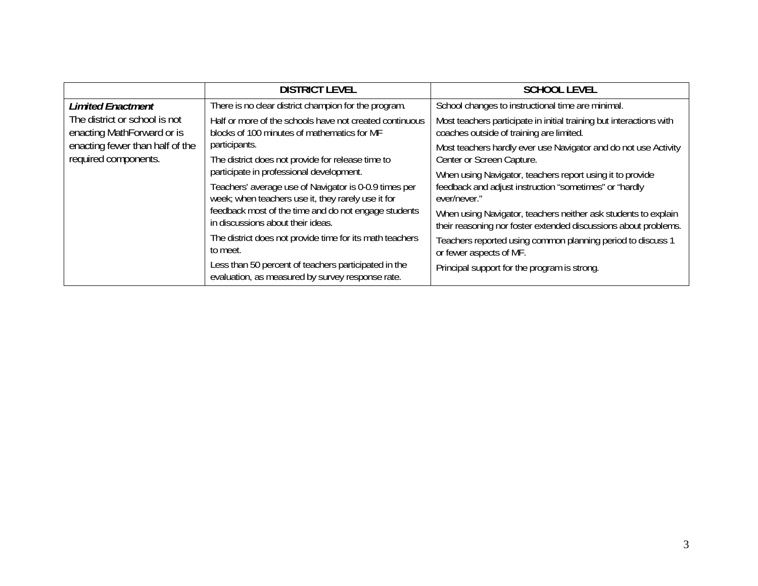|  | DISTRICT LEVEL | SCHOOL LEVEL |
|---|---|---|
| ***Limited Enactment*** The district or school is not enacting MathForward or is enacting fewer than half of the required components. | There is no clear district champion for the program. Half or more of the schools have not created continuous blocks of 100 minutes of mathematics for MF participants. The district does not provide for release time to participate in professional development. Teachers' average use of Navigator is 0-0.9 times per week; when teachers use it, they rarely use it for feedback most of the time and do not engage students in discussions about their ideas. The district does not provide time for its math teachers to meet. Less than 50 percent of teachers participated in the evaluation, as measured by survey response rate. | School changes to instructional time are minimal. Most teachers participate in initial training but interactions with coaches outside of training are limited. Most teachers hardly ever use Navigator and do not use Activity Center or Screen Capture. When using Navigator, teachers report using it to provide feedback and adjust instruction "sometimes" or "hardly ever/never." When using Navigator, teachers neither ask students to explain their reasoning nor foster extended discussions about problems. Teachers reported using common planning period to discuss 1 or fewer aspects of MF. Principal support for the program is strong. |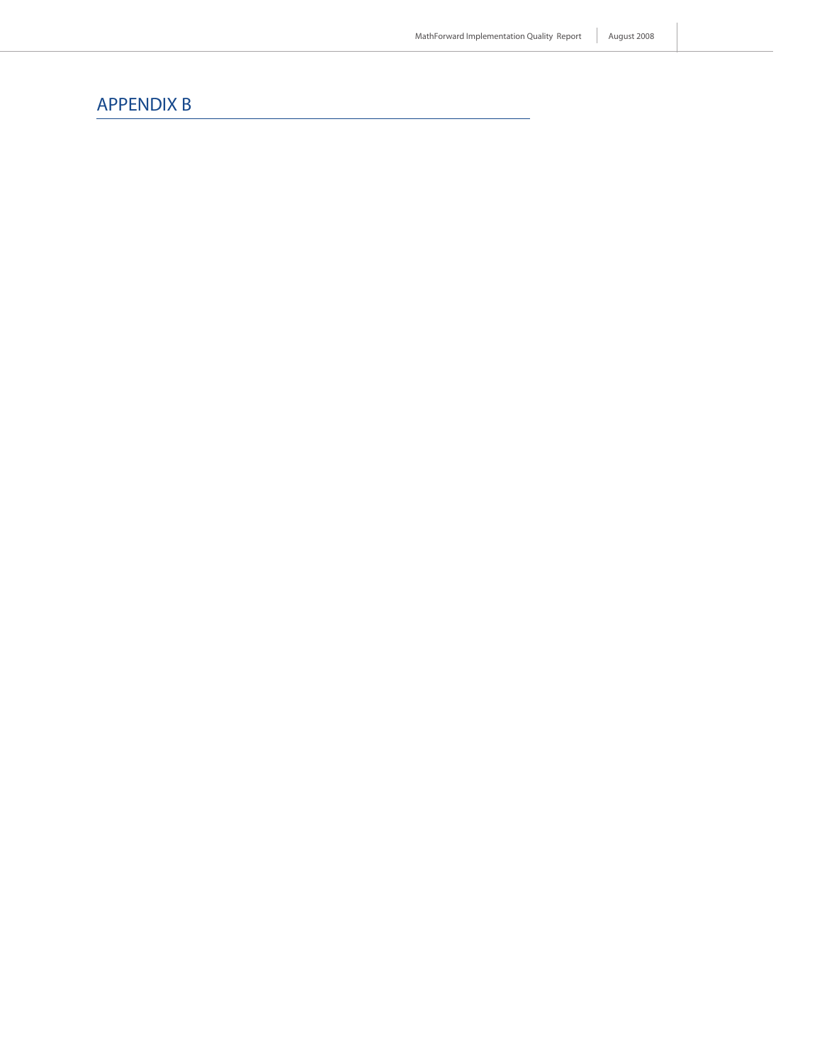# APPENDIX B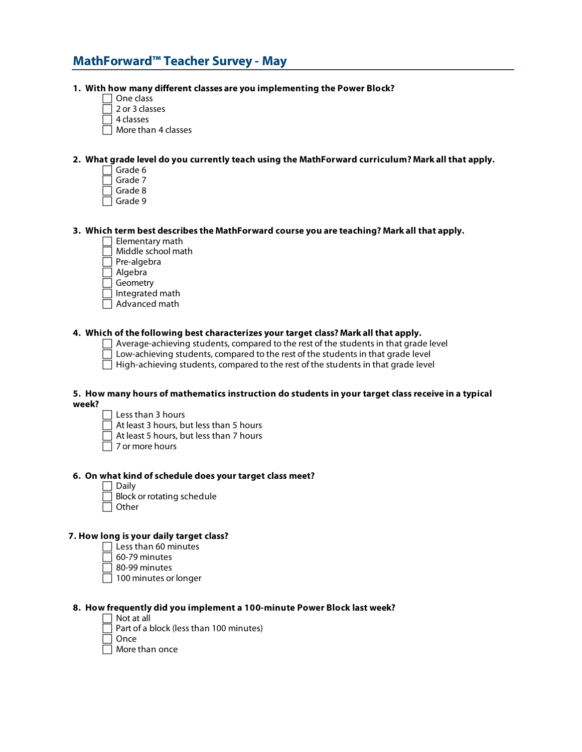## MathForward™ Teacher Survey - May

**1. With how many different classes are you implementing the Power Block?**

- ☐ One class
- ☐ 2 or 3 classes
- ☐ 4 classes
- ☐ More than 4 classes

**2. What grade level do you currently teach using the MathForward curriculum? Mark all that apply.**

- ☐ Grade 6
- ☐ Grade 7
- ☐ Grade 8
- ☐ Grade 9

**3. Which term best describes the MathForward course you are teaching? Mark all that apply.**

- ☐ Elementary math
- ☐ Middle school math
- ☐ Pre-algebra
- ☐ Algebra
- ☐ Geometry
- ☐ Integrated math
- ☐ Advanced math

**4. Which of the following best characterizes your target class? Mark all that apply.**

- ☐ Average-achieving students, compared to the rest of the students in that grade level
- ☐ Low-achieving students, compared to the rest of the students in that grade level
- ☐ High-achieving students, compared to the rest of the students in that grade level

**5. How many hours of mathematics instruction do students in your target class receive in a typical week?**

- ☐ Less than 3 hours
- ☐ At least 3 hours, but less than 5 hours
- ☐ At least 5 hours, but less than 7 hours
- ☐ 7 or more hours

**6. On what kind of schedule does your target class meet?**

- ☐ Daily
- ☐ Block or rotating schedule
- ☐ Other

**7. How long is your daily target class?**

- ☐ Less than 60 minutes
- ☐ 60-79 minutes
- ☐ 80-99 minutes
- ☐ 100 minutes or longer

**8. How frequently did you implement a 100-minute Power Block last week?**

- ☐ Not at all
- ☐ Part of a block (less than 100 minutes)
- ☐ Once
- ☐ More than once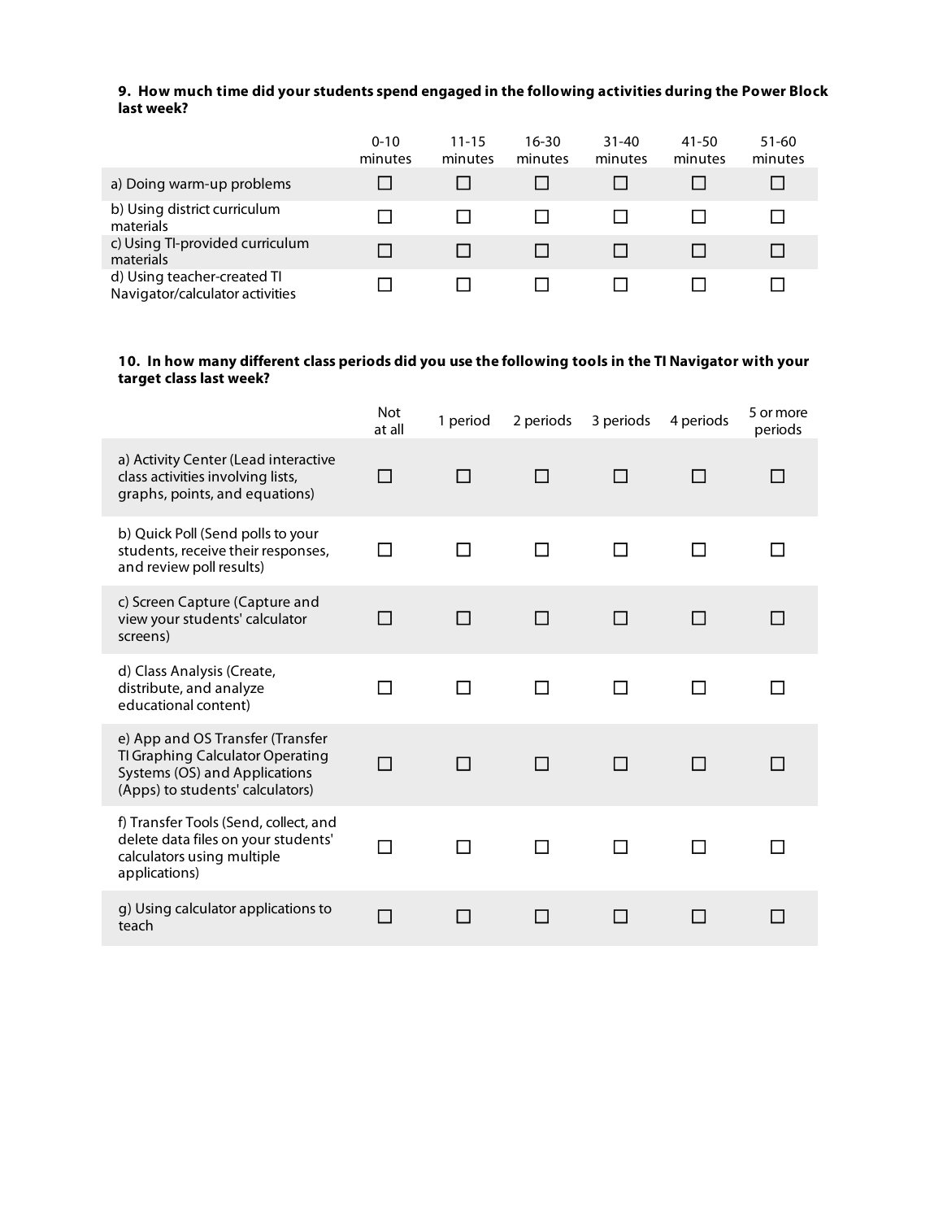**9. How much time did your students spend engaged in the following activities during the Power Block last week?**

| | 0-10 minutes | 11-15 minutes | 16-30 minutes | 31-40 minutes | 41-50 minutes | 51-60 minutes |
|---|---|---|---|---|---|---|
| a) Doing warm-up problems | ☐ | ☐ | ☐ | ☐ | ☐ | ☐ |
| b) Using district curriculum materials | ☐ | ☐ | ☐ | ☐ | ☐ | ☐ |
| c) Using TI-provided curriculum materials | ☐ | ☐ | ☐ | ☐ | ☐ | ☐ |
| d) Using teacher-created TI Navigator/calculator activities | ☐ | ☐ | ☐ | ☐ | ☐ | ☐ |

**10. In how many different class periods did you use the following tools in the TI Navigator with your target class last week?**

| | Not at all | 1 period | 2 periods | 3 periods | 4 periods | 5 or more periods |
|---|---|---|---|---|---|---|
| a) Activity Center (Lead interactive class activities involving lists, graphs, points, and equations) | ☐ | ☐ | ☐ | ☐ | ☐ | ☐ |
| b) Quick Poll (Send polls to your students, receive their responses, and review poll results) | ☐ | ☐ | ☐ | ☐ | ☐ | ☐ |
| c) Screen Capture (Capture and view your students' calculator screens) | ☐ | ☐ | ☐ | ☐ | ☐ | ☐ |
| d) Class Analysis (Create, distribute, and analyze educational content) | ☐ | ☐ | ☐ | ☐ | ☐ | ☐ |
| e) App and OS Transfer (Transfer TI Graphing Calculator Operating Systems (OS) and Applications (Apps) to students' calculators) | ☐ | ☐ | ☐ | ☐ | ☐ | ☐ |
| f) Transfer Tools (Send, collect, and delete data files on your students' calculators using multiple applications) | ☐ | ☐ | ☐ | ☐ | ☐ | ☐ |
| g) Using calculator applications to teach | ☐ | ☐ | ☐ | ☐ | ☐ | ☐ |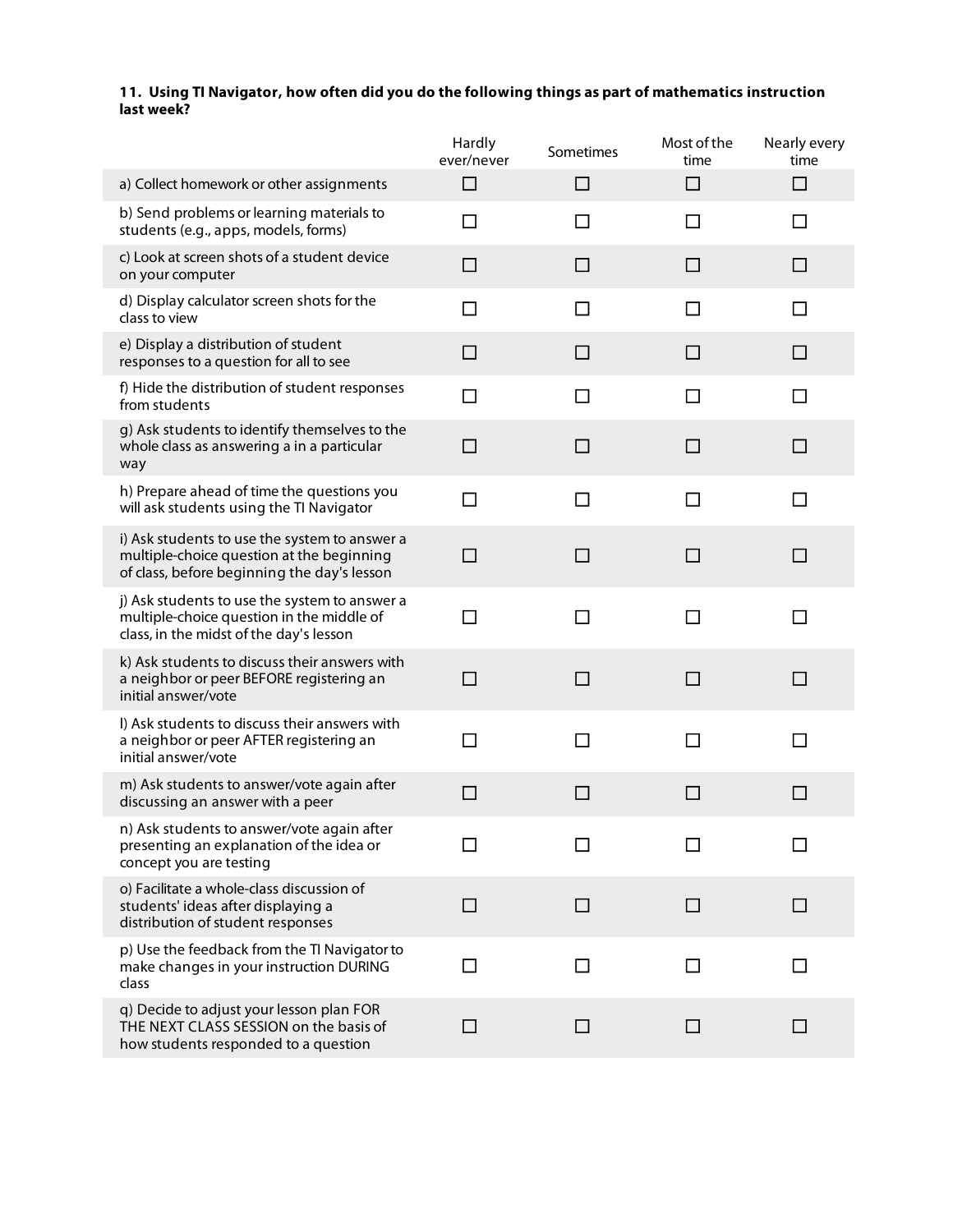**11. Using TI Navigator, how often did you do the following things as part of mathematics instruction last week?**

| | Hardly ever/never | Sometimes | Most of the time | Nearly every time |
|---|---|---|---|---|
| a) Collect homework or other assignments | ☐ | ☐ | ☐ | ☐ |
| b) Send problems or learning materials to students (e.g., apps, models, forms) | ☐ | ☐ | ☐ | ☐ |
| c) Look at screen shots of a student device on your computer | ☐ | ☐ | ☐ | ☐ |
| d) Display calculator screen shots for the class to view | ☐ | ☐ | ☐ | ☐ |
| e) Display a distribution of student responses to a question for all to see | ☐ | ☐ | ☐ | ☐ |
| f) Hide the distribution of student responses from students | ☐ | ☐ | ☐ | ☐ |
| g) Ask students to identify themselves to the whole class as answering a in a particular way | ☐ | ☐ | ☐ | ☐ |
| h) Prepare ahead of time the questions you will ask students using the TI Navigator | ☐ | ☐ | ☐ | ☐ |
| i) Ask students to use the system to answer a multiple-choice question at the beginning of class, before beginning the day's lesson | ☐ | ☐ | ☐ | ☐ |
| j) Ask students to use the system to answer a multiple-choice question in the middle of class, in the midst of the day's lesson | ☐ | ☐ | ☐ | ☐ |
| k) Ask students to discuss their answers with a neighbor or peer BEFORE registering an initial answer/vote | ☐ | ☐ | ☐ | ☐ |
| l) Ask students to discuss their answers with a neighbor or peer AFTER registering an initial answer/vote | ☐ | ☐ | ☐ | ☐ |
| m) Ask students to answer/vote again after discussing an answer with a peer | ☐ | ☐ | ☐ | ☐ |
| n) Ask students to answer/vote again after presenting an explanation of the idea or concept you are testing | ☐ | ☐ | ☐ | ☐ |
| o) Facilitate a whole-class discussion of students' ideas after displaying a distribution of student responses | ☐ | ☐ | ☐ | ☐ |
| p) Use the feedback from the TI Navigator to make changes in your instruction DURING class | ☐ | ☐ | ☐ | ☐ |
| q) Decide to adjust your lesson plan FOR THE NEXT CLASS SESSION on the basis of how students responded to a question | ☐ | ☐ | ☐ | ☐ |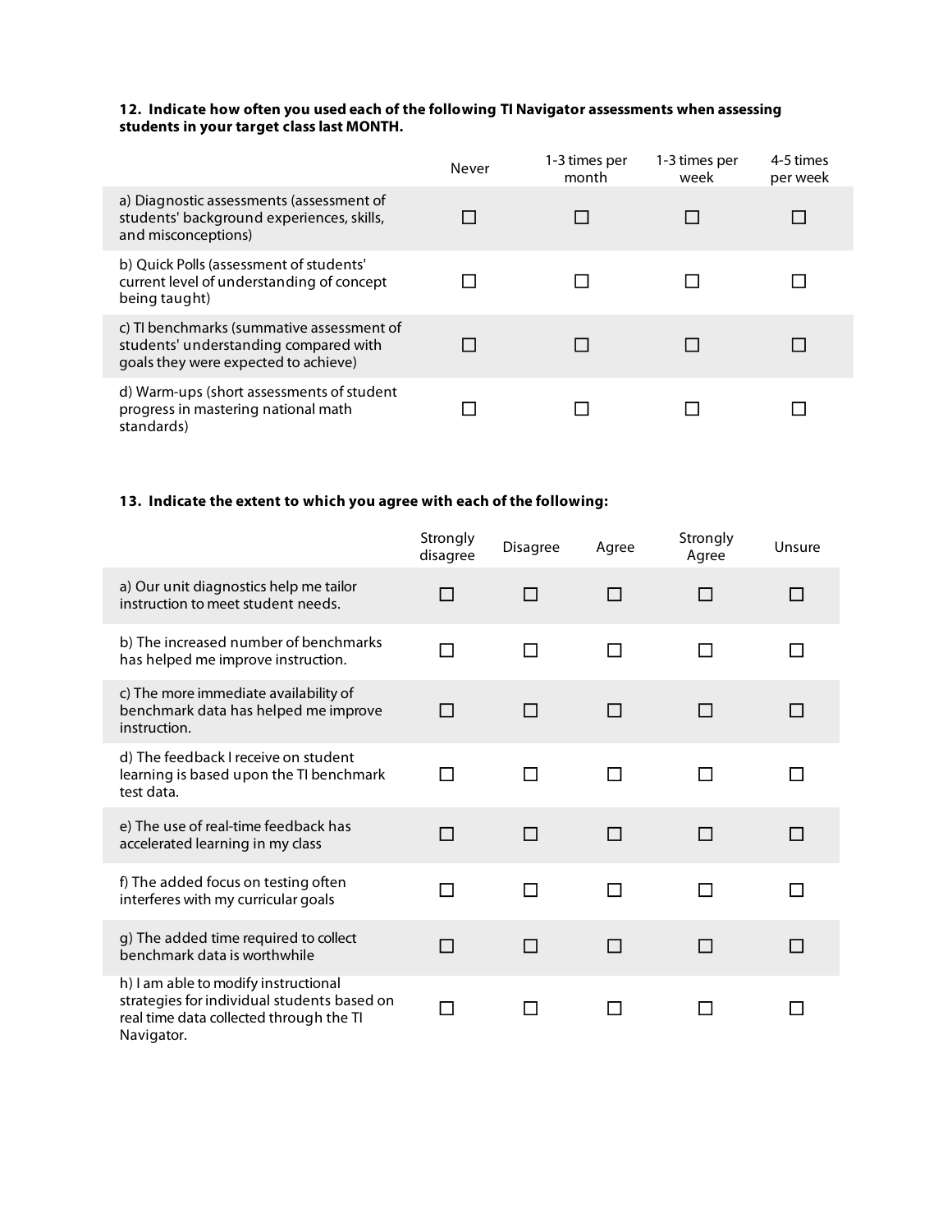**12. Indicate how often you used each of the following TI Navigator assessments when assessing students in your target class last MONTH.**

| | Never | 1-3 times per month | 1-3 times per week | 4-5 times per week |
|---|---|---|---|---|
| a) Diagnostic assessments (assessment of students' background experiences, skills, and misconceptions) | ☐ | ☐ | ☐ | ☐ |
| b) Quick Polls (assessment of students' current level of understanding of concept being taught) | ☐ | ☐ | ☐ | ☐ |
| c) TI benchmarks (summative assessment of students' understanding compared with goals they were expected to achieve) | ☐ | ☐ | ☐ | ☐ |
| d) Warm-ups (short assessments of student progress in mastering national math standards) | ☐ | ☐ | ☐ | ☐ |

**13. Indicate the extent to which you agree with each of the following:**

| | Strongly disagree | Disagree | Agree | Strongly Agree | Unsure |
|---|---|---|---|---|---|
| a) Our unit diagnostics help me tailor instruction to meet student needs. | ☐ | ☐ | ☐ | ☐ | ☐ |
| b) The increased number of benchmarks has helped me improve instruction. | ☐ | ☐ | ☐ | ☐ | ☐ |
| c) The more immediate availability of benchmark data has helped me improve instruction. | ☐ | ☐ | ☐ | ☐ | ☐ |
| d) The feedback I receive on student learning is based upon the TI benchmark test data. | ☐ | ☐ | ☐ | ☐ | ☐ |
| e) The use of real-time feedback has accelerated learning in my class | ☐ | ☐ | ☐ | ☐ | ☐ |
| f) The added focus on testing often interferes with my curricular goals | ☐ | ☐ | ☐ | ☐ | ☐ |
| g) The added time required to collect benchmark data is worthwhile | ☐ | ☐ | ☐ | ☐ | ☐ |
| h) I am able to modify instructional strategies for individual students based on real time data collected through the TI Navigator. | ☐ | ☐ | ☐ | ☐ | ☐ |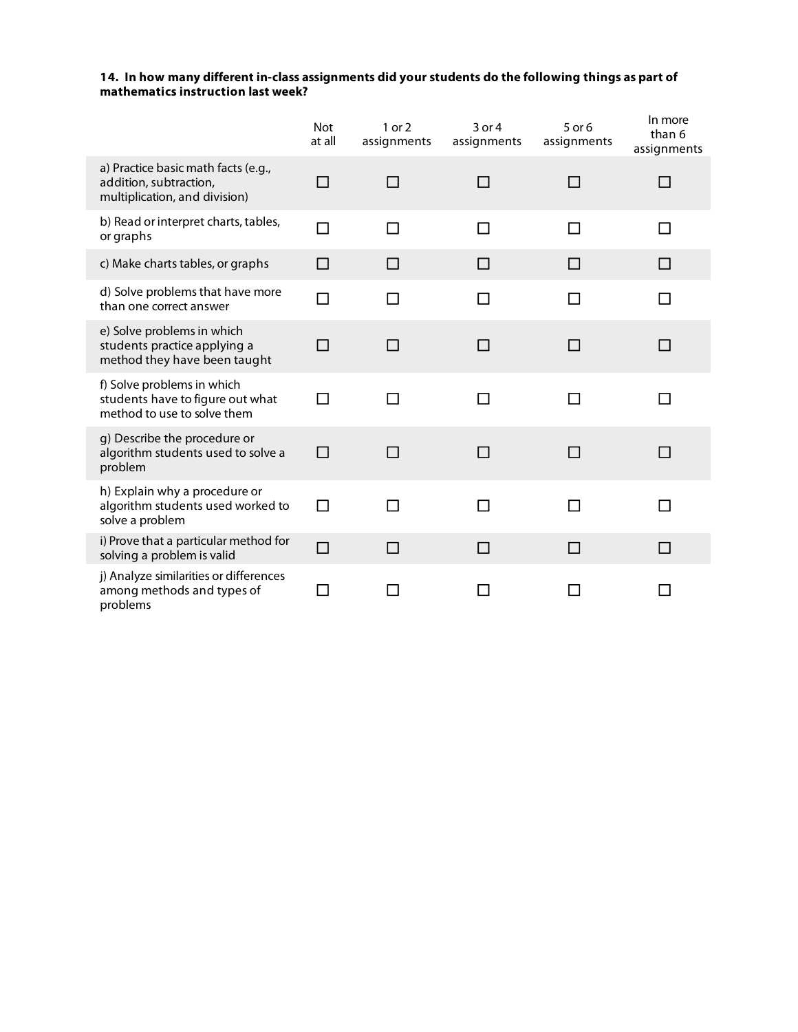**14. In how many different in-class assignments did your students do the following things as part of mathematics instruction last week?**

| | Not at all | 1 or 2 assignments | 3 or 4 assignments | 5 or 6 assignments | In more than 6 assignments |
|---|---|---|---|---|---|
| a) Practice basic math facts (e.g., addition, subtraction, multiplication, and division) | ☐ | ☐ | ☐ | ☐ | ☐ |
| b) Read or interpret charts, tables, or graphs | ☐ | ☐ | ☐ | ☐ | ☐ |
| c) Make charts tables, or graphs | ☐ | ☐ | ☐ | ☐ | ☐ |
| d) Solve problems that have more than one correct answer | ☐ | ☐ | ☐ | ☐ | ☐ |
| e) Solve problems in which students practice applying a method they have been taught | ☐ | ☐ | ☐ | ☐ | ☐ |
| f) Solve problems in which students have to figure out what method to use to solve them | ☐ | ☐ | ☐ | ☐ | ☐ |
| g) Describe the procedure or algorithm students used to solve a problem | ☐ | ☐ | ☐ | ☐ | ☐ |
| h) Explain why a procedure or algorithm students used worked to solve a problem | ☐ | ☐ | ☐ | ☐ | ☐ |
| i) Prove that a particular method for solving a problem is valid | ☐ | ☐ | ☐ | ☐ | ☐ |
| j) Analyze similarities or differences among methods and types of problems | ☐ | ☐ | ☐ | ☐ | ☐ |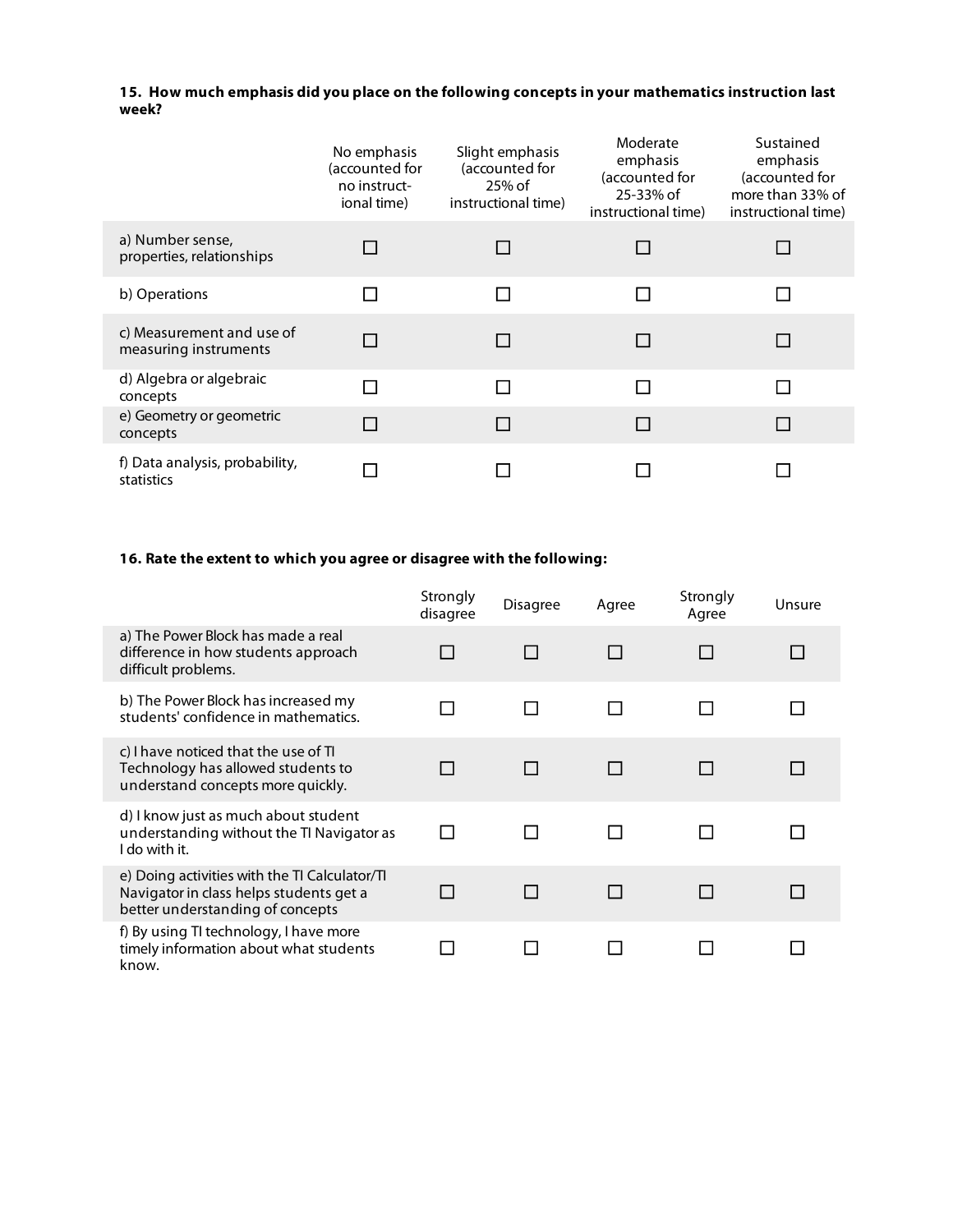**15. How much emphasis did you place on the following concepts in your mathematics instruction last week?**

| | No emphasis (accounted for no instruct-ional time) | Slight emphasis (accounted for 25% of instructional time) | Moderate emphasis (accounted for 25-33% of instructional time) | Sustained emphasis (accounted for more than 33% of instructional time) |
|---|---|---|---|---|
| a) Number sense, properties, relationships | ☐ | ☐ | ☐ | ☐ |
| b) Operations | ☐ | ☐ | ☐ | ☐ |
| c) Measurement and use of measuring instruments | ☐ | ☐ | ☐ | ☐ |
| d) Algebra or algebraic concepts | ☐ | ☐ | ☐ | ☐ |
| e) Geometry or geometric concepts | ☐ | ☐ | ☐ | ☐ |
| f) Data analysis, probability, statistics | ☐ | ☐ | ☐ | ☐ |

**16. Rate the extent to which you agree or disagree with the following:**

| | Strongly disagree | Disagree | Agree | Strongly Agree | Unsure |
|---|---|---|---|---|---|
| a) The Power Block has made a real difference in how students approach difficult problems. | ☐ | ☐ | ☐ | ☐ | ☐ |
| b) The Power Block has increased my students' confidence in mathematics. | ☐ | ☐ | ☐ | ☐ | ☐ |
| c) I have noticed that the use of TI Technology has allowed students to understand concepts more quickly. | ☐ | ☐ | ☐ | ☐ | ☐ |
| d) I know just as much about student understanding without the TI Navigator as I do with it. | ☐ | ☐ | ☐ | ☐ | ☐ |
| e) Doing activities with the TI Calculator/TI Navigator in class helps students get a better understanding of concepts | ☐ | ☐ | ☐ | ☐ | ☐ |
| f) By using TI technology, I have more timely information about what students know. | ☐ | ☐ | ☐ | ☐ | ☐ |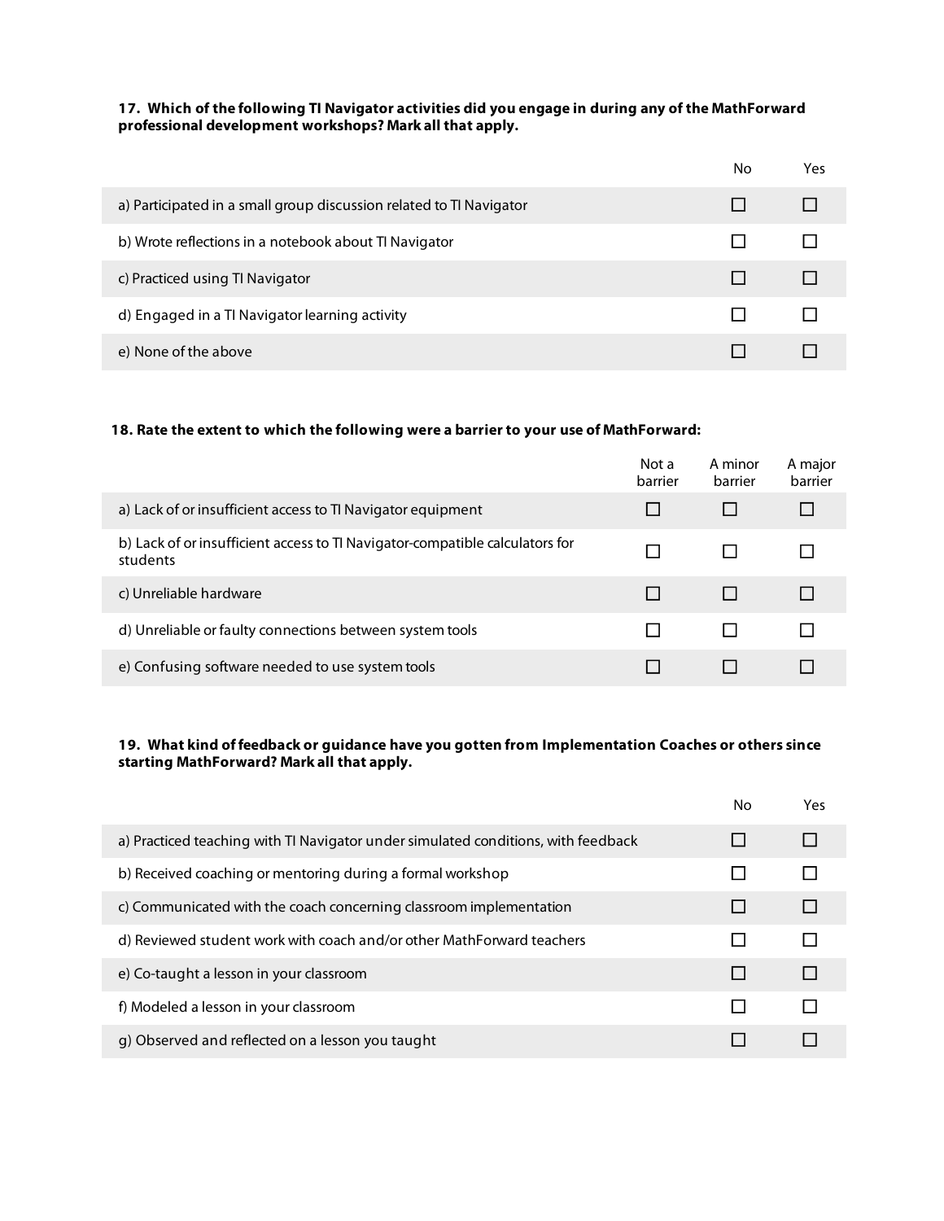**17. Which of the following TI Navigator activities did you engage in during any of the MathForward professional development workshops? Mark all that apply.**

| | No | Yes |
|---|---|---|
| a) Participated in a small group discussion related to TI Navigator | ☐ | ☐ |
| b) Wrote reflections in a notebook about TI Navigator | ☐ | ☐ |
| c) Practiced using TI Navigator | ☐ | ☐ |
| d) Engaged in a TI Navigator learning activity | ☐ | ☐ |
| e) None of the above | ☐ | ☐ |

**18. Rate the extent to which the following were a barrier to your use of MathForward:**

| | Not a barrier | A minor barrier | A major barrier |
|---|---|---|---|
| a) Lack of or insufficient access to TI Navigator equipment | ☐ | ☐ | ☐ |
| b) Lack of or insufficient access to TI Navigator-compatible calculators for students | ☐ | ☐ | ☐ |
| c) Unreliable hardware | ☐ | ☐ | ☐ |
| d) Unreliable or faulty connections between system tools | ☐ | ☐ | ☐ |
| e) Confusing software needed to use system tools | ☐ | ☐ | ☐ |

**19. What kind of feedback or guidance have you gotten from Implementation Coaches or others since starting MathForward? Mark all that apply.**

| | No | Yes |
|---|---|---|
| a) Practiced teaching with TI Navigator under simulated conditions, with feedback | ☐ | ☐ |
| b) Received coaching or mentoring during a formal workshop | ☐ | ☐ |
| c) Communicated with the coach concerning classroom implementation | ☐ | ☐ |
| d) Reviewed student work with coach and/or other MathForward teachers | ☐ | ☐ |
| e) Co-taught a lesson in your classroom | ☐ | ☐ |
| f) Modeled a lesson in your classroom | ☐ | ☐ |
| g) Observed and reflected on a lesson you taught | ☐ | ☐ |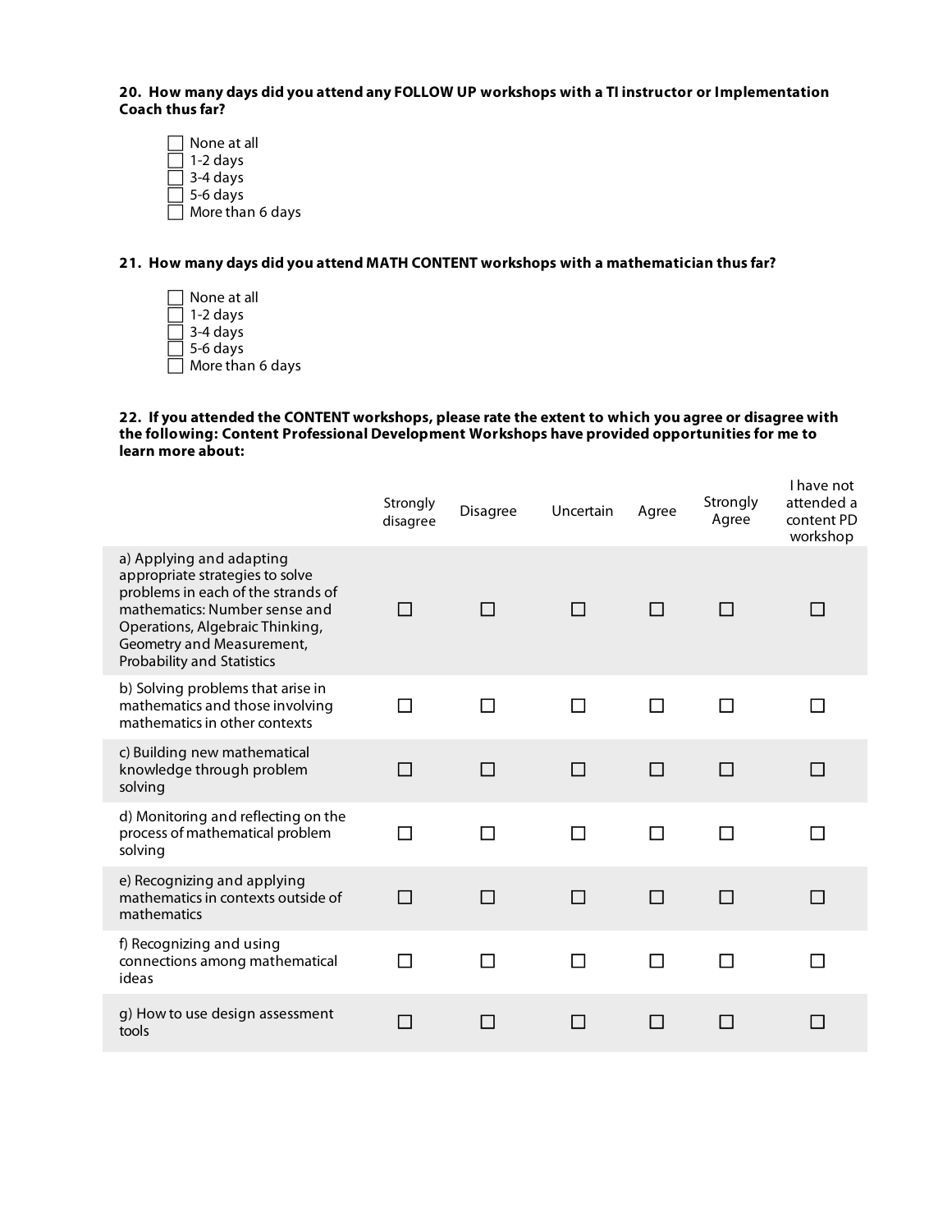**20. How many days did you attend any FOLLOW UP workshops with a TI instructor or Implementation Coach thus far?**

- ☐ None at all
- ☐ 1-2 days
- ☐ 3-4 days
- ☐ 5-6 days
- ☐ More than 6 days

**21. How many days did you attend MATH CONTENT workshops with a mathematician thus far?**

- ☐ None at all
- ☐ 1-2 days
- ☐ 3-4 days
- ☐ 5-6 days
- ☐ More than 6 days

**22. If you attended the CONTENT workshops, please rate the extent to which you agree or disagree with the following: Content Professional Development Workshops have provided opportunities for me to learn more about:**

| | Strongly disagree | Disagree | Uncertain | Agree | Strongly Agree | I have not attended a content PD workshop |
|---|---|---|---|---|---|---|
| a) Applying and adapting appropriate strategies to solve problems in each of the strands of mathematics: Number sense and Operations, Algebraic Thinking, Geometry and Measurement, Probability and Statistics | ☐ | ☐ | ☐ | ☐ | ☐ | ☐ |
| b) Solving problems that arise in mathematics and those involving mathematics in other contexts | ☐ | ☐ | ☐ | ☐ | ☐ | ☐ |
| c) Building new mathematical knowledge through problem solving | ☐ | ☐ | ☐ | ☐ | ☐ | ☐ |
| d) Monitoring and reflecting on the process of mathematical problem solving | ☐ | ☐ | ☐ | ☐ | ☐ | ☐ |
| e) Recognizing and applying mathematics in contexts outside of mathematics | ☐ | ☐ | ☐ | ☐ | ☐ | ☐ |
| f) Recognizing and using connections among mathematical ideas | ☐ | ☐ | ☐ | ☐ | ☐ | ☐ |
| g) How to use design assessment tools | ☐ | ☐ | ☐ | ☐ | ☐ | ☐ |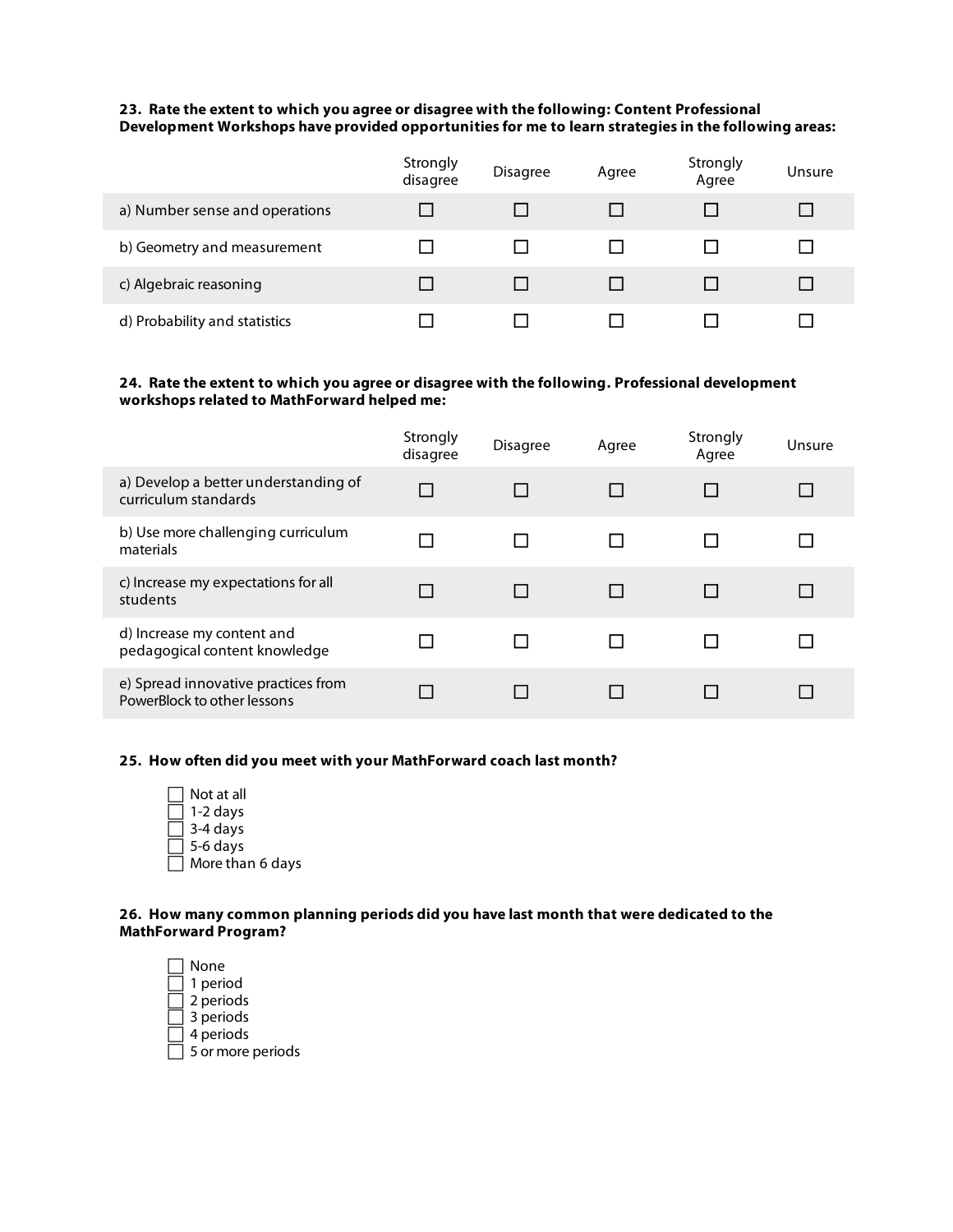**23. Rate the extent to which you agree or disagree with the following: Content Professional Development Workshops have provided opportunities for me to learn strategies in the following areas:**

| | Strongly disagree | Disagree | Agree | Strongly Agree | Unsure |
|---|---|---|---|---|---|
| a) Number sense and operations | ☐ | ☐ | ☐ | ☐ | ☐ |
| b) Geometry and measurement | ☐ | ☐ | ☐ | ☐ | ☐ |
| c) Algebraic reasoning | ☐ | ☐ | ☐ | ☐ | ☐ |
| d) Probability and statistics | ☐ | ☐ | ☐ | ☐ | ☐ |

**24. Rate the extent to which you agree or disagree with the following. Professional development workshops related to MathForward helped me:**

| | Strongly disagree | Disagree | Agree | Strongly Agree | Unsure |
|---|---|---|---|---|---|
| a) Develop a better understanding of curriculum standards | ☐ | ☐ | ☐ | ☐ | ☐ |
| b) Use more challenging curriculum materials | ☐ | ☐ | ☐ | ☐ | ☐ |
| c) Increase my expectations for all students | ☐ | ☐ | ☐ | ☐ | ☐ |
| d) Increase my content and pedagogical content knowledge | ☐ | ☐ | ☐ | ☐ | ☐ |
| e) Spread innovative practices from PowerBlock to other lessons | ☐ | ☐ | ☐ | ☐ | ☐ |

**25. How often did you meet with your MathForward coach last month?**

- ☐ Not at all
- ☐ 1-2 days
- ☐ 3-4 days
- ☐ 5-6 days
- ☐ More than 6 days

**26. How many common planning periods did you have last month that were dedicated to the MathForward Program?**

- ☐ None
- ☐ 1 period
- ☐ 2 periods
- ☐ 3 periods
- ☐ 4 periods
- ☐ 5 or more periods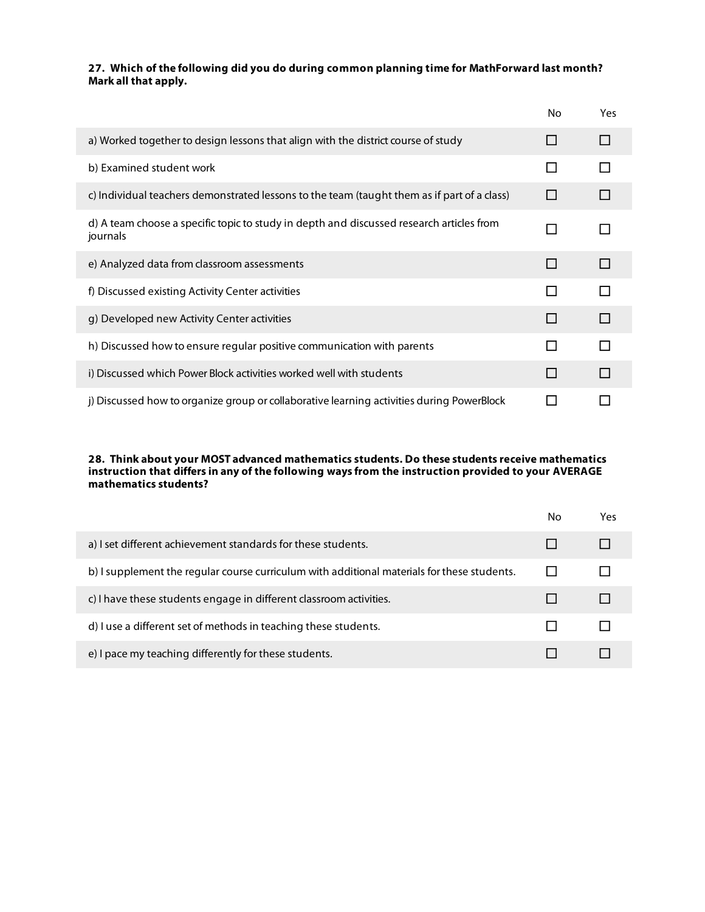**27. Which of the following did you do during common planning time for MathForward last month? Mark all that apply.**

| | No | Yes |
|---|---|---|
| a) Worked together to design lessons that align with the district course of study | ☐ | ☐ |
| b) Examined student work | ☐ | ☐ |
| c) Individual teachers demonstrated lessons to the team (taught them as if part of a class) | ☐ | ☐ |
| d) A team choose a specific topic to study in depth and discussed research articles from journals | ☐ | ☐ |
| e) Analyzed data from classroom assessments | ☐ | ☐ |
| f) Discussed existing Activity Center activities | ☐ | ☐ |
| g) Developed new Activity Center activities | ☐ | ☐ |
| h) Discussed how to ensure regular positive communication with parents | ☐ | ☐ |
| i) Discussed which Power Block activities worked well with students | ☐ | ☐ |
| j) Discussed how to organize group or collaborative learning activities during PowerBlock | ☐ | ☐ |

**28. Think about your MOST advanced mathematics students. Do these students receive mathematics instruction that differs in any of the following ways from the instruction provided to your AVERAGE mathematics students?**

| | No | Yes |
|---|---|---|
| a) I set different achievement standards for these students. | ☐ | ☐ |
| b) I supplement the regular course curriculum with additional materials for these students. | ☐ | ☐ |
| c) I have these students engage in different classroom activities. | ☐ | ☐ |
| d) I use a different set of methods in teaching these students. | ☐ | ☐ |
| e) I pace my teaching differently for these students. | ☐ | ☐ |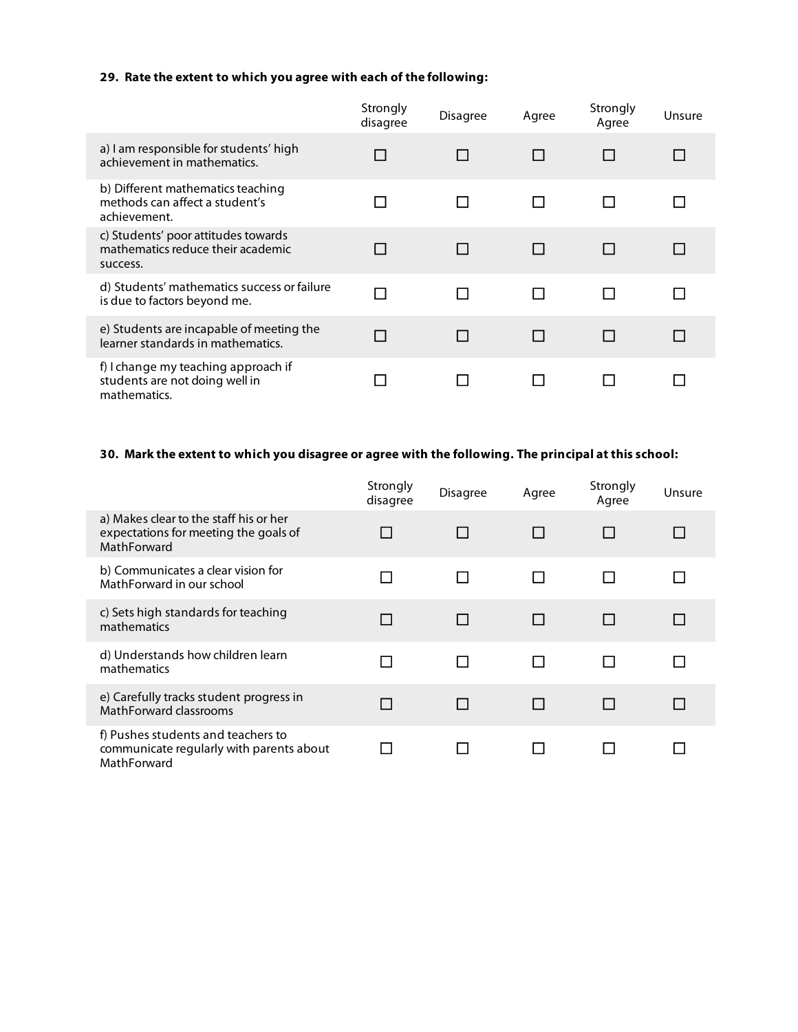**29. Rate the extent to which you agree with each of the following:**

| | Strongly disagree | Disagree | Agree | Strongly Agree | Unsure |
|---|---|---|---|---|---|
| a) I am responsible for students' high achievement in mathematics. | ☐ | ☐ | ☐ | ☐ | ☐ |
| b) Different mathematics teaching methods can affect a student's achievement. | ☐ | ☐ | ☐ | ☐ | ☐ |
| c) Students' poor attitudes towards mathematics reduce their academic success. | ☐ | ☐ | ☐ | ☐ | ☐ |
| d) Students' mathematics success or failure is due to factors beyond me. | ☐ | ☐ | ☐ | ☐ | ☐ |
| e) Students are incapable of meeting the learner standards in mathematics. | ☐ | ☐ | ☐ | ☐ | ☐ |
| f) I change my teaching approach if students are not doing well in mathematics. | ☐ | ☐ | ☐ | ☐ | ☐ |

**30. Mark the extent to which you disagree or agree with the following. The principal at this school:**

| | Strongly disagree | Disagree | Agree | Strongly Agree | Unsure |
|---|---|---|---|---|---|
| a) Makes clear to the staff his or her expectations for meeting the goals of MathForward | ☐ | ☐ | ☐ | ☐ | ☐ |
| b) Communicates a clear vision for MathForward in our school | ☐ | ☐ | ☐ | ☐ | ☐ |
| c) Sets high standards for teaching mathematics | ☐ | ☐ | ☐ | ☐ | ☐ |
| d) Understands how children learn mathematics | ☐ | ☐ | ☐ | ☐ | ☐ |
| e) Carefully tracks student progress in MathForward classrooms | ☐ | ☐ | ☐ | ☐ | ☐ |
| f) Pushes students and teachers to communicate regularly with parents about MathForward | ☐ | ☐ | ☐ | ☐ | ☐ |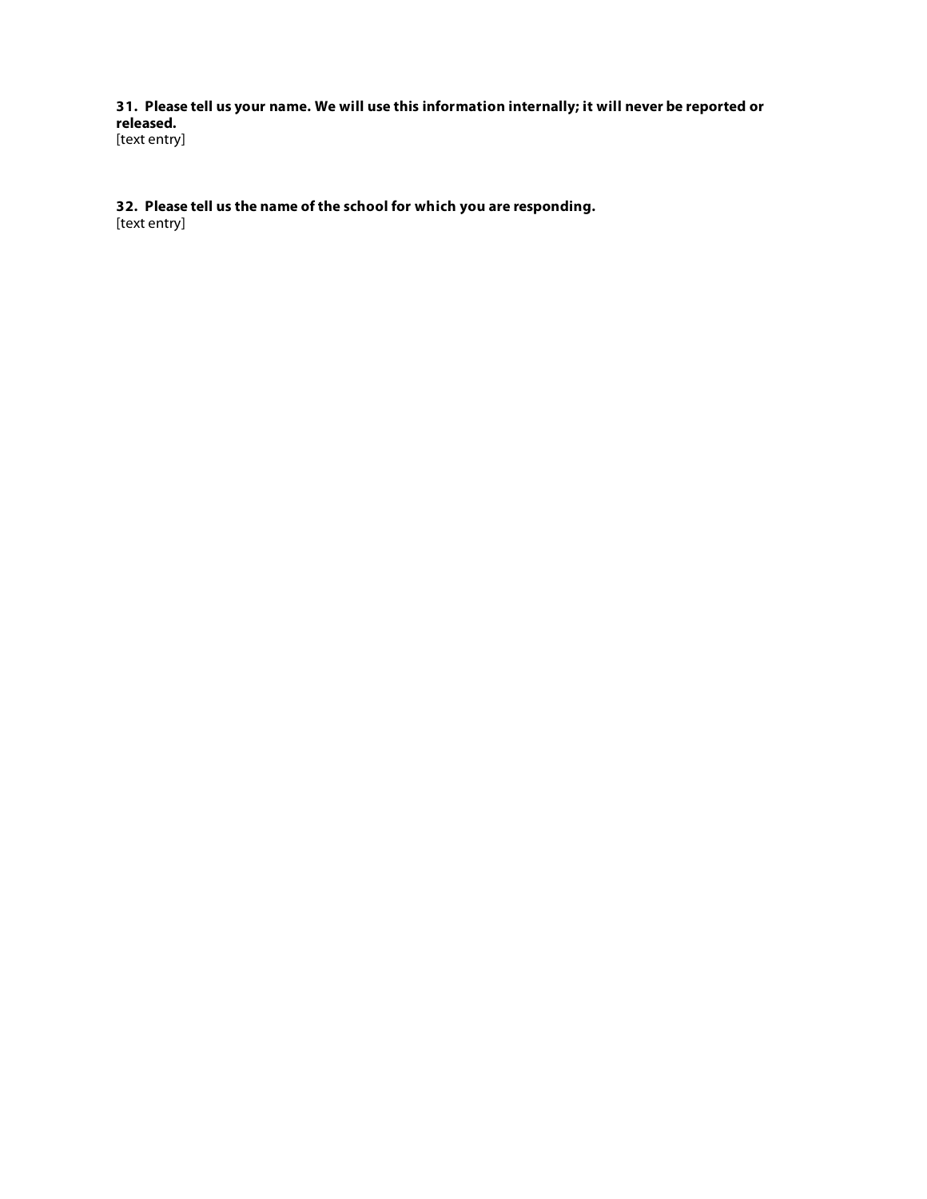**31. Please tell us your name. We will use this information internally; it will never be reported or released.**
[text entry]

**32. Please tell us the name of the school for which you are responding.**
[text entry]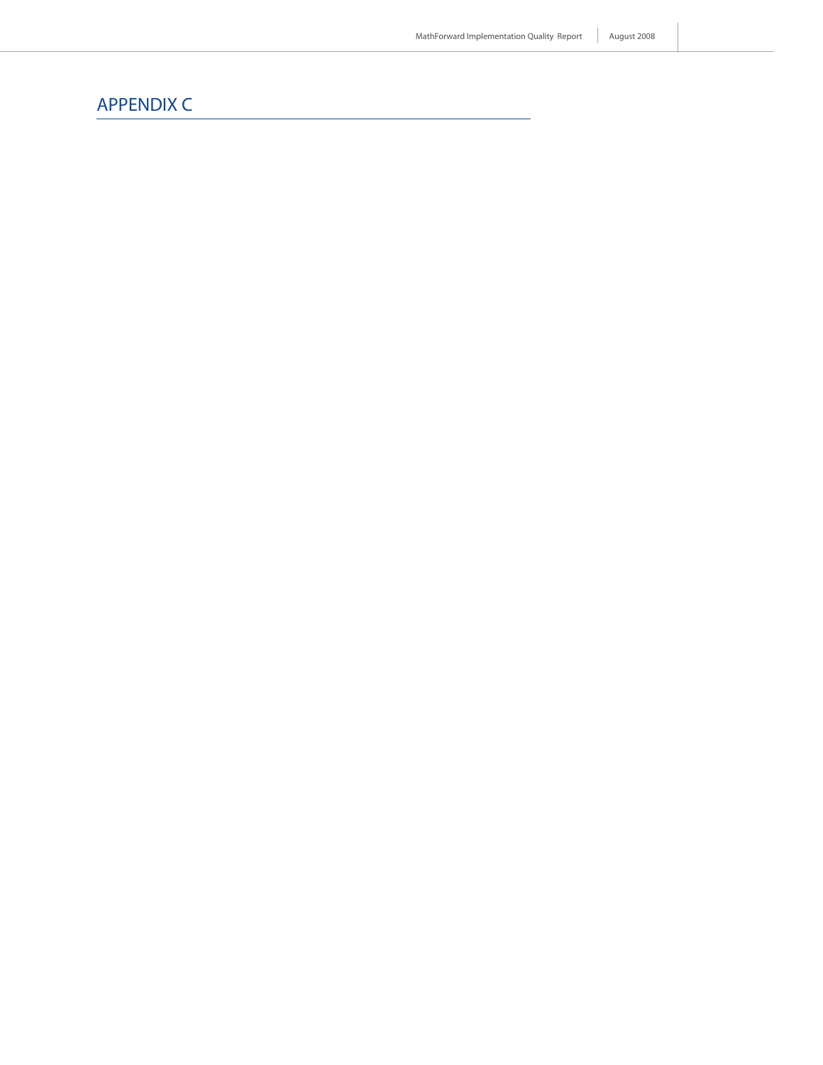# APPENDIX C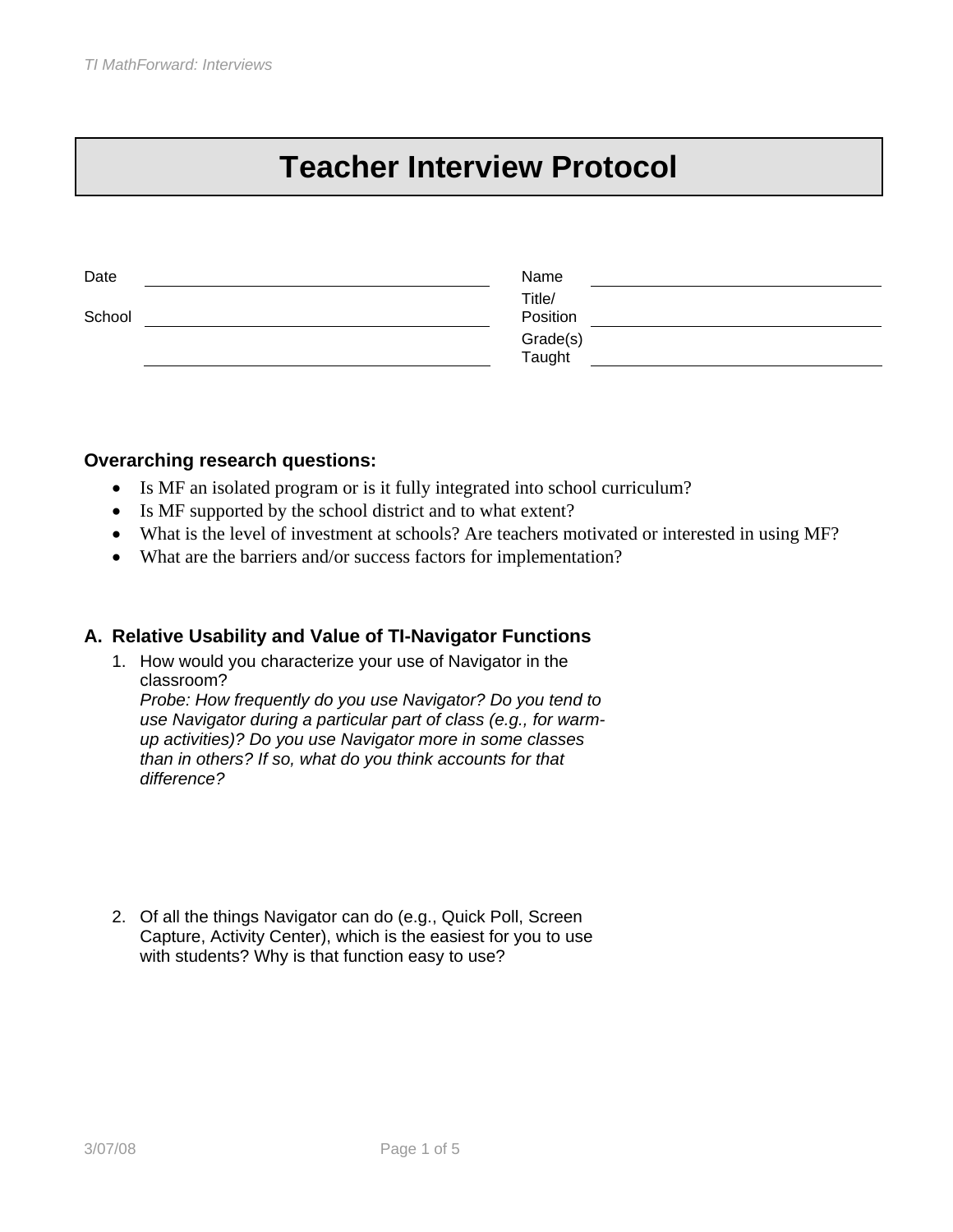# Teacher Interview Protocol

| Date | | Name | |
|---|---|---|---|
| School | | Title/ Position | |
| | | Grade(s) Taught | |

**Overarching research questions:**

- Is MF an isolated program or is it fully integrated into school curriculum?
- Is MF supported by the school district and to what extent?
- What is the level of investment at schools? Are teachers motivated or interested in using MF?
- What are the barriers and/or success factors for implementation?

## A. Relative Usability and Value of TI-Navigator Functions

1. How would you characterize your use of Navigator in the classroom?
   *Probe: How frequently do you use Navigator? Do you tend to use Navigator during a particular part of class (e.g., for warm-up activities)? Do you use Navigator more in some classes than in others? If so, what do you think accounts for that difference?*

2. Of all the things Navigator can do (e.g., Quick Poll, Screen Capture, Activity Center), which is the easiest for you to use with students? Why is that function easy to use?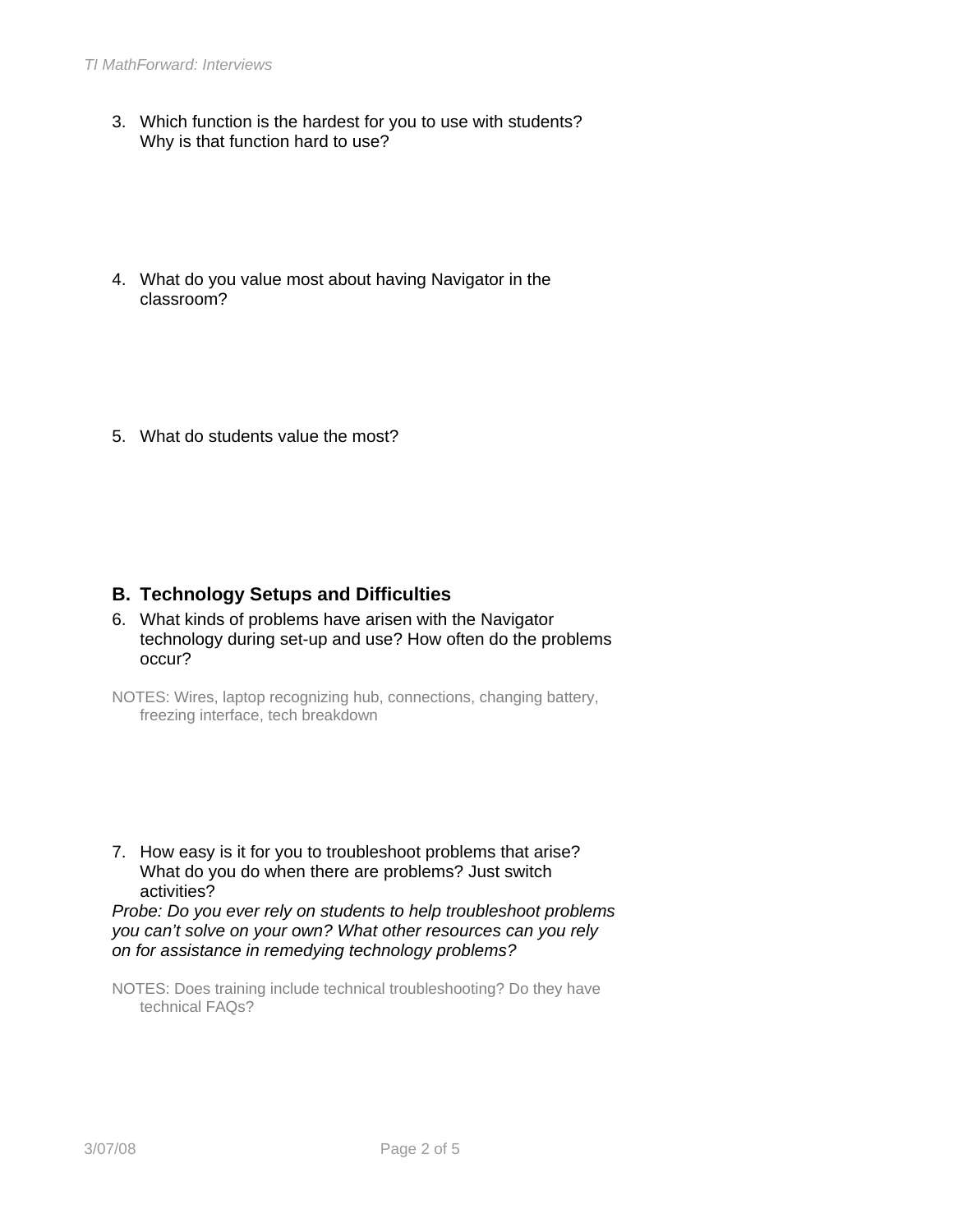3. Which function is the hardest for you to use with students? Why is that function hard to use?

4. What do you value most about having Navigator in the classroom?

5. What do students value the most?

## B. Technology Setups and Difficulties

6. What kinds of problems have arisen with the Navigator technology during set-up and use? How often do the problems occur?

NOTES: Wires, laptop recognizing hub, connections, changing battery, freezing interface, tech breakdown

7. How easy is it for you to troubleshoot problems that arise? What do you do when there are problems? Just switch activities?

*Probe: Do you ever rely on students to help troubleshoot problems you can't solve on your own? What other resources can you rely on for assistance in remedying technology problems?*

NOTES: Does training include technical troubleshooting? Do they have technical FAQs?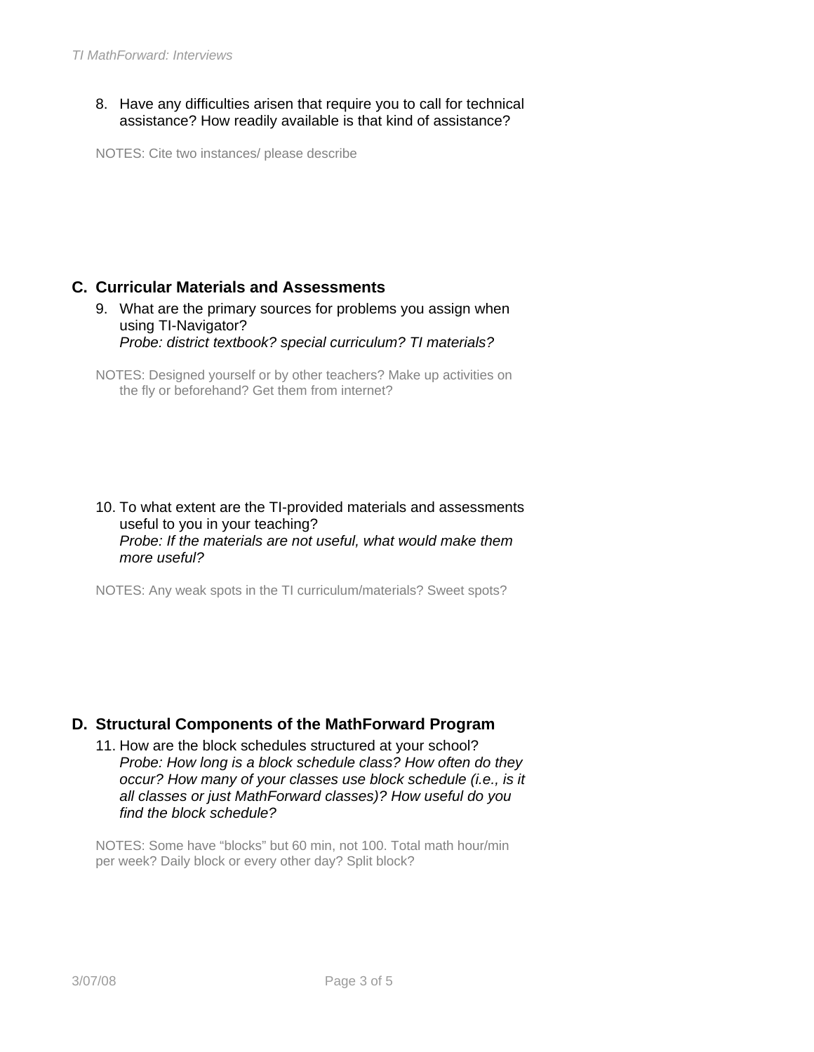8. Have any difficulties arisen that require you to call for technical assistance? How readily available is that kind of assistance?

NOTES: Cite two instances/ please describe

## C. Curricular Materials and Assessments

9. What are the primary sources for problems you assign when using TI-Navigator?
   *Probe: district textbook? special curriculum? TI materials?*

NOTES: Designed yourself or by other teachers? Make up activities on the fly or beforehand? Get them from internet?

10. To what extent are the TI-provided materials and assessments useful to you in your teaching?
    *Probe: If the materials are not useful, what would make them more useful?*

NOTES: Any weak spots in the TI curriculum/materials? Sweet spots?

## D. Structural Components of the MathForward Program

11. How are the block schedules structured at your school?
    *Probe: How long is a block schedule class? How often do they occur? How many of your classes use block schedule (i.e., is it all classes or just MathForward classes)? How useful do you find the block schedule?*

NOTES: Some have “blocks” but 60 min, not 100. Total math hour/min per week? Daily block or every other day? Split block?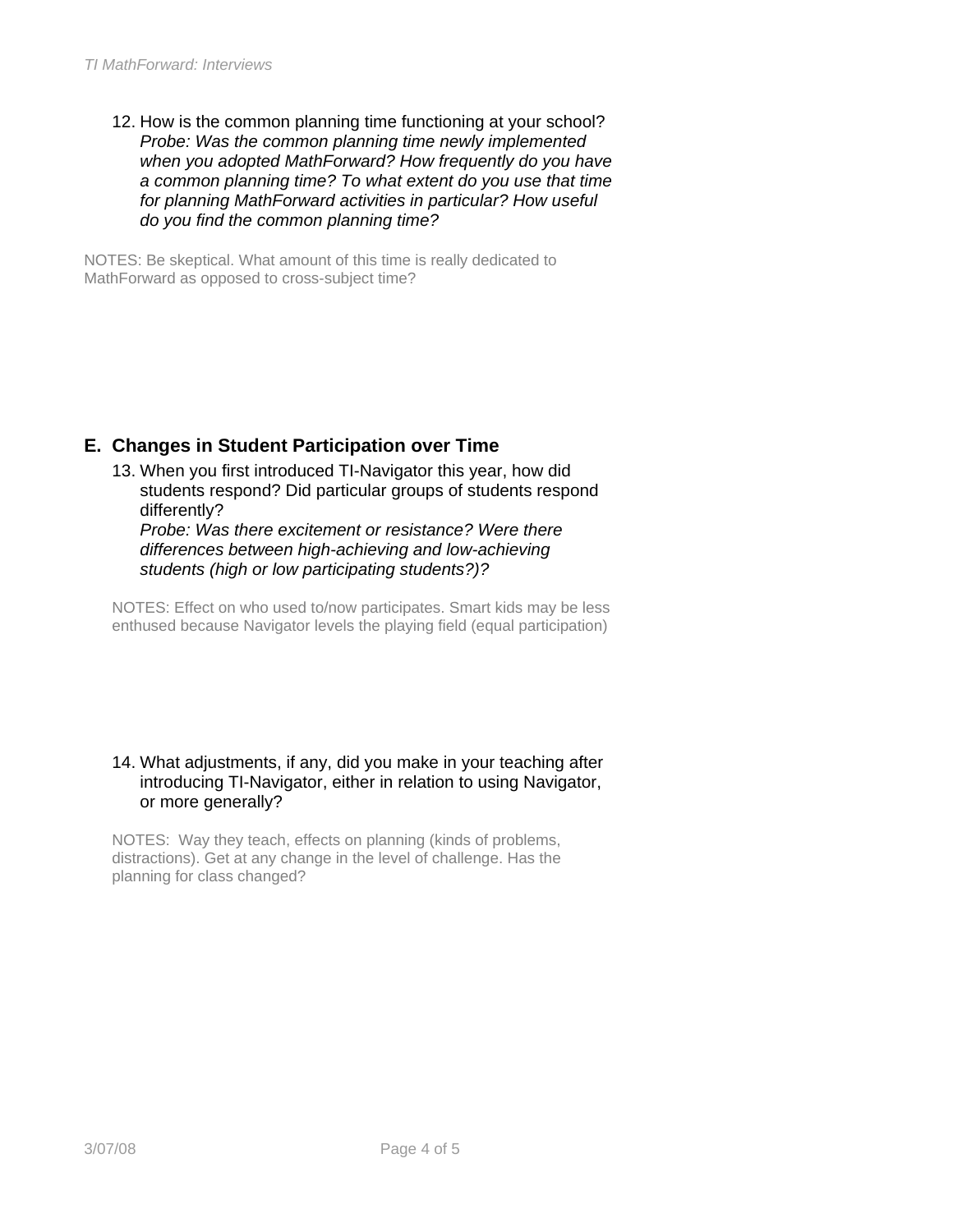12. How is the common planning time functioning at your school?
    *Probe: Was the common planning time newly implemented when you adopted MathForward? How frequently do you have a common planning time? To what extent do you use that time for planning MathForward activities in particular? How useful do you find the common planning time?*

NOTES: Be skeptical. What amount of this time is really dedicated to MathForward as opposed to cross-subject time?

## E. Changes in Student Participation over Time

13. When you first introduced TI-Navigator this year, how did students respond? Did particular groups of students respond differently?
    *Probe: Was there excitement or resistance? Were there differences between high-achieving and low-achieving students (high or low participating students?)?*

    NOTES: Effect on who used to/now participates. Smart kids may be less enthused because Navigator levels the playing field (equal participation)

14. What adjustments, if any, did you make in your teaching after introducing TI-Navigator, either in relation to using Navigator, or more generally?

    NOTES: Way they teach, effects on planning (kinds of problems, distractions). Get at any change in the level of challenge. Has the planning for class changed?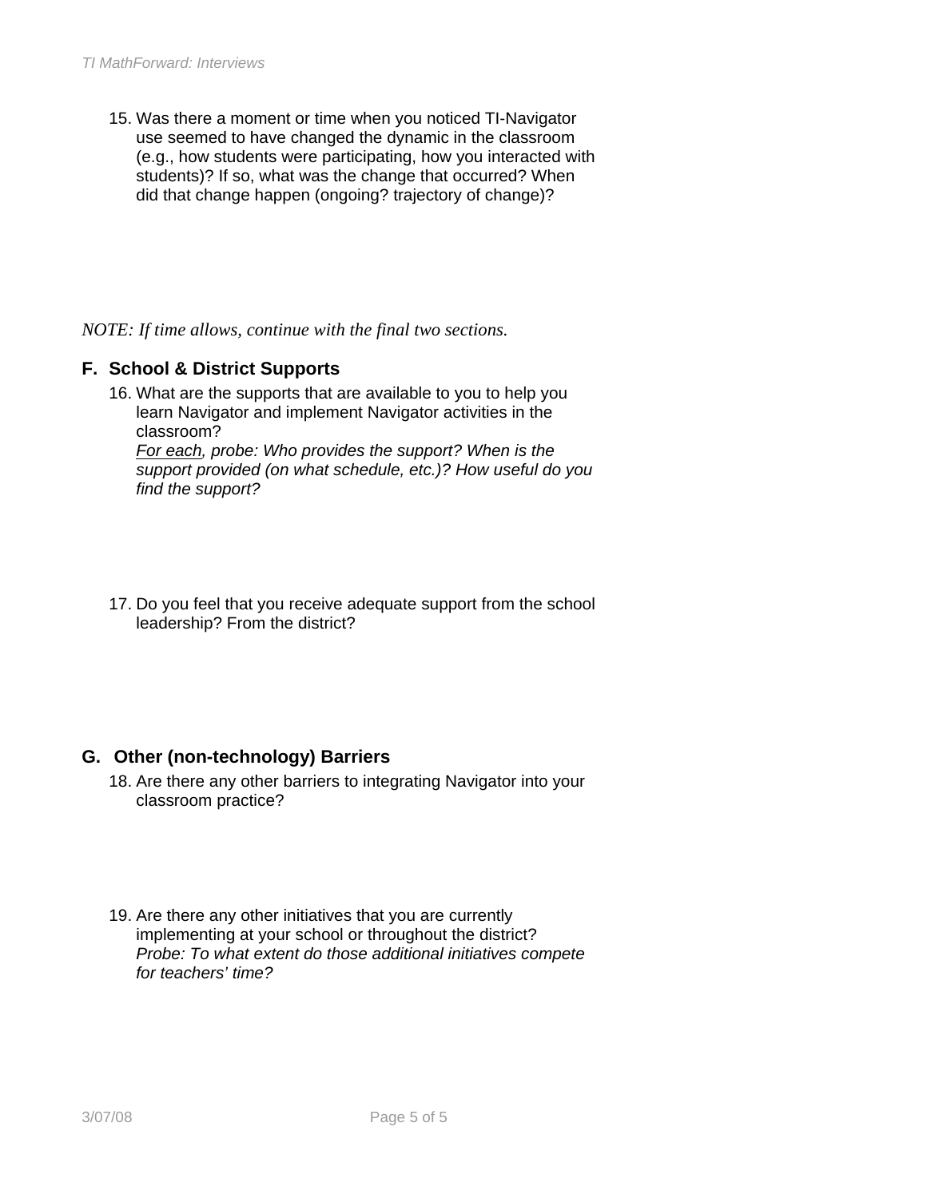15. Was there a moment or time when you noticed TI-Navigator use seemed to have changed the dynamic in the classroom (e.g., how students were participating, how you interacted with students)? If so, what was the change that occurred? When did that change happen (ongoing? trajectory of change)?

*NOTE: If time allows, continue with the final two sections.*

## F. School & District Supports

16. What are the supports that are available to you to help you learn Navigator and implement Navigator activities in the classroom?
    *For each, probe: Who provides the support? When is the support provided (on what schedule, etc.)? How useful do you find the support?*

17. Do you feel that you receive adequate support from the school leadership? From the district?

## G. Other (non-technology) Barriers

18. Are there any other barriers to integrating Navigator into your classroom practice?

19. Are there any other initiatives that you are currently implementing at your school or throughout the district?
    *Probe: To what extent do those additional initiatives compete for teachers' time?*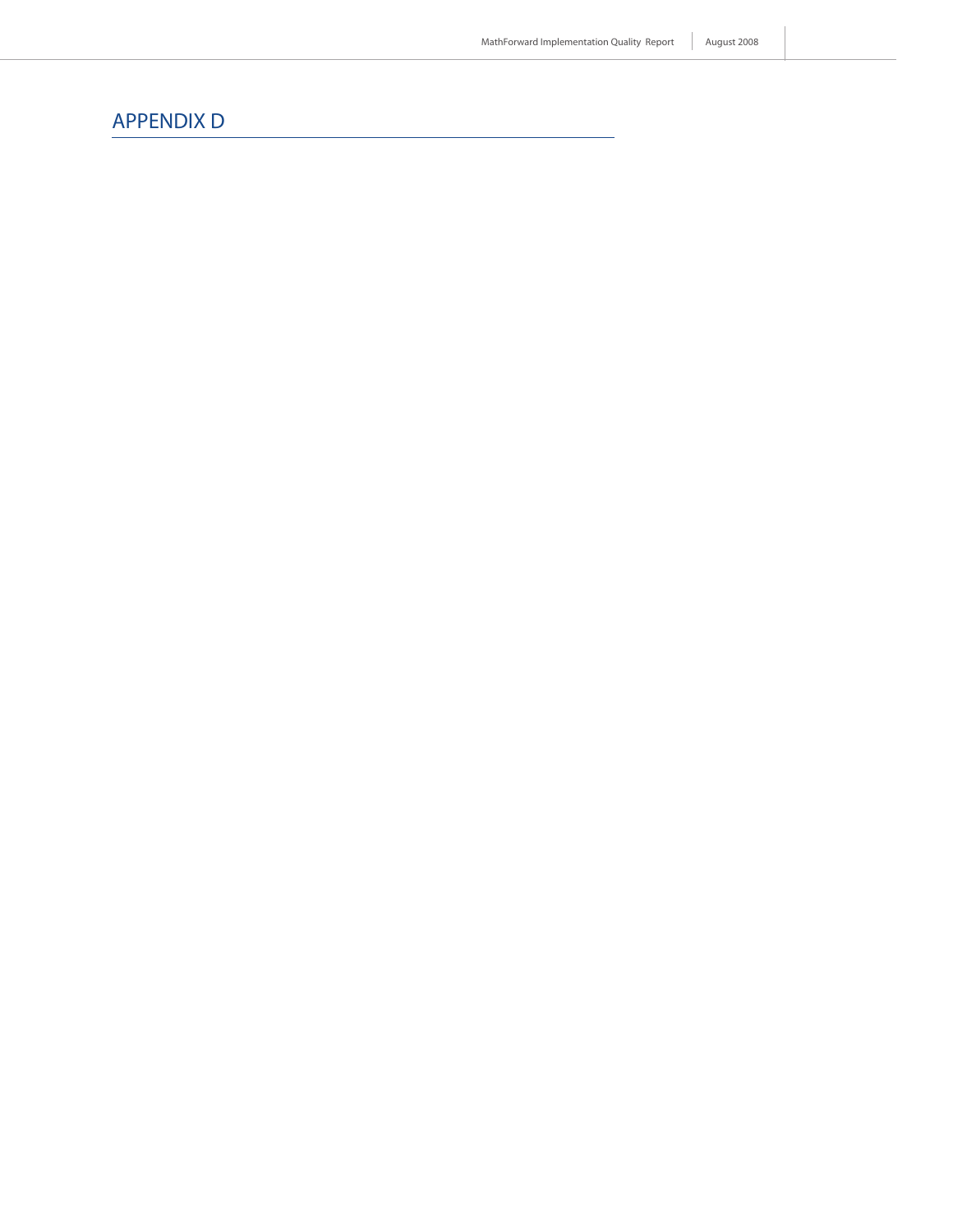# APPENDIX D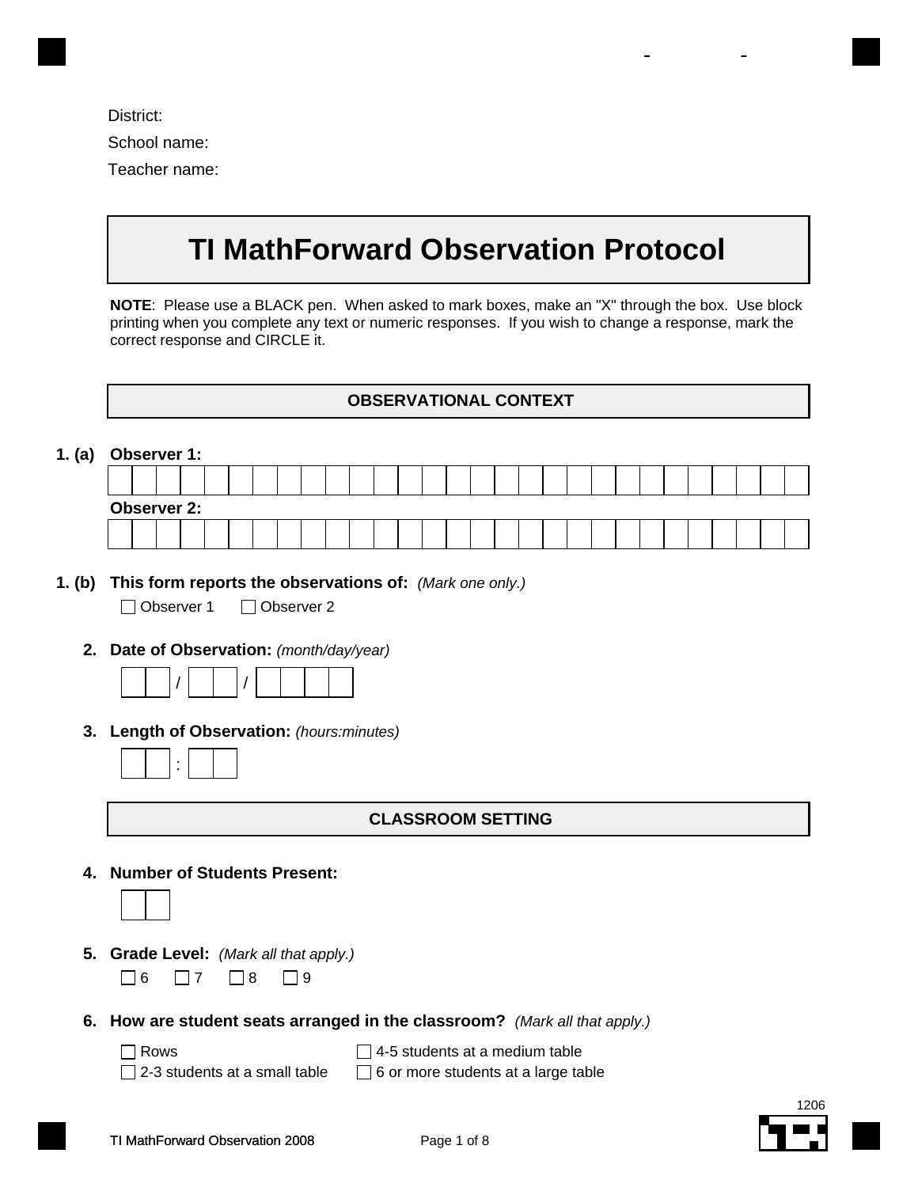District:

School name:

Teacher name:

# TI MathForward Observation Protocol

**NOTE**: Please use a BLACK pen. When asked to mark boxes, make an "X" through the box. Use block printing when you complete any text or numeric responses. If you wish to change a response, mark the correct response and CIRCLE it.

## OBSERVATIONAL CONTEXT

**1. (a) Observer 1:**

**Observer 2:**

**1. (b) This form reports the observations of:** *(Mark one only.)*

☐ Observer 1 ☐ Observer 2

**2. Date of Observation:** *(month/day/year)*

☐☐ / ☐☐ / ☐☐☐☐

**3. Length of Observation:** *(hours:minutes)*

☐☐ : ☐☐

## CLASSROOM SETTING

**4. Number of Students Present:**

☐☐

**5. Grade Level:** *(Mark all that apply.)*

☐ 6 ☐ 7 ☐ 8 ☐ 9

**6. How are student seats arranged in the classroom?** *(Mark all that apply.)*

☐ Rows
☐ 2-3 students at a small table
☐ 4-5 students at a medium table
☐ 6 or more students at a large table

1206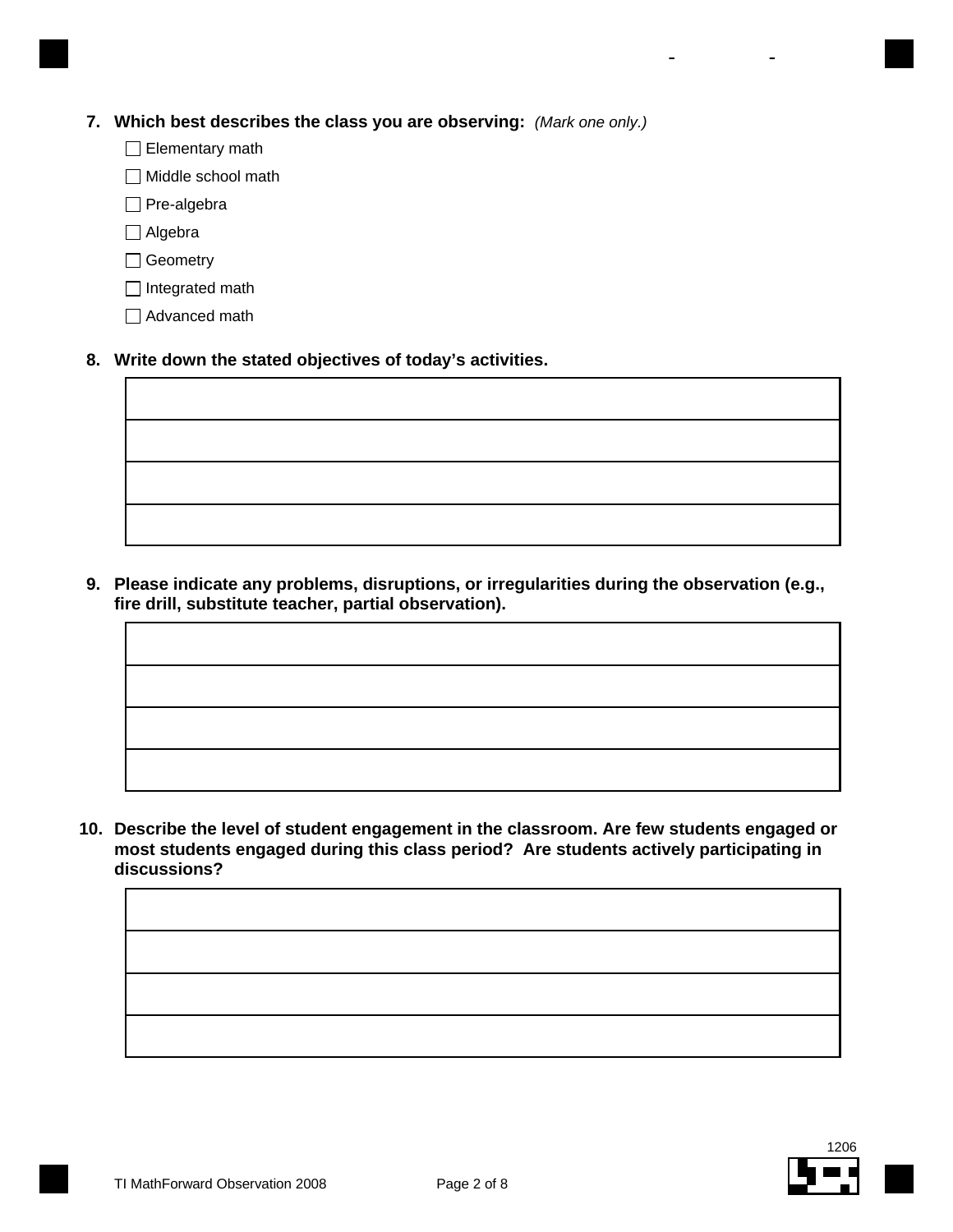7. **Which best describes the class you are observing:** *(Mark one only.)*

   - ☐ Elementary math
   - ☐ Middle school math
   - ☐ Pre-algebra
   - ☐ Algebra
   - ☐ Geometry
   - ☐ Integrated math
   - ☐ Advanced math

8. **Write down the stated objectives of today's activities.**

| |
|---|
| |
| |
| |
| |

9. **Please indicate any problems, disruptions, or irregularities during the observation (e.g., fire drill, substitute teacher, partial observation).**

| |
|---|
| |
| |
| |
| |

10. **Describe the level of student engagement in the classroom. Are few students engaged or most students engaged during this class period? Are students actively participating in discussions?**

| |
|---|
| |
| |
| |
| |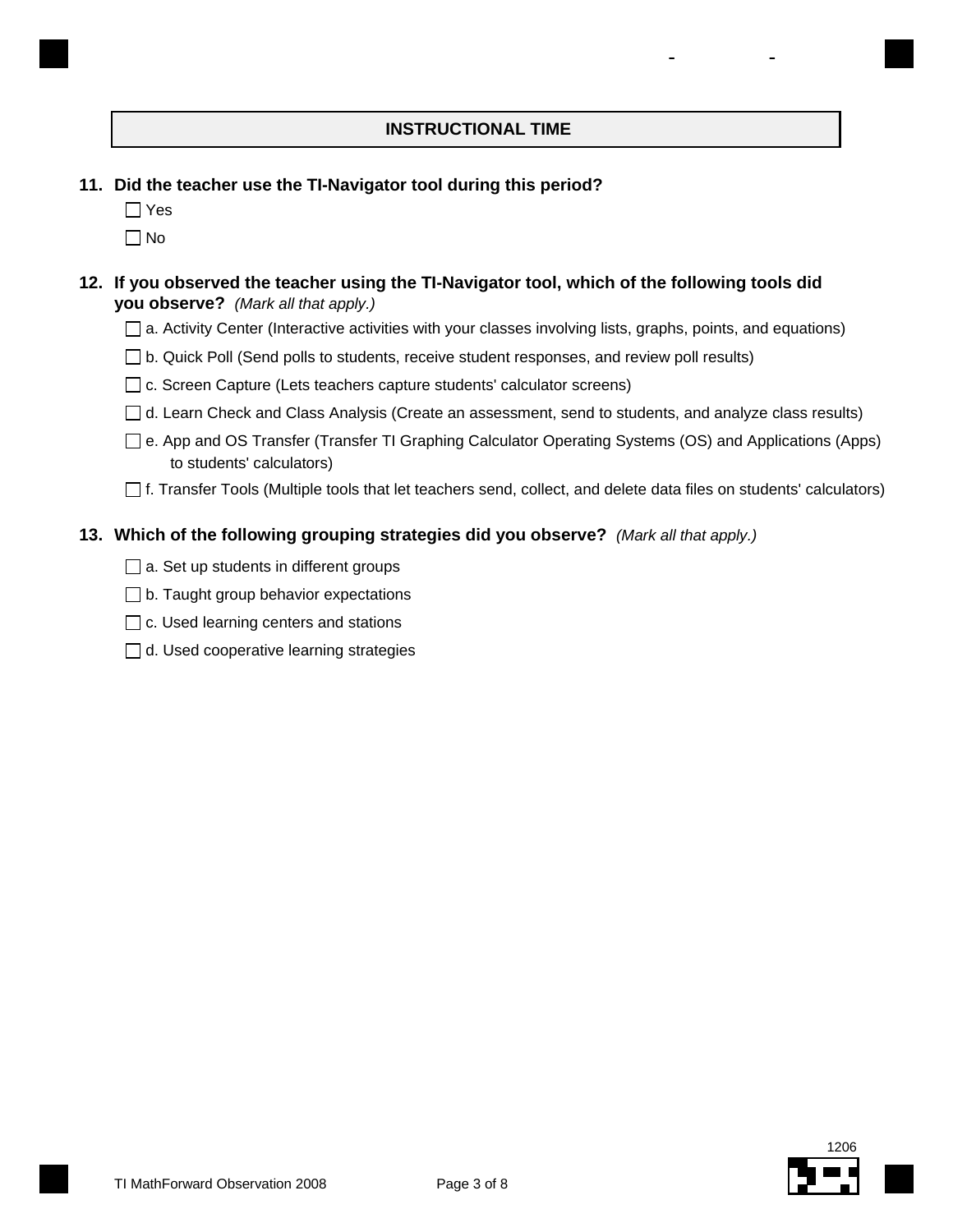## INSTRUCTIONAL TIME

**11. Did the teacher use the TI-Navigator tool during this period?**

- ☐ Yes
- ☐ No

**12. If you observed the teacher using the TI-Navigator tool, which of the following tools did you observe?** *(Mark all that apply.)*

- ☐ a. Activity Center (Interactive activities with your classes involving lists, graphs, points, and equations)
- ☐ b. Quick Poll (Send polls to students, receive student responses, and review poll results)
- ☐ c. Screen Capture (Lets teachers capture students' calculator screens)
- ☐ d. Learn Check and Class Analysis (Create an assessment, send to students, and analyze class results)
- ☐ e. App and OS Transfer (Transfer TI Graphing Calculator Operating Systems (OS) and Applications (Apps) to students' calculators)
- ☐ f. Transfer Tools (Multiple tools that let teachers send, collect, and delete data files on students' calculators)

**13. Which of the following grouping strategies did you observe?** *(Mark all that apply.)*

- ☐ a. Set up students in different groups
- ☐ b. Taught group behavior expectations
- ☐ c. Used learning centers and stations
- ☐ d. Used cooperative learning strategies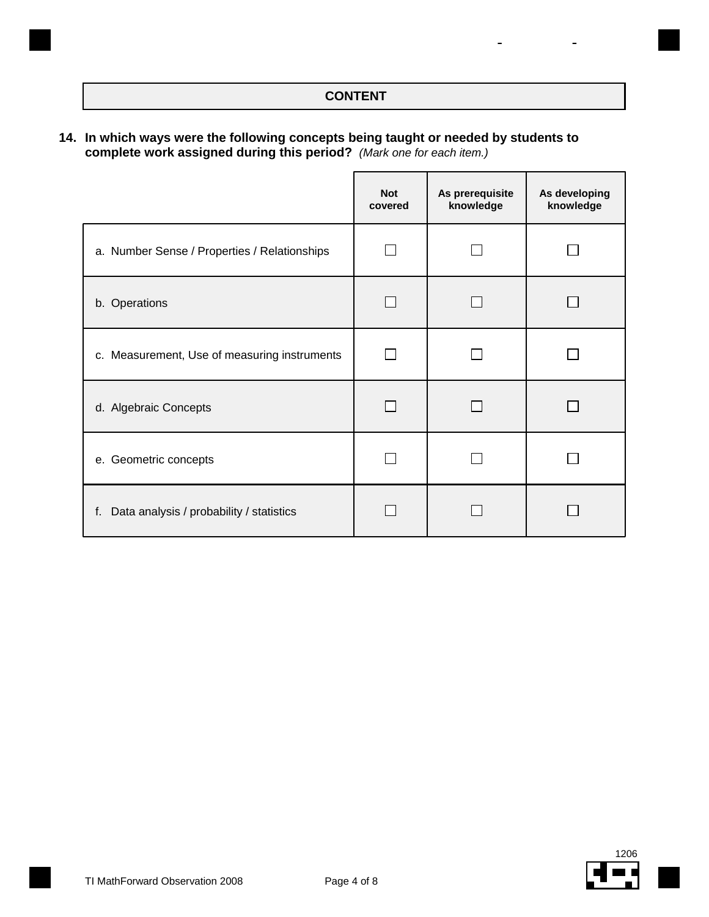## CONTENT

**14. In which ways were the following concepts being taught or needed by students to complete work assigned during this period?** *(Mark one for each item.)*

| | Not covered | As prerequisite knowledge | As developing knowledge |
|---|---|---|---|
| a. Number Sense / Properties / Relationships | ☐ | ☐ | ☐ |
| b. Operations | ☐ | ☐ | ☐ |
| c. Measurement, Use of measuring instruments | ☐ | ☐ | ☐ |
| d. Algebraic Concepts | ☐ | ☐ | ☐ |
| e. Geometric concepts | ☐ | ☐ | ☐ |
| f. Data analysis / probability / statistics | ☐ | ☐ | ☐ |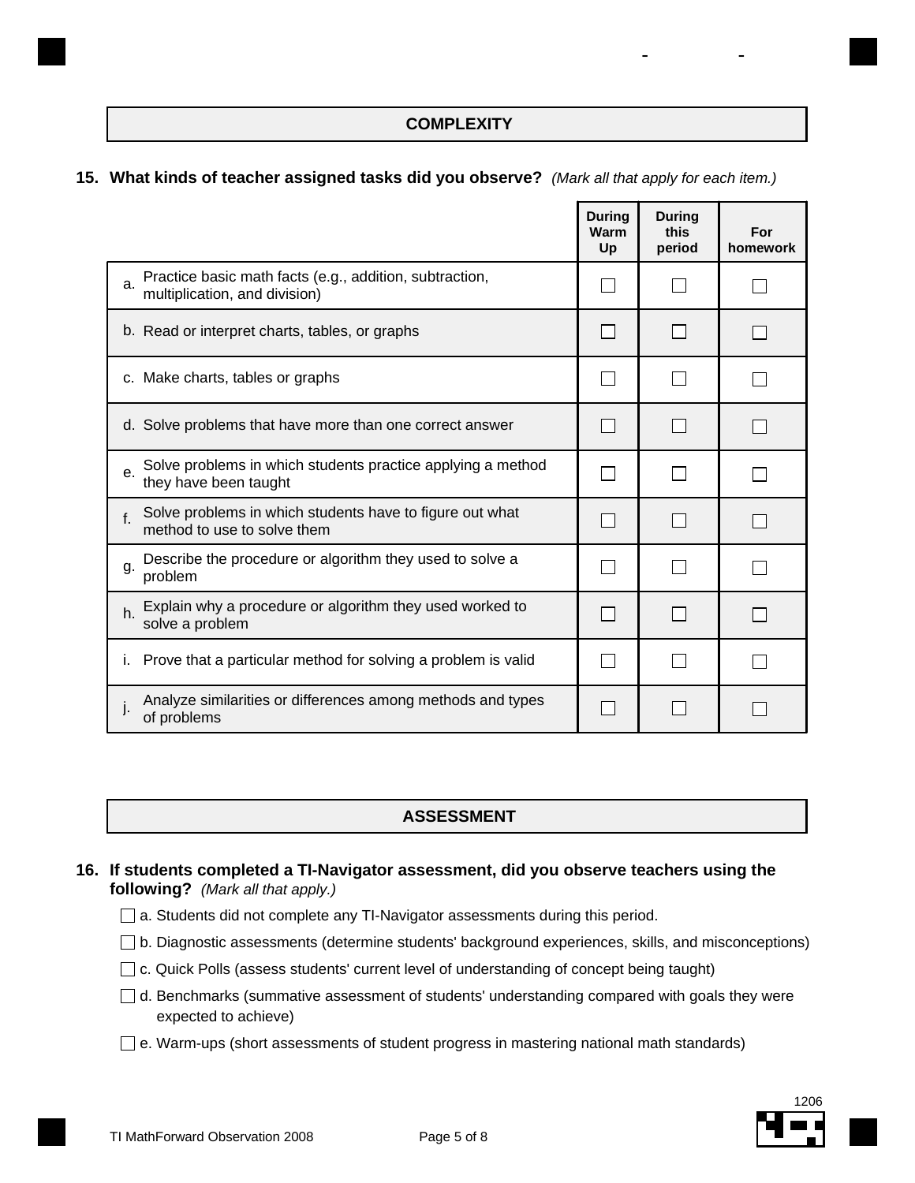## COMPLEXITY

**15. What kinds of teacher assigned tasks did you observe?** *(Mark all that apply for each item.)*

| | During Warm Up | During this period | For homework |
|---|---|---|---|
| a. Practice basic math facts (e.g., addition, subtraction, multiplication, and division) | ☐ | ☐ | ☐ |
| b. Read or interpret charts, tables, or graphs | ☐ | ☐ | ☐ |
| c. Make charts, tables or graphs | ☐ | ☐ | ☐ |
| d. Solve problems that have more than one correct answer | ☐ | ☐ | ☐ |
| e. Solve problems in which students practice applying a method they have been taught | ☐ | ☐ | ☐ |
| f. Solve problems in which students have to figure out what method to use to solve them | ☐ | ☐ | ☐ |
| g. Describe the procedure or algorithm they used to solve a problem | ☐ | ☐ | ☐ |
| h. Explain why a procedure or algorithm they used worked to solve a problem | ☐ | ☐ | ☐ |
| i. Prove that a particular method for solving a problem is valid | ☐ | ☐ | ☐ |
| j. Analyze similarities or differences among methods and types of problems | ☐ | ☐ | ☐ |

## ASSESSMENT

**16. If students completed a TI-Navigator assessment, did you observe teachers using the following?** *(Mark all that apply.)*

☐ a. Students did not complete any TI-Navigator assessments during this period.

☐ b. Diagnostic assessments (determine students' background experiences, skills, and misconceptions)

☐ c. Quick Polls (assess students' current level of understanding of concept being taught)

☐ d. Benchmarks (summative assessment of students' understanding compared with goals they were expected to achieve)

☐ e. Warm-ups (short assessments of student progress in mastering national math standards)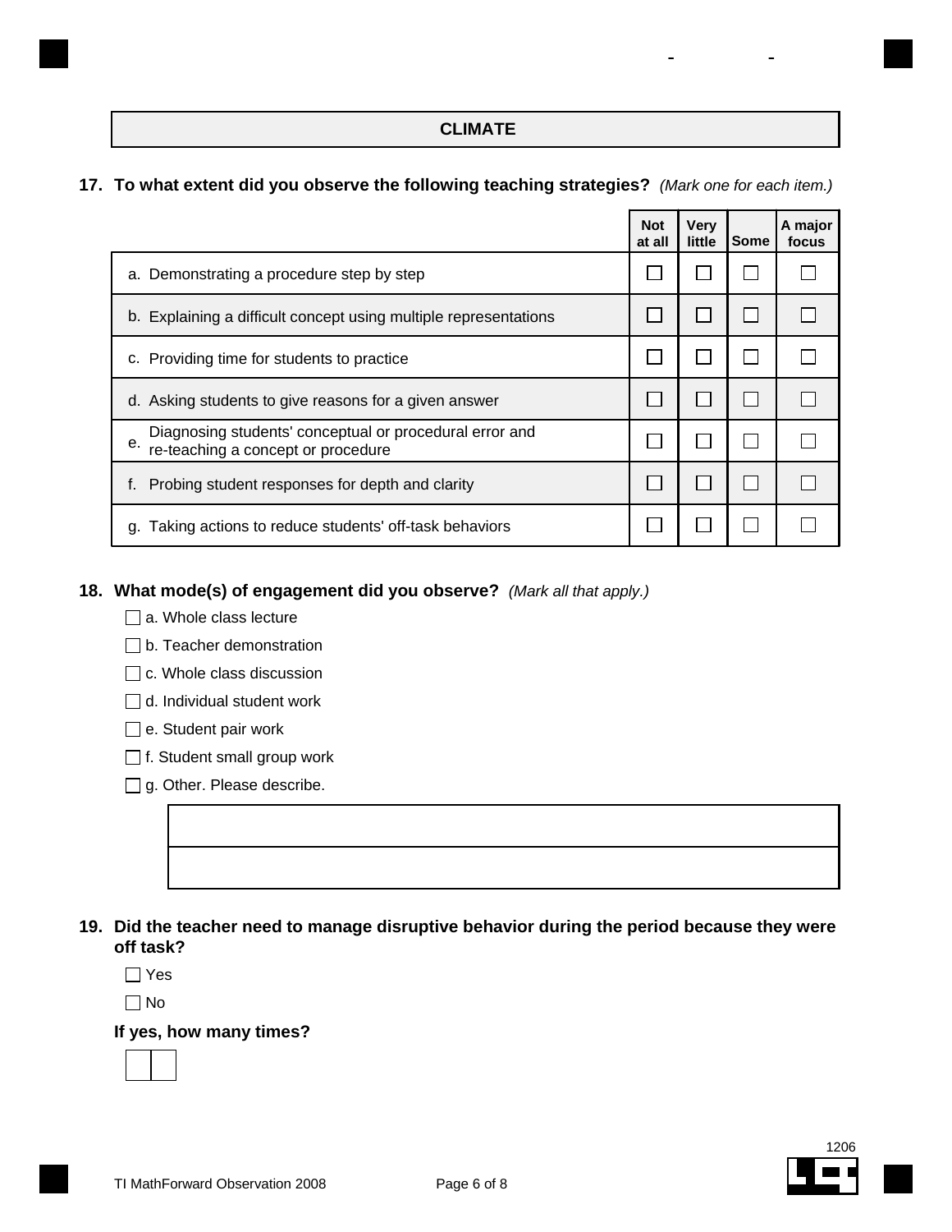## CLIMATE

**17. To what extent did you observe the following teaching strategies?** *(Mark one for each item.)*

| | Not at all | Very little | Some | A major focus |
|---|---|---|---|---|
| a. Demonstrating a procedure step by step | ☐ | ☐ | ☐ | ☐ |
| b. Explaining a difficult concept using multiple representations | ☐ | ☐ | ☐ | ☐ |
| c. Providing time for students to practice | ☐ | ☐ | ☐ | ☐ |
| d. Asking students to give reasons for a given answer | ☐ | ☐ | ☐ | ☐ |
| e. Diagnosing students' conceptual or procedural error and re-teaching a concept or procedure | ☐ | ☐ | ☐ | ☐ |
| f. Probing student responses for depth and clarity | ☐ | ☐ | ☐ | ☐ |
| g. Taking actions to reduce students' off-task behaviors | ☐ | ☐ | ☐ | ☐ |

**18. What mode(s) of engagement did you observe?** *(Mark all that apply.)*

- ☐ a. Whole class lecture
- ☐ b. Teacher demonstration
- ☐ c. Whole class discussion
- ☐ d. Individual student work
- ☐ e. Student pair work
- ☐ f. Student small group work
- ☐ g. Other. Please describe.

**19. Did the teacher need to manage disruptive behavior during the period because they were off task?**

- ☐ Yes
- ☐ No

**If yes, how many times?**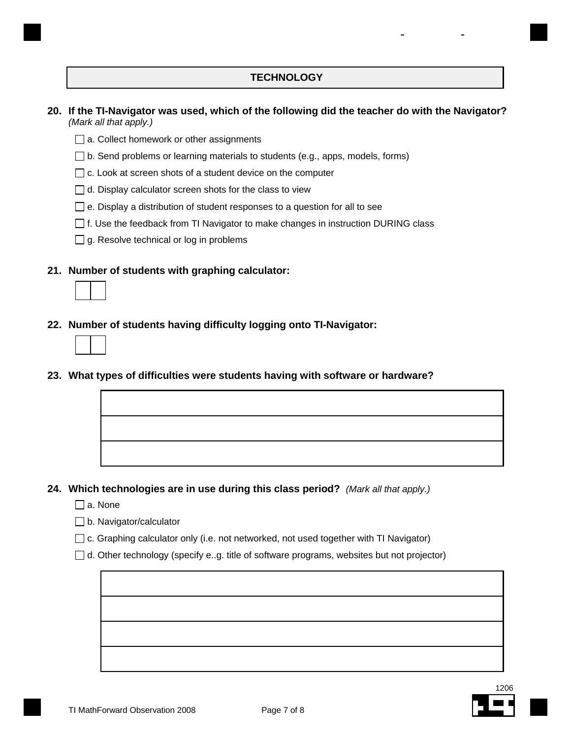## TECHNOLOGY

**20. If the TI-Navigator was used, which of the following did the teacher do with the Navigator?** *(Mark all that apply.)*

- ☐ a. Collect homework or other assignments
- ☐ b. Send problems or learning materials to students (e.g., apps, models, forms)
- ☐ c. Look at screen shots of a student device on the computer
- ☐ d. Display calculator screen shots for the class to view
- ☐ e. Display a distribution of student responses to a question for all to see
- ☐ f. Use the feedback from TI Navigator to make changes in instruction DURING class
- ☐ g. Resolve technical or log in problems

**21. Number of students with graphing calculator:**

| | |
|---|---|
| | |

**22. Number of students having difficulty logging onto TI-Navigator:**

| | |
|---|---|
| | |

**23. What types of difficulties were students having with software or hardware?**

| |
|---|
| |
| |
| |

**24. Which technologies are in use during this class period?** *(Mark all that apply.)*

- ☐ a. None
- ☐ b. Navigator/calculator
- ☐ c. Graphing calculator only (i.e. not networked, not used together with TI Navigator)
- ☐ d. Other technology (specify e..g. title of software programs, websites but not projector)

| |
|---|
| |
| |
| |
| |

1206